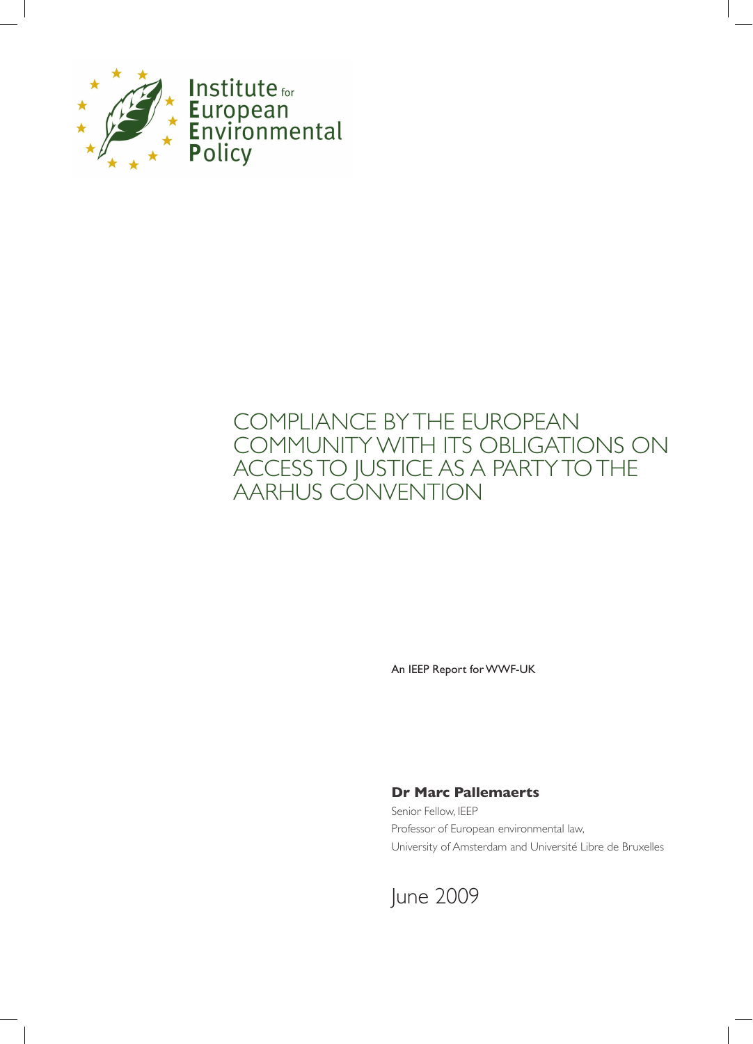Institute for European Environmental Policy

# COMPLIANCE BY THE EUROPEAN COMMUNITY WITH ITS OBLIGATIONS ON ACCESS TO JUSTICE AS A PARTY TO THE AARHUS CONVENTION

An IEEP Report for WWF-UK

**Dr Marc Pallemaerts**

Senior Fellow, IEEP

Professor of European environmental law,

University of Amsterdam and Université Libre de Bruxelles

June 2009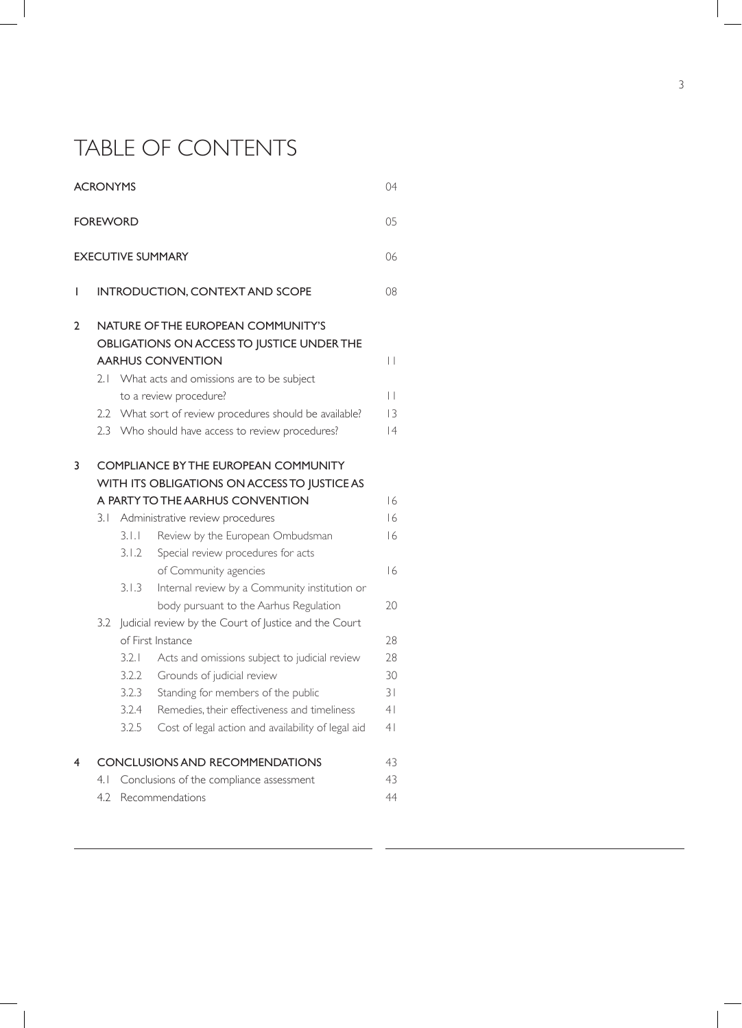# TABLE OF CONTENTS

| | | |
|---|---|---|
| ACRONYMS | | 04 |
| FOREWORD | | 05 |
| EXECUTIVE SUMMARY | | 06 |
| I | INTRODUCTION, CONTEXT AND SCOPE | 08 |
| 2 | NATURE OF THE EUROPEAN COMMUNITY'S OBLIGATIONS ON ACCESS TO JUSTICE UNDER THE AARHUS CONVENTION | 11 |
| | 2.1 What acts and omissions are to be subject to a review procedure? | 11 |
| | 2.2 What sort of review procedures should be available? | 13 |
| | 2.3 Who should have access to review procedures? | 14 |
| 3 | COMPLIANCE BY THE EUROPEAN COMMUNITY WITH ITS OBLIGATIONS ON ACCESS TO JUSTICE AS A PARTY TO THE AARHUS CONVENTION | 16 |
| | 3.1 Administrative review procedures | 16 |
| | 3.1.1 Review by the European Ombudsman | 16 |
| | 3.1.2 Special review procedures for acts of Community agencies | 16 |
| | 3.1.3 Internal review by a Community institution or body pursuant to the Aarhus Regulation | 20 |
| | 3.2 Judicial review by the Court of Justice and the Court of First Instance | 28 |
| | 3.2.1 Acts and omissions subject to judicial review | 28 |
| | 3.2.2 Grounds of judicial review | 30 |
| | 3.2.3 Standing for members of the public | 31 |
| | 3.2.4 Remedies, their effectiveness and timeliness | 41 |
| | 3.2.5 Cost of legal action and availability of legal aid | 41 |
| 4 | CONCLUSIONS AND RECOMMENDATIONS | 43 |
| | 4.1 Conclusions of the compliance assessment | 43 |
| | 4.2 Recommendations | 44 |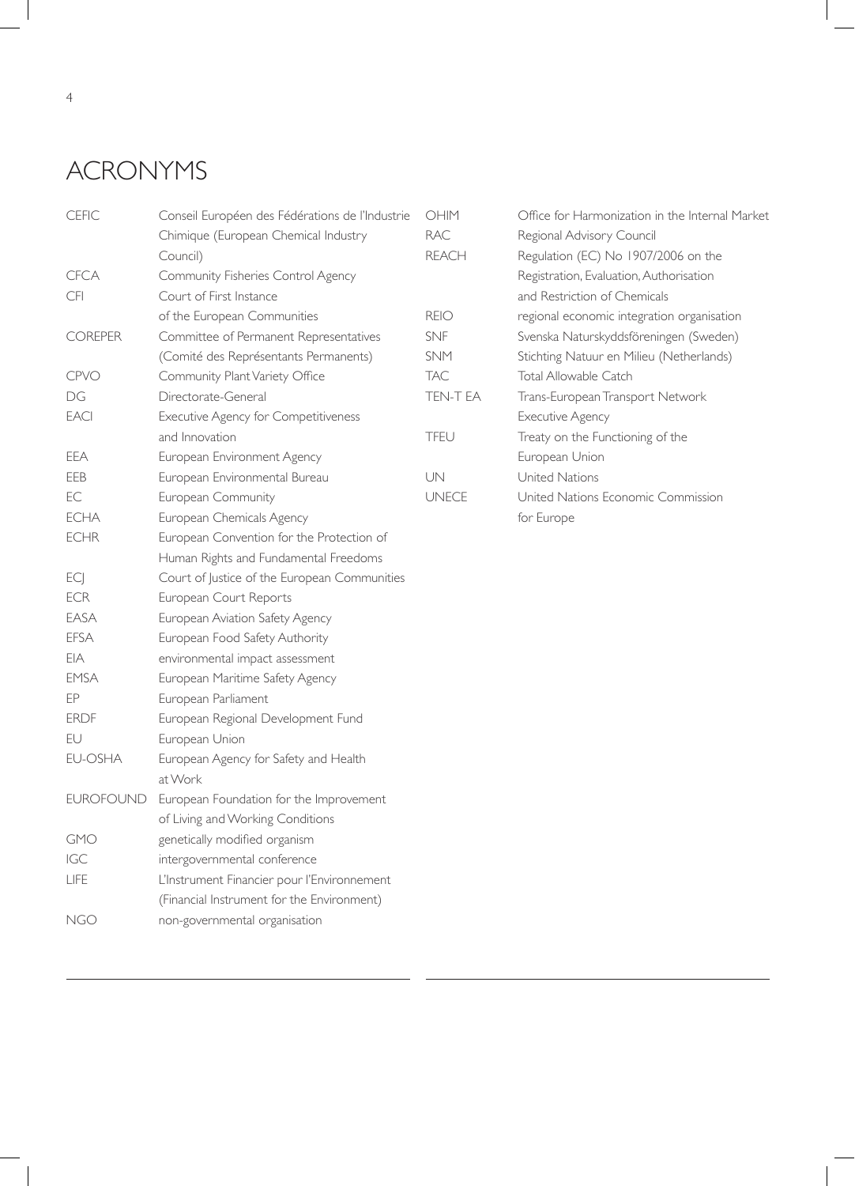# ACRONYMS

| | |
|---|---|
| CEFIC | Conseil Européen des Fédérations de l'Industrie Chimique (European Chemical Industry Council) |
| CFCA | Community Fisheries Control Agency |
| CFI | Court of First Instance of the European Communities |
| COREPER | Committee of Permanent Representatives (Comité des Représentants Permanents) |
| CPVO | Community Plant Variety Office |
| DG | Directorate-General |
| EACI | Executive Agency for Competitiveness and Innovation |
| EEA | European Environment Agency |
| EEB | European Environmental Bureau |
| EC | European Community |
| ECHA | European Chemicals Agency |
| ECHR | European Convention for the Protection of Human Rights and Fundamental Freedoms |
| ECJ | Court of Justice of the European Communities |
| ECR | European Court Reports |
| EASA | European Aviation Safety Agency |
| EFSA | European Food Safety Authority |
| EIA | environmental impact assessment |
| EMSA | European Maritime Safety Agency |
| EP | European Parliament |
| ERDF | European Regional Development Fund |
| EU | European Union |
| EU-OSHA | European Agency for Safety and Health at Work |
| EUROFOUND | European Foundation for the Improvement of Living and Working Conditions |
| GMO | genetically modified organism |
| IGC | intergovernmental conference |
| LIFE | L'Instrument Financier pour l'Environnement (Financial Instrument for the Environment) |
| NGO | non-governmental organisation |
| OHIM | Office for Harmonization in the Internal Market |
| RAC | Regional Advisory Council |
| REACH | Regulation (EC) No 1907/2006 on the Registration, Evaluation, Authorisation and Restriction of Chemicals |
| REIO | regional economic integration organisation |
| SNF | Svenska Naturskyddsföreningen (Sweden) |
| SNM | Stichting Natuur en Milieu (Netherlands) |
| TAC | Total Allowable Catch |
| TEN-T EA | Trans-European Transport Network Executive Agency |
| TFEU | Treaty on the Functioning of the European Union |
| UN | United Nations |
| UNECE | United Nations Economic Commission for Europe |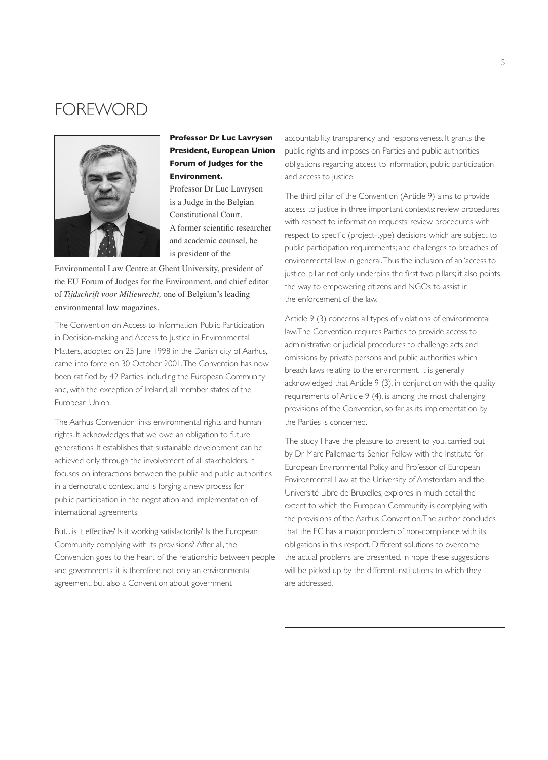# FOREWORD

**Professor Dr Luc Lavrysen President, European Union Forum of Judges for the Environment.**

Professor Dr Luc Lavrysen is a Judge in the Belgian Constitutional Court. A former scientific researcher and academic counsel, he is president of the Environmental Law Centre at Ghent University, president of the EU Forum of Judges for the Environment, and chief editor of *Tijdschrift voor Milieurecht,* one of Belgium's leading environmental law magazines.

The Convention on Access to Information, Public Participation in Decision-making and Access to Justice in Environmental Matters, adopted on 25 June 1998 in the Danish city of Aarhus, came into force on 30 October 2001. The Convention has now been ratified by 42 Parties, including the European Community and, with the exception of Ireland, all member states of the European Union.

The Aarhus Convention links environmental rights and human rights. It acknowledges that we owe an obligation to future generations. It establishes that sustainable development can be achieved only through the involvement of all stakeholders. It focuses on interactions between the public and public authorities in a democratic context and is forging a new process for public participation in the negotiation and implementation of international agreements.

But... is it effective? Is it working satisfactorily? Is the European Community complying with its provisions? After all, the Convention goes to the heart of the relationship between people and governments; it is therefore not only an environmental agreement, but also a Convention about government accountability, transparency and responsiveness. It grants the public rights and imposes on Parties and public authorities obligations regarding access to information, public participation and access to justice.

The third pillar of the Convention (Article 9) aims to provide access to justice in three important contexts: review procedures with respect to information requests; review procedures with respect to specific (project-type) decisions which are subject to public participation requirements; and challenges to breaches of environmental law in general. Thus the inclusion of an 'access to justice' pillar not only underpins the first two pillars; it also points the way to empowering citizens and NGOs to assist in the enforcement of the law.

Article 9 (3) concerns all types of violations of environmental law. The Convention requires Parties to provide access to administrative or judicial procedures to challenge acts and omissions by private persons and public authorities which breach laws relating to the environment. It is generally acknowledged that Article 9 (3), in conjunction with the quality requirements of Article 9 (4), is among the most challenging provisions of the Convention, so far as its implementation by the Parties is concerned.

The study I have the pleasure to present to you, carried out by Dr Marc Pallemaerts, Senior Fellow with the Institute for European Environmental Policy and Professor of European Environmental Law at the University of Amsterdam and the Université Libre de Bruxelles, explores in much detail the extent to which the European Community is complying with the provisions of the Aarhus Convention. The author concludes that the EC has a major problem of non-compliance with its obligations in this respect. Different solutions to overcome the actual problems are presented. In hope these suggestions will be picked up by the different institutions to which they are addressed.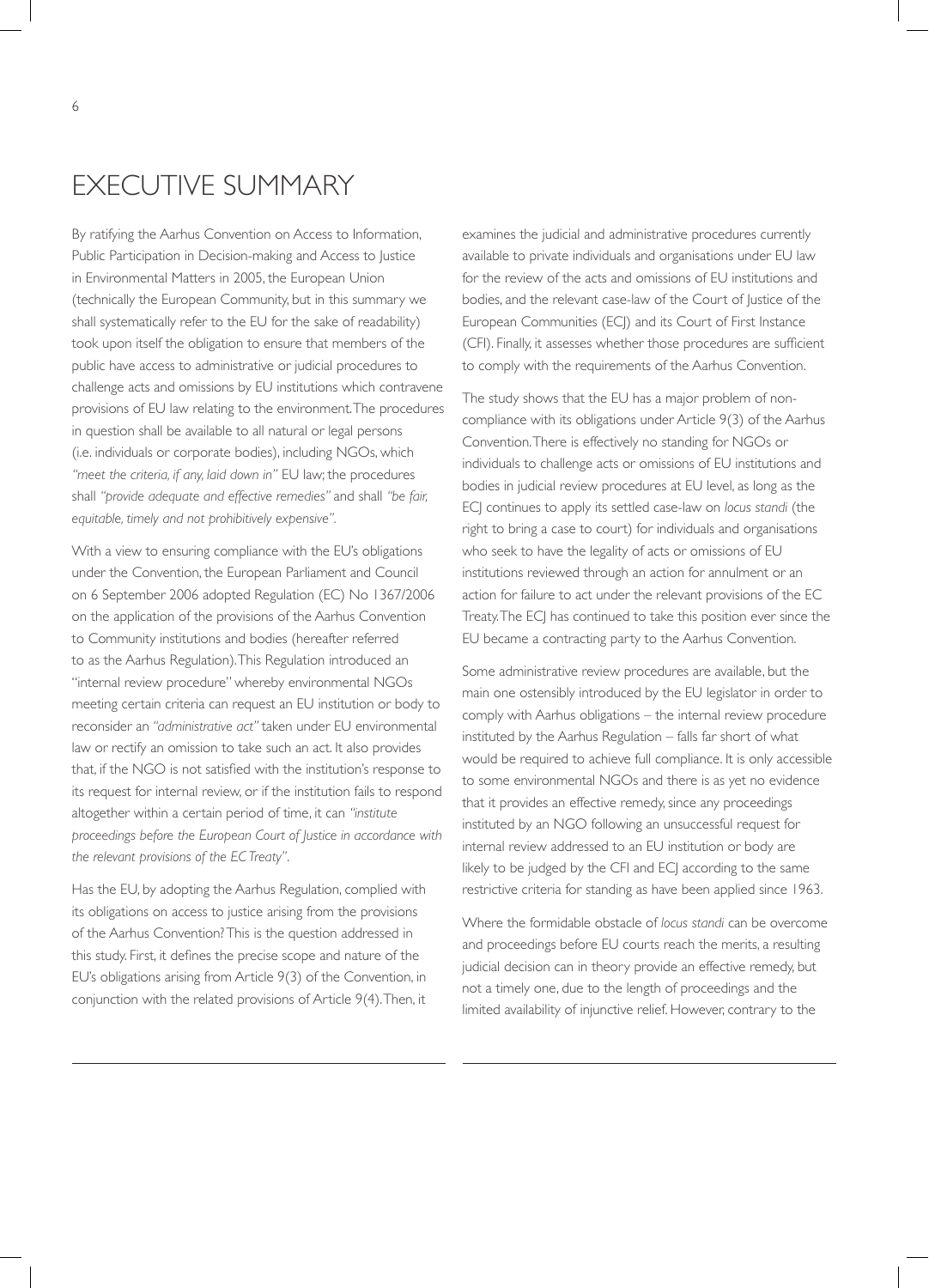# EXECUTIVE SUMMARY

By ratifying the Aarhus Convention on Access to Information, Public Participation in Decision-making and Access to Justice in Environmental Matters in 2005, the European Union (technically the European Community, but in this summary we shall systematically refer to the EU for the sake of readability) took upon itself the obligation to ensure that members of the public have access to administrative or judicial procedures to challenge acts and omissions by EU institutions which contravene provisions of EU law relating to the environment. The procedures in question shall be available to all natural or legal persons (i.e. individuals or corporate bodies), including NGOs, which *"meet the criteria, if any, laid down in"* EU law; the procedures shall *"provide adequate and effective remedies"* and shall *"be fair, equitable, timely and not prohibitively expensive"*.

With a view to ensuring compliance with the EU's obligations under the Convention, the European Parliament and Council on 6 September 2006 adopted Regulation (EC) No 1367/2006 on the application of the provisions of the Aarhus Convention to Community institutions and bodies (hereafter referred to as the Aarhus Regulation). This Regulation introduced an "internal review procedure" whereby environmental NGOs meeting certain criteria can request an EU institution or body to reconsider an *"administrative act"* taken under EU environmental law or rectify an omission to take such an act. It also provides that, if the NGO is not satisfied with the institution's response to its request for internal review, or if the institution fails to respond altogether within a certain period of time, it can *"institute proceedings before the European Court of Justice in accordance with the relevant provisions of the EC Treaty"*.

Has the EU, by adopting the Aarhus Regulation, complied with its obligations on access to justice arising from the provisions of the Aarhus Convention? This is the question addressed in this study. First, it defines the precise scope and nature of the EU's obligations arising from Article 9(3) of the Convention, in conjunction with the related provisions of Article 9(4). Then, it examines the judicial and administrative procedures currently available to private individuals and organisations under EU law for the review of the acts and omissions of EU institutions and bodies, and the relevant case-law of the Court of Justice of the European Communities (ECJ) and its Court of First Instance (CFI). Finally, it assesses whether those procedures are sufficient to comply with the requirements of the Aarhus Convention.

The study shows that the EU has a major problem of non-compliance with its obligations under Article 9(3) of the Aarhus Convention. There is effectively no standing for NGOs or individuals to challenge acts or omissions of EU institutions and bodies in judicial review procedures at EU level, as long as the ECJ continues to apply its settled case-law on *locus standi* (the right to bring a case to court) for individuals and organisations who seek to have the legality of acts or omissions of EU institutions reviewed through an action for annulment or an action for failure to act under the relevant provisions of the EC Treaty. The ECJ has continued to take this position ever since the EU became a contracting party to the Aarhus Convention.

Some administrative review procedures are available, but the main one ostensibly introduced by the EU legislator in order to comply with Aarhus obligations – the internal review procedure instituted by the Aarhus Regulation – falls far short of what would be required to achieve full compliance. It is only accessible to some environmental NGOs and there is as yet no evidence that it provides an effective remedy, since any proceedings instituted by an NGO following an unsuccessful request for internal review addressed to an EU institution or body are likely to be judged by the CFI and ECJ according to the same restrictive criteria for standing as have been applied since 1963.

Where the formidable obstacle of *locus standi* can be overcome and proceedings before EU courts reach the merits, a resulting judicial decision can in theory provide an effective remedy, but not a timely one, due to the length of proceedings and the limited availability of injunctive relief. However, contrary to the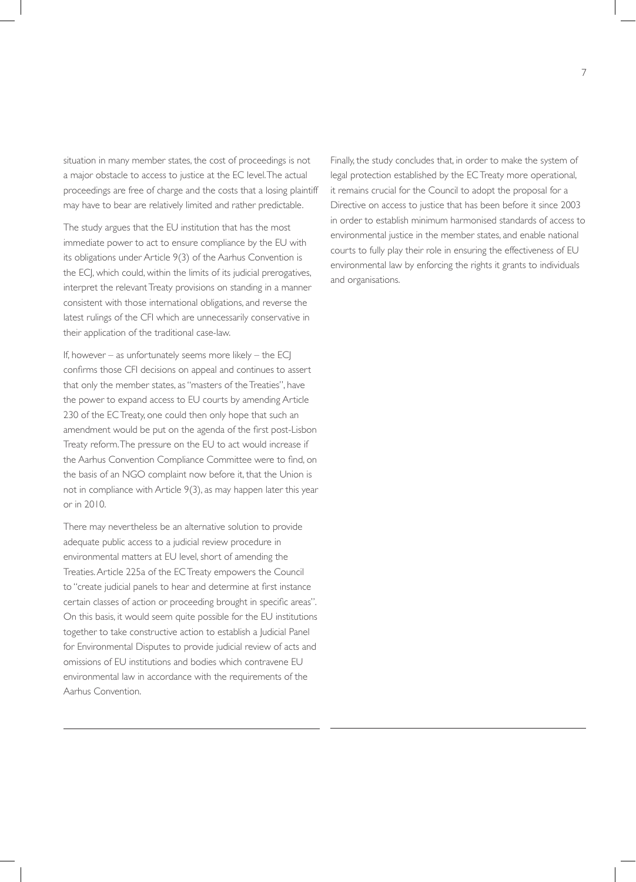situation in many member states, the cost of proceedings is not a major obstacle to access to justice at the EC level. The actual proceedings are free of charge and the costs that a losing plaintiff may have to bear are relatively limited and rather predictable.

The study argues that the EU institution that has the most immediate power to act to ensure compliance by the EU with its obligations under Article 9(3) of the Aarhus Convention is the ECJ, which could, within the limits of its judicial prerogatives, interpret the relevant Treaty provisions on standing in a manner consistent with those international obligations, and reverse the latest rulings of the CFI which are unnecessarily conservative in their application of the traditional case-law.

If, however – as unfortunately seems more likely – the ECJ confirms those CFI decisions on appeal and continues to assert that only the member states, as "masters of the Treaties", have the power to expand access to EU courts by amending Article 230 of the EC Treaty, one could then only hope that such an amendment would be put on the agenda of the first post-Lisbon Treaty reform. The pressure on the EU to act would increase if the Aarhus Convention Compliance Committee were to find, on the basis of an NGO complaint now before it, that the Union is not in compliance with Article 9(3), as may happen later this year or in 2010.

There may nevertheless be an alternative solution to provide adequate public access to a judicial review procedure in environmental matters at EU level, short of amending the Treaties. Article 225a of the EC Treaty empowers the Council to "create judicial panels to hear and determine at first instance certain classes of action or proceeding brought in specific areas". On this basis, it would seem quite possible for the EU institutions together to take constructive action to establish a Judicial Panel for Environmental Disputes to provide judicial review of acts and omissions of EU institutions and bodies which contravene EU environmental law in accordance with the requirements of the Aarhus Convention.

Finally, the study concludes that, in order to make the system of legal protection established by the EC Treaty more operational, it remains crucial for the Council to adopt the proposal for a Directive on access to justice that has been before it since 2003 in order to establish minimum harmonised standards of access to environmental justice in the member states, and enable national courts to fully play their role in ensuring the effectiveness of EU environmental law by enforcing the rights it grants to individuals and organisations.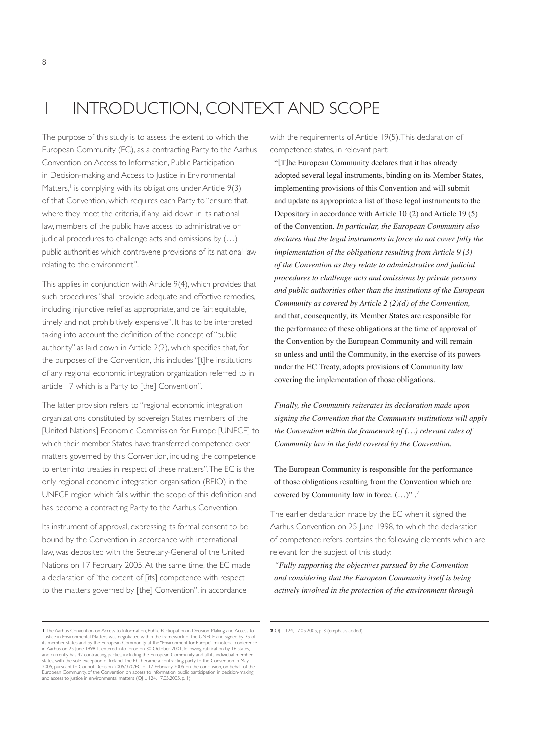# 1 INTRODUCTION, CONTEXT AND SCOPE

The purpose of this study is to assess the extent to which the European Community (EC), as a contracting Party to the Aarhus Convention on Access to Information, Public Participation in Decision-making and Access to Justice in Environmental Matters,[1] is complying with its obligations under Article 9(3) of that Convention, which requires each Party to "ensure that, where they meet the criteria, if any, laid down in its national law, members of the public have access to administrative or judicial procedures to challenge acts and omissions by (…) public authorities which contravene provisions of its national law relating to the environment".

This applies in conjunction with Article 9(4), which provides that such procedures "shall provide adequate and effective remedies, including injunctive relief as appropriate, and be fair, equitable, timely and not prohibitively expensive". It has to be interpreted taking into account the definition of the concept of "public authority" as laid down in Article 2(2), which specifies that, for the purposes of the Convention, this includes "[t]he institutions of any regional economic integration organization referred to in article 17 which is a Party to [the] Convention".

The latter provision refers to "regional economic integration organizations constituted by sovereign States members of the [United Nations] Economic Commission for Europe [UNECE] to which their member States have transferred competence over matters governed by this Convention, including the competence to enter into treaties in respect of these matters". The EC is the only regional economic integration organisation (REIO) in the UNECE region which falls within the scope of this definition and has become a contracting Party to the Aarhus Convention.

Its instrument of approval, expressing its formal consent to be bound by the Convention in accordance with international law, was deposited with the Secretary-General of the United Nations on 17 February 2005. At the same time, the EC made a declaration of "the extent of [its] competence with respect to the matters governed by [the] Convention", in accordance with the requirements of Article 19(5). This declaration of competence states, in relevant part:

> "[T]he European Community declares that it has already adopted several legal instruments, binding on its Member States, implementing provisions of this Convention and will submit and update as appropriate a list of those legal instruments to the Depositary in accordance with Article 10 (2) and Article 19 (5) of the Convention. *In particular, the European Community also declares that the legal instruments in force do not cover fully the implementation of the obligations resulting from Article 9 (3) of the Convention as they relate to administrative and judicial procedures to challenge acts and omissions by private persons and public authorities other than the institutions of the European Community as covered by Article 2 (2)(d) of the Convention,* and that, consequently, its Member States are responsible for the performance of these obligations at the time of approval of the Convention by the European Community and will remain so unless and until the Community, in the exercise of its powers under the EC Treaty, adopts provisions of Community law covering the implementation of those obligations.
>
> *Finally, the Community reiterates its declaration made upon signing the Convention that the Community institutions will apply the Convention within the framework of (…) relevant rules of Community law in the field covered by the Convention.*
>
> The European Community is responsible for the performance of those obligations resulting from the Convention which are covered by Community law in force. (…)".[2]

The earlier declaration made by the EC when it signed the Aarhus Convention on 25 June 1998, to which the declaration of competence refers, contains the following elements which are relevant for the subject of this study:

> *"Fully supporting the objectives pursued by the Convention and considering that the European Community itself is being actively involved in the protection of the environment through*

---

[1] The Aarhus Convention on Access to Information, Public Participation in Decision-Making and Access to Justice in Environmental Matters was negotiated within the framework of the UNECE and signed by 35 of its member states and by the European Community at the "Environment for Europe" ministerial conference in Aarhus on 25 June 1998. It entered into force on 30 October 2001, following ratification by 16 states, and currently has 42 contracting parties, including the European Community and all its individual member states, with the sole exception of Ireland. The EC became a contracting party to the Convention in May 2005, pursuant to Council Decision 2005/370/EC of 17 February 2005 on the conclusion, on behalf of the European Community, of the Convention on access to information, public participation in decision-making and access to justice in environmental matters (OJ L 124, 17.05.2005, p. 1).

[2] OJ L 124, 17.05.2005, p. 3 (emphasis added).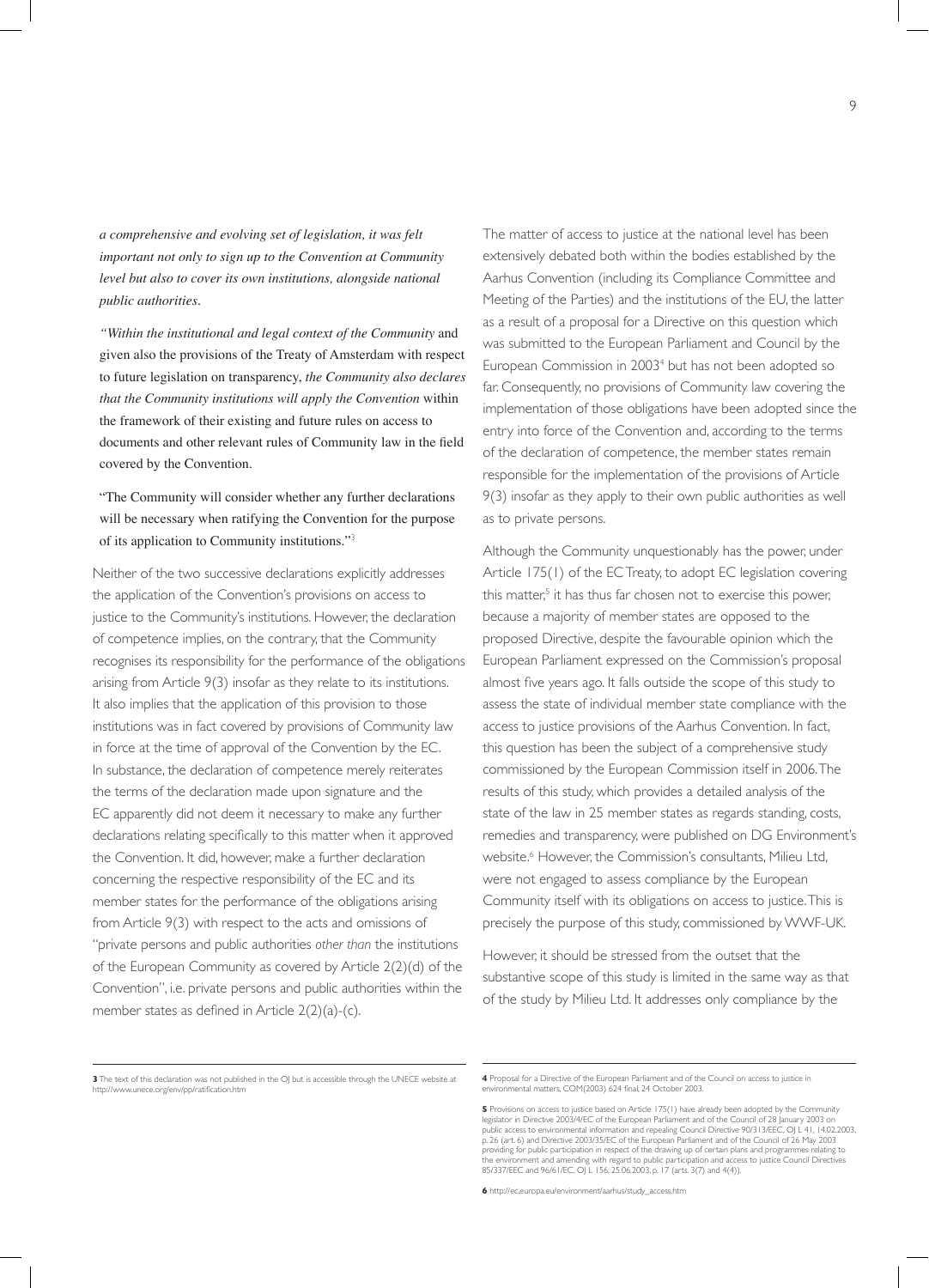*a comprehensive and evolving set of legislation, it was felt important not only to sign up to the Convention at Community level but also to cover its own institutions, alongside national public authorities.*

*"Within the institutional and legal context of the Community* and given also the provisions of the Treaty of Amsterdam with respect to future legislation on transparency, *the Community also declares that the Community institutions will apply the Convention* within the framework of their existing and future rules on access to documents and other relevant rules of Community law in the field covered by the Convention.

"The Community will consider whether any further declarations will be necessary when ratifying the Convention for the purpose of its application to Community institutions."[3]

Neither of the two successive declarations explicitly addresses the application of the Convention's provisions on access to justice to the Community's institutions. However, the declaration of competence implies, on the contrary, that the Community recognises its responsibility for the performance of the obligations arising from Article 9(3) insofar as they relate to its institutions. It also implies that the application of this provision to those institutions was in fact covered by provisions of Community law in force at the time of approval of the Convention by the EC. In substance, the declaration of competence merely reiterates the terms of the declaration made upon signature and the EC apparently did not deem it necessary to make any further declarations relating specifically to this matter when it approved the Convention. It did, however, make a further declaration concerning the respective responsibility of the EC and its member states for the performance of the obligations arising from Article 9(3) with respect to the acts and omissions of "private persons and public authorities *other than* the institutions of the European Community as covered by Article 2(2)(d) of the Convention", i.e. private persons and public authorities within the member states as defined in Article 2(2)(a)-(c).

The matter of access to justice at the national level has been extensively debated both within the bodies established by the Aarhus Convention (including its Compliance Committee and Meeting of the Parties) and the institutions of the EU, the latter as a result of a proposal for a Directive on this question which was submitted to the European Parliament and Council by the European Commission in 2003[4] but has not been adopted so far. Consequently, no provisions of Community law covering the implementation of those obligations have been adopted since the entry into force of the Convention and, according to the terms of the declaration of competence, the member states remain responsible for the implementation of the provisions of Article 9(3) insofar as they apply to their own public authorities as well as to private persons.

Although the Community unquestionably has the power, under Article 175(1) of the EC Treaty, to adopt EC legislation covering this matter,[5] it has thus far chosen not to exercise this power, because a majority of member states are opposed to the proposed Directive, despite the favourable opinion which the European Parliament expressed on the Commission's proposal almost five years ago. It falls outside the scope of this study to assess the state of individual member state compliance with the access to justice provisions of the Aarhus Convention. In fact, this question has been the subject of a comprehensive study commissioned by the European Commission itself in 2006. The results of this study, which provides a detailed analysis of the state of the law in 25 member states as regards standing, costs, remedies and transparency, were published on DG Environment's website.[6] However, the Commission's consultants, Milieu Ltd, were not engaged to assess compliance by the European Community itself with its obligations on access to justice. This is precisely the purpose of this study, commissioned by WWF-UK.

However, it should be stressed from the outset that the substantive scope of this study is limited in the same way as that of the study by Milieu Ltd. It addresses only compliance by the

---

**3** The text of this declaration was not published in the OJ but is accessible through the UNECE website at http://www.unece.org/env/pp/ratification.htm

**4** Proposal for a Directive of the European Parliament and of the Council on access to justice in environmental matters, COM(2003) 624 final, 24 October 2003.

**5** Provisions on access to justice based on Article 175(1) have already been adopted by the Community legislator in Directive 2003/4/EC of the European Parliament and of the Council of 28 January 2003 on public access to environmental information and repealing Council Directive 90/313/EEC, OJ L 41, 14.02.2003, p. 26 (art. 6) and Directive 2003/35/EC of the European Parliament and of the Council of 26 May 2003 providing for public participation in respect of the drawing up of certain plans and programmes relating to the environment and amending with regard to public participation and access to justice Council Directives 85/337/EEC and 96/61/EC, OJ L 156, 25.06.2003, p. 17 (arts. 3(7) and 4(4)).

**6** http://ec.europa.eu/environment/aarhus/study_access.htm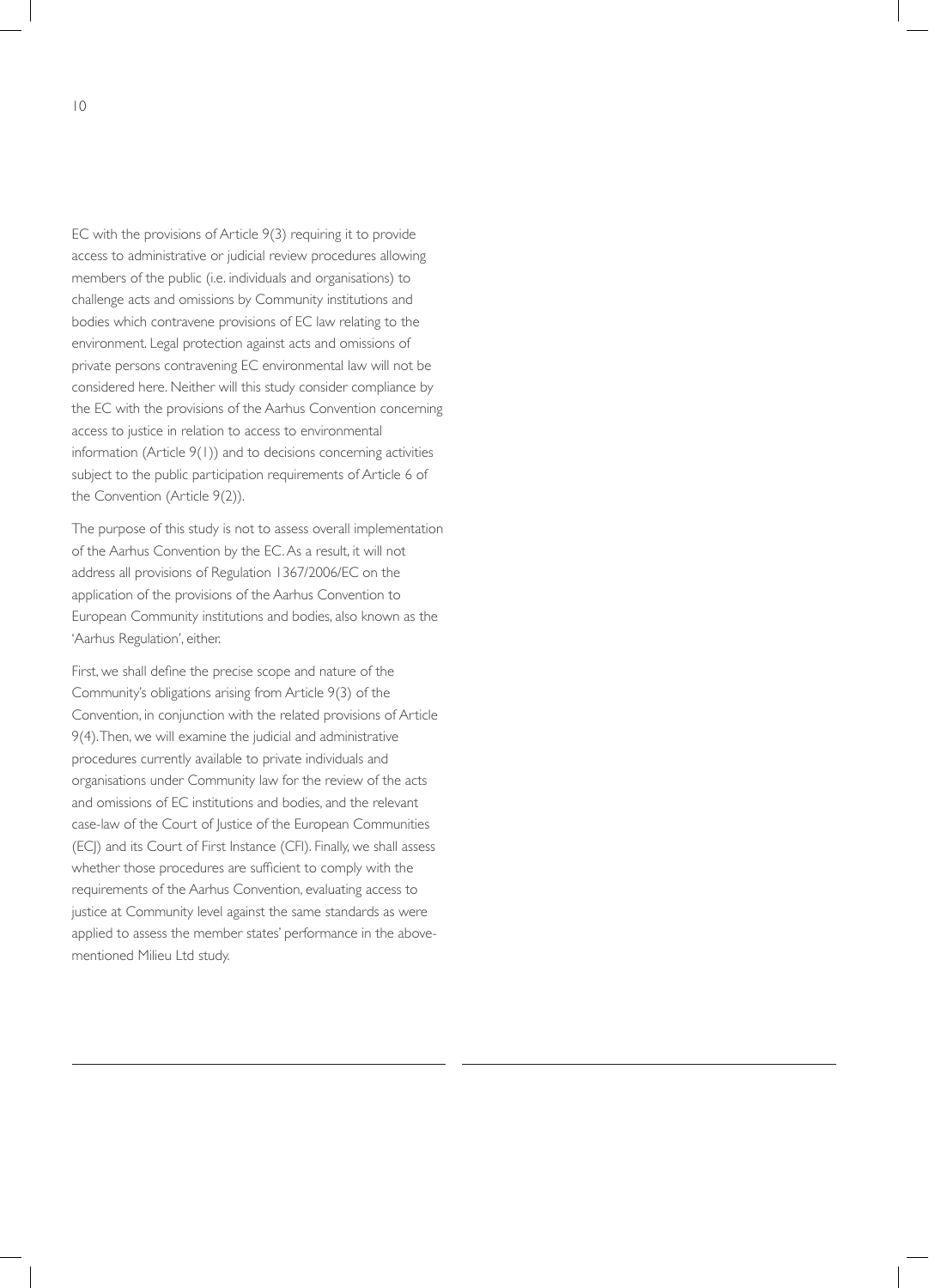EC with the provisions of Article 9(3) requiring it to provide access to administrative or judicial review procedures allowing members of the public (i.e. individuals and organisations) to challenge acts and omissions by Community institutions and bodies which contravene provisions of EC law relating to the environment. Legal protection against acts and omissions of private persons contravening EC environmental law will not be considered here. Neither will this study consider compliance by the EC with the provisions of the Aarhus Convention concerning access to justice in relation to access to environmental information (Article 9(1)) and to decisions concerning activities subject to the public participation requirements of Article 6 of the Convention (Article 9(2)).

The purpose of this study is not to assess overall implementation of the Aarhus Convention by the EC. As a result, it will not address all provisions of Regulation 1367/2006/EC on the application of the provisions of the Aarhus Convention to European Community institutions and bodies, also known as the 'Aarhus Regulation', either.

First, we shall define the precise scope and nature of the Community's obligations arising from Article 9(3) of the Convention, in conjunction with the related provisions of Article 9(4). Then, we will examine the judicial and administrative procedures currently available to private individuals and organisations under Community law for the review of the acts and omissions of EC institutions and bodies, and the relevant case-law of the Court of Justice of the European Communities (ECJ) and its Court of First Instance (CFI). Finally, we shall assess whether those procedures are sufficient to comply with the requirements of the Aarhus Convention, evaluating access to justice at Community level against the same standards as were applied to assess the member states' performance in the above-mentioned Milieu Ltd study.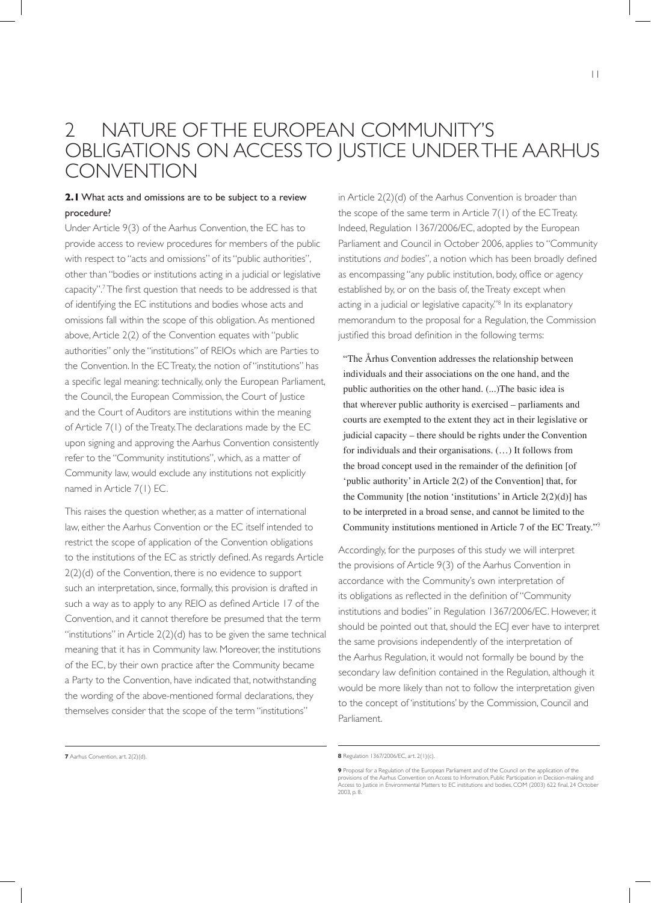# 2 NATURE OF THE EUROPEAN COMMUNITY'S OBLIGATIONS ON ACCESS TO JUSTICE UNDER THE AARHUS CONVENTION

**2.1** What acts and omissions are to be subject to a review procedure?

Under Article 9(3) of the Aarhus Convention, the EC has to provide access to review procedures for members of the public with respect to "acts and omissions" of its "public authorities", other than "bodies or institutions acting in a judicial or legislative capacity".[7] The first question that needs to be addressed is that of identifying the EC institutions and bodies whose acts and omissions fall within the scope of this obligation. As mentioned above, Article 2(2) of the Convention equates with "public authorities" only the "institutions" of REIOs which are Parties to the Convention. In the EC Treaty, the notion of "institutions" has a specific legal meaning: technically, only the European Parliament, the Council, the European Commission, the Court of Justice and the Court of Auditors are institutions within the meaning of Article 7(1) of the Treaty. The declarations made by the EC upon signing and approving the Aarhus Convention consistently refer to the "Community institutions", which, as a matter of Community law, would exclude any institutions not explicitly named in Article 7(1) EC.

This raises the question whether, as a matter of international law, either the Aarhus Convention or the EC itself intended to restrict the scope of application of the Convention obligations to the institutions of the EC as strictly defined. As regards Article 2(2)(d) of the Convention, there is no evidence to support such an interpretation, since, formally, this provision is drafted in such a way as to apply to any REIO as defined Article 17 of the Convention, and it cannot therefore be presumed that the term "institutions" in Article 2(2)(d) has to be given the same technical meaning that it has in Community law. Moreover, the institutions of the EC, by their own practice after the Community became a Party to the Convention, have indicated that, notwithstanding the wording of the above-mentioned formal declarations, they themselves consider that the scope of the term "institutions" in Article 2(2)(d) of the Aarhus Convention is broader than the scope of the same term in Article 7(1) of the EC Treaty. Indeed, Regulation 1367/2006/EC, adopted by the European Parliament and Council in October 2006, applies to "Community institutions *and bodies*", a notion which has been broadly defined as encompassing "any public institution, body, office or agency established by, or on the basis of, the Treaty except when acting in a judicial or legislative capacity."[8] In its explanatory memorandum to the proposal for a Regulation, the Commission justified this broad definition in the following terms:

> "The Århus Convention addresses the relationship between individuals and their associations on the one hand, and the public authorities on the other hand. (...)The basic idea is that wherever public authority is exercised – parliaments and courts are exempted to the extent they act in their legislative or judicial capacity – there should be rights under the Convention for individuals and their organisations. (…) It follows from the broad concept used in the remainder of the definition [of 'public authority' in Article 2(2) of the Convention] that, for the Community [the notion 'institutions' in Article 2(2)(d)] has to be interpreted in a broad sense, and cannot be limited to the Community institutions mentioned in Article 7 of the EC Treaty."[9]

Accordingly, for the purposes of this study we will interpret the provisions of Article 9(3) of the Aarhus Convention in accordance with the Community's own interpretation of its obligations as reflected in the definition of "Community institutions and bodies" in Regulation 1367/2006/EC. However, it should be pointed out that, should the ECJ ever have to interpret the same provisions independently of the interpretation of the Aarhus Regulation, it would not formally be bound by the secondary law definition contained in the Regulation, although it would be more likely than not to follow the interpretation given to the concept of 'institutions' by the Commission, Council and Parliament.

---

**7** Aarhus Convention, art. 2(2)(d).

**8** Regulation 1367/2006/EC, art. 2(1)(c).

**9** Proposal for a Regulation of the European Parliament and of the Council on the application of the provisions of the Aarhus Convention on Access to Information, Public Participation in Decision-making and Access to Justice in Environmental Matters to EC institutions and bodies, COM (2003) 622 final, 24 October 2003, p. 8.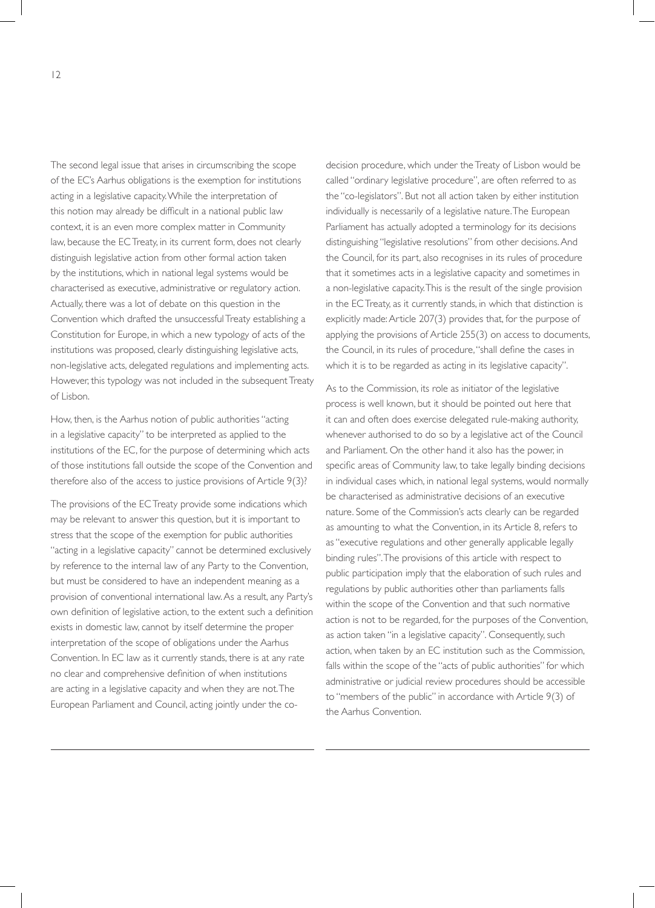The second legal issue that arises in circumscribing the scope of the EC's Aarhus obligations is the exemption for institutions acting in a legislative capacity. While the interpretation of this notion may already be difficult in a national public law context, it is an even more complex matter in Community law, because the EC Treaty, in its current form, does not clearly distinguish legislative action from other formal action taken by the institutions, which in national legal systems would be characterised as executive, administrative or regulatory action. Actually, there was a lot of debate on this question in the Convention which drafted the unsuccessful Treaty establishing a Constitution for Europe, in which a new typology of acts of the institutions was proposed, clearly distinguishing legislative acts, non-legislative acts, delegated regulations and implementing acts. However, this typology was not included in the subsequent Treaty of Lisbon.

How, then, is the Aarhus notion of public authorities "acting in a legislative capacity" to be interpreted as applied to the institutions of the EC, for the purpose of determining which acts of those institutions fall outside the scope of the Convention and therefore also of the access to justice provisions of Article 9(3)?

The provisions of the EC Treaty provide some indications which may be relevant to answer this question, but it is important to stress that the scope of the exemption for public authorities "acting in a legislative capacity" cannot be determined exclusively by reference to the internal law of any Party to the Convention, but must be considered to have an independent meaning as a provision of conventional international law. As a result, any Party's own definition of legislative action, to the extent such a definition exists in domestic law, cannot by itself determine the proper interpretation of the scope of obligations under the Aarhus Convention. In EC law as it currently stands, there is at any rate no clear and comprehensive definition of when institutions are acting in a legislative capacity and when they are not. The European Parliament and Council, acting jointly under the co-decision procedure, which under the Treaty of Lisbon would be called "ordinary legislative procedure", are often referred to as the "co-legislators". But not all action taken by either institution individually is necessarily of a legislative nature. The European Parliament has actually adopted a terminology for its decisions distinguishing "legislative resolutions" from other decisions. And the Council, for its part, also recognises in its rules of procedure that it sometimes acts in a legislative capacity and sometimes in a non-legislative capacity. This is the result of the single provision in the EC Treaty, as it currently stands, in which that distinction is explicitly made: Article 207(3) provides that, for the purpose of applying the provisions of Article 255(3) on access to documents, the Council, in its rules of procedure, "shall define the cases in which it is to be regarded as acting in its legislative capacity".

As to the Commission, its role as initiator of the legislative process is well known, but it should be pointed out here that it can and often does exercise delegated rule-making authority, whenever authorised to do so by a legislative act of the Council and Parliament. On the other hand it also has the power, in specific areas of Community law, to take legally binding decisions in individual cases which, in national legal systems, would normally be characterised as administrative decisions of an executive nature. Some of the Commission's acts clearly can be regarded as amounting to what the Convention, in its Article 8, refers to as "executive regulations and other generally applicable legally binding rules". The provisions of this article with respect to public participation imply that the elaboration of such rules and regulations by public authorities other than parliaments falls within the scope of the Convention and that such normative action is not to be regarded, for the purposes of the Convention, as action taken "in a legislative capacity". Consequently, such action, when taken by an EC institution such as the Commission, falls within the scope of the "acts of public authorities" for which administrative or judicial review procedures should be accessible to "members of the public" in accordance with Article 9(3) of the Aarhus Convention.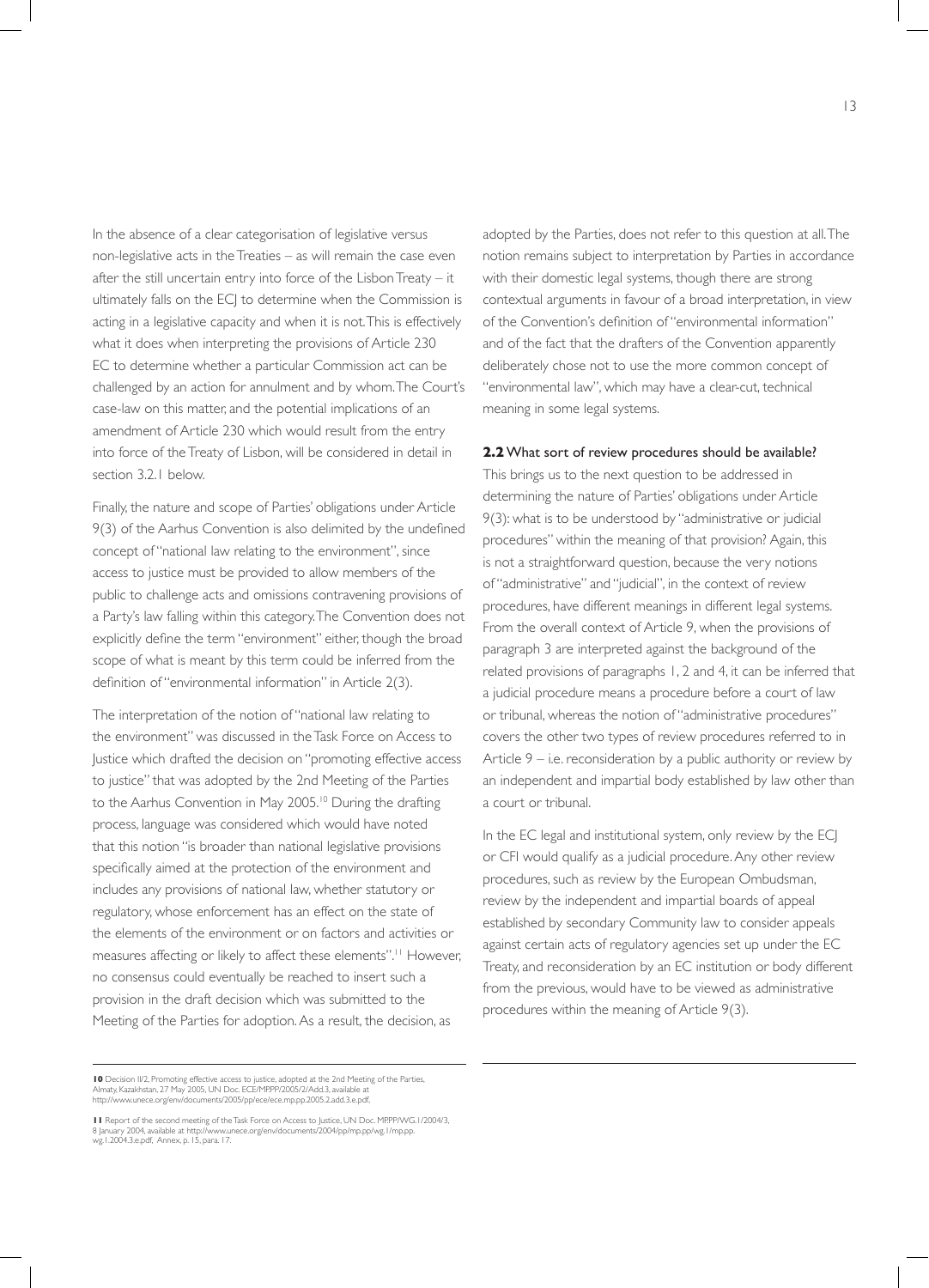In the absence of a clear categorisation of legislative versus non-legislative acts in the Treaties – as will remain the case even after the still uncertain entry into force of the Lisbon Treaty – it ultimately falls on the ECJ to determine when the Commission is acting in a legislative capacity and when it is not. This is effectively what it does when interpreting the provisions of Article 230 EC to determine whether a particular Commission act can be challenged by an action for annulment and by whom. The Court's case-law on this matter, and the potential implications of an amendment of Article 230 which would result from the entry into force of the Treaty of Lisbon, will be considered in detail in section 3.2.1 below.

Finally, the nature and scope of Parties' obligations under Article 9(3) of the Aarhus Convention is also delimited by the undefined concept of "national law relating to the environment", since access to justice must be provided to allow members of the public to challenge acts and omissions contravening provisions of a Party's law falling within this category. The Convention does not explicitly define the term "environment" either, though the broad scope of what is meant by this term could be inferred from the definition of "environmental information" in Article 2(3).

The interpretation of the notion of "national law relating to the environment" was discussed in the Task Force on Access to Justice which drafted the decision on "promoting effective access to justice" that was adopted by the 2nd Meeting of the Parties to the Aarhus Convention in May 2005.[10] During the drafting process, language was considered which would have noted that this notion "is broader than national legislative provisions specifically aimed at the protection of the environment and includes any provisions of national law, whether statutory or regulatory, whose enforcement has an effect on the state of the elements of the environment or on factors and activities or measures affecting or likely to affect these elements".[11] However, no consensus could eventually be reached to insert such a provision in the draft decision which was submitted to the Meeting of the Parties for adoption. As a result, the decision, as adopted by the Parties, does not refer to this question at all. The notion remains subject to interpretation by Parties in accordance with their domestic legal systems, though there are strong contextual arguments in favour of a broad interpretation, in view of the Convention's definition of "environmental information" and of the fact that the drafters of the Convention apparently deliberately chose not to use the more common concept of "environmental law", which may have a clear-cut, technical meaning in some legal systems.

## 2.2 What sort of review procedures should be available?

This brings us to the next question to be addressed in determining the nature of Parties' obligations under Article 9(3): what is to be understood by "administrative or judicial procedures" within the meaning of that provision? Again, this is not a straightforward question, because the very notions of "administrative" and "judicial", in the context of review procedures, have different meanings in different legal systems. From the overall context of Article 9, when the provisions of paragraph 3 are interpreted against the background of the related provisions of paragraphs 1, 2 and 4, it can be inferred that a judicial procedure means a procedure before a court of law or tribunal, whereas the notion of "administrative procedures" covers the other two types of review procedures referred to in Article 9 – i.e. reconsideration by a public authority or review by an independent and impartial body established by law other than a court or tribunal.

In the EC legal and institutional system, only review by the ECJ or CFI would qualify as a judicial procedure. Any other review procedures, such as review by the European Ombudsman, review by the independent and impartial boards of appeal established by secondary Community law to consider appeals against certain acts of regulatory agencies set up under the EC Treaty, and reconsideration by an EC institution or body different from the previous, would have to be viewed as administrative procedures within the meaning of Article 9(3).

---

**10** Decision II/2, Promoting effective access to justice, adopted at the 2nd Meeting of the Parties, Almaty, Kazakhstan, 27 May 2005, UN Doc. ECE/MP.PP/2005/2/Add.3, available at http://www.unece.org/env/documents/2005/pp/ece/ece.mp.pp.2005.2.add.3.e.pdf.

**11** Report of the second meeting of the Task Force on Access to Justice, UN Doc. MP.PP/WG.1/2004/3, 8 January 2004, available at http://www.unece.org/env/documents/2004/pp/mp.pp/wg.1/mp.pp.wg.1.2004.3.e.pdf, Annex, p. 15, para. 17.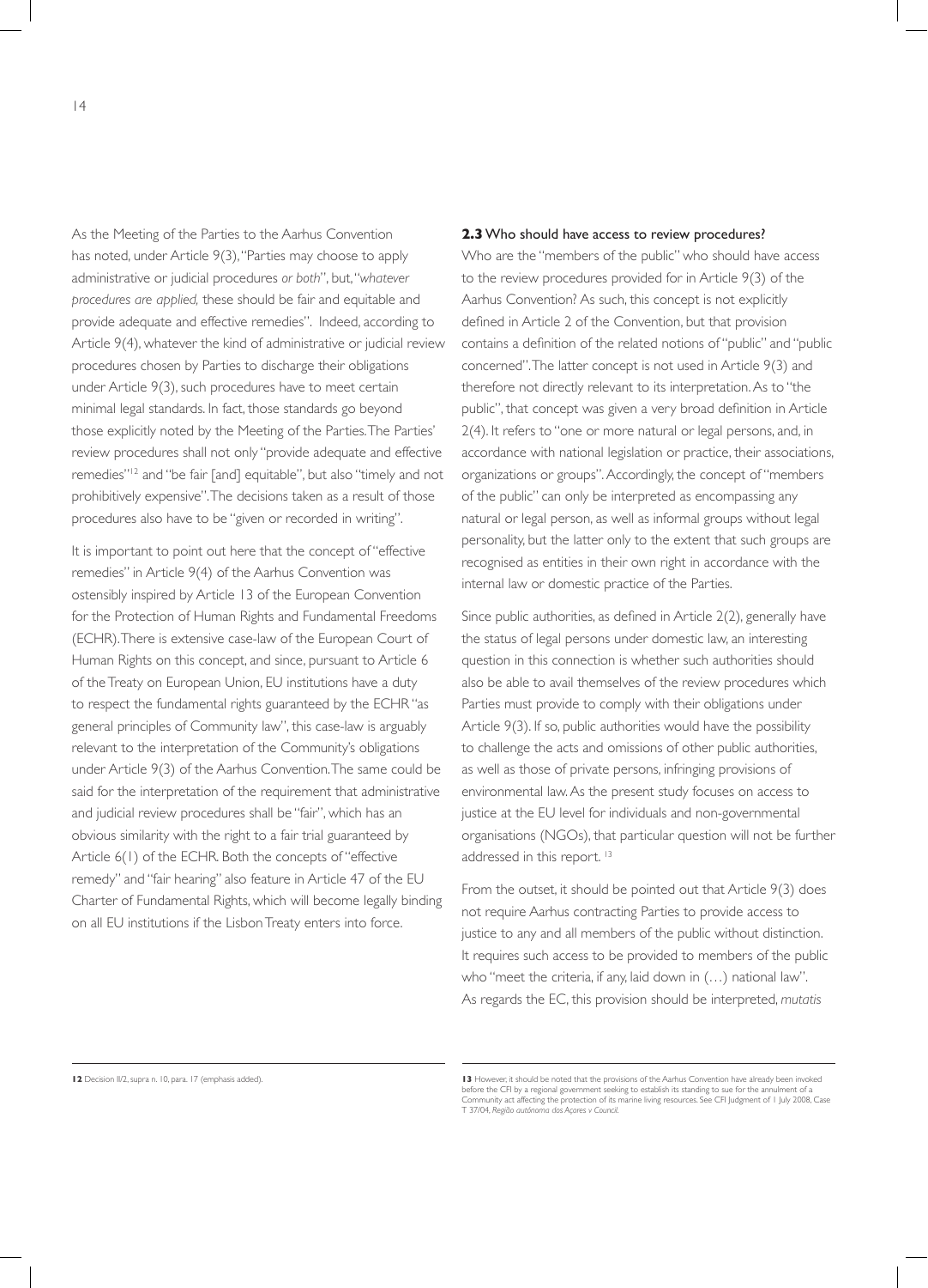As the Meeting of the Parties to the Aarhus Convention has noted, under Article 9(3), "Parties may choose to apply administrative or judicial procedures *or both*", but, "*whatever procedures are applied,* these should be fair and equitable and provide adequate and effective remedies". Indeed, according to Article 9(4), whatever the kind of administrative or judicial review procedures chosen by Parties to discharge their obligations under Article 9(3), such procedures have to meet certain minimal legal standards. In fact, those standards go beyond those explicitly noted by the Meeting of the Parties. The Parties' review procedures shall not only "provide adequate and effective remedies"[12] and "be fair [and] equitable", but also "timely and not prohibitively expensive". The decisions taken as a result of those procedures also have to be "given or recorded in writing".

It is important to point out here that the concept of "effective remedies" in Article 9(4) of the Aarhus Convention was ostensibly inspired by Article 13 of the European Convention for the Protection of Human Rights and Fundamental Freedoms (ECHR). There is extensive case-law of the European Court of Human Rights on this concept, and since, pursuant to Article 6 of the Treaty on European Union, EU institutions have a duty to respect the fundamental rights guaranteed by the ECHR "as general principles of Community law", this case-law is arguably relevant to the interpretation of the Community's obligations under Article 9(3) of the Aarhus Convention. The same could be said for the interpretation of the requirement that administrative and judicial review procedures shall be "fair", which has an obvious similarity with the right to a fair trial guaranteed by Article 6(1) of the ECHR. Both the concepts of "effective remedy" and "fair hearing" also feature in Article 47 of the EU Charter of Fundamental Rights, which will become legally binding on all EU institutions if the Lisbon Treaty enters into force.

## 2.3 Who should have access to review procedures?

Who are the "members of the public" who should have access to the review procedures provided for in Article 9(3) of the Aarhus Convention? As such, this concept is not explicitly defined in Article 2 of the Convention, but that provision contains a definition of the related notions of "public" and "public concerned". The latter concept is not used in Article 9(3) and therefore not directly relevant to its interpretation. As to "the public", that concept was given a very broad definition in Article 2(4). It refers to "one or more natural or legal persons, and, in accordance with national legislation or practice, their associations, organizations or groups". Accordingly, the concept of "members of the public" can only be interpreted as encompassing any natural or legal person, as well as informal groups without legal personality, but the latter only to the extent that such groups are recognised as entities in their own right in accordance with the internal law or domestic practice of the Parties.

Since public authorities, as defined in Article 2(2), generally have the status of legal persons under domestic law, an interesting question in this connection is whether such authorities should also be able to avail themselves of the review procedures which Parties must provide to comply with their obligations under Article 9(3). If so, public authorities would have the possibility to challenge the acts and omissions of other public authorities, as well as those of private persons, infringing provisions of environmental law. As the present study focuses on access to justice at the EU level for individuals and non-governmental organisations (NGOs), that particular question will not be further addressed in this report.[13]

From the outset, it should be pointed out that Article 9(3) does not require Aarhus contracting Parties to provide access to justice to any and all members of the public without distinction. It requires such access to be provided to members of the public who "meet the criteria, if any, laid down in (…) national law". As regards the EC, this provision should be interpreted, *mutatis*

---

**12** Decision II/2, supra n. 10, para. 17 (emphasis added).

**13** However, it should be noted that the provisions of the Aarhus Convention have already been invoked before the CFI by a regional government seeking to establish its standing to sue for the annulment of a Community act affecting the protection of its marine living resources. See CFI Judgment of 1 July 2008, Case T 37/04, *Região autónoma dos Açores v Council*.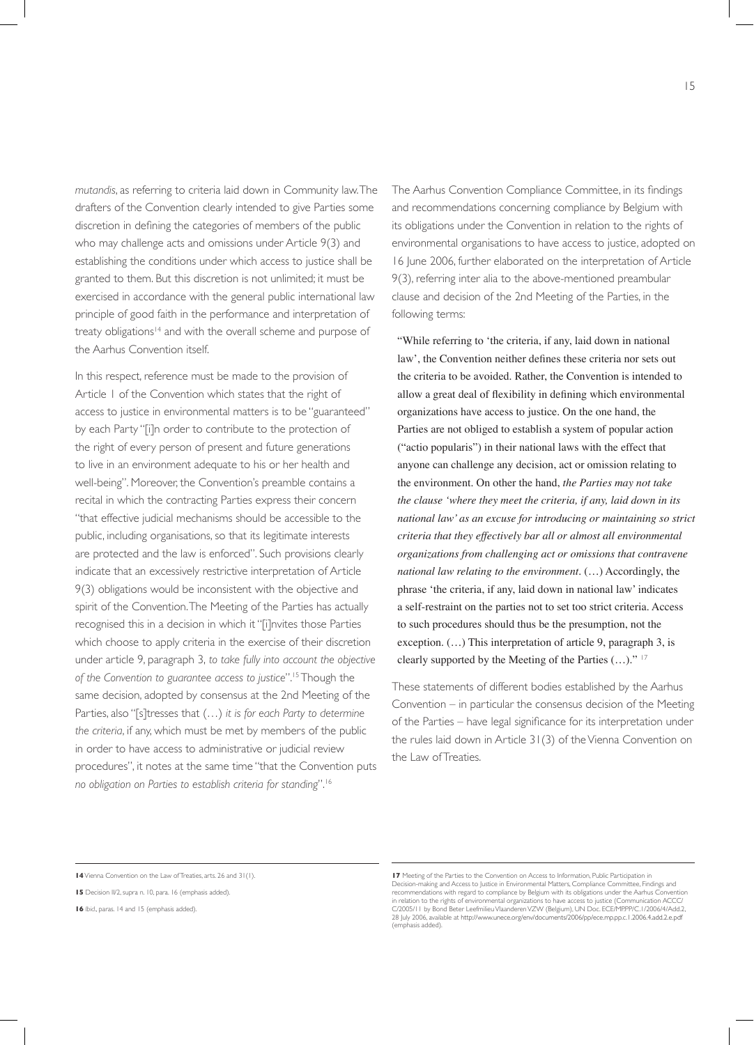*mutandis*, as referring to criteria laid down in Community law. The drafters of the Convention clearly intended to give Parties some discretion in defining the categories of members of the public who may challenge acts and omissions under Article 9(3) and establishing the conditions under which access to justice shall be granted to them. But this discretion is not unlimited; it must be exercised in accordance with the general public international law principle of good faith in the performance and interpretation of treaty obligations[14] and with the overall scheme and purpose of the Aarhus Convention itself.

In this respect, reference must be made to the provision of Article 1 of the Convention which states that the right of access to justice in environmental matters is to be "guaranteed" by each Party "[i]n order to contribute to the protection of the right of every person of present and future generations to live in an environment adequate to his or her health and well-being". Moreover, the Convention's preamble contains a recital in which the contracting Parties express their concern "that effective judicial mechanisms should be accessible to the public, including organisations, so that its legitimate interests are protected and the law is enforced". Such provisions clearly indicate that an excessively restrictive interpretation of Article 9(3) obligations would be inconsistent with the objective and spirit of the Convention. The Meeting of the Parties has actually recognised this in a decision in which it "[i]nvites those Parties which choose to apply criteria in the exercise of their discretion under article 9, paragraph 3, *to take fully into account the objective of the Convention to guarantee access to justice*".[15] Though the same decision, adopted by consensus at the 2nd Meeting of the Parties, also "[s]tresses that (…) *it is for each Party to determine the criteria*, if any, which must be met by members of the public in order to have access to administrative or judicial review procedures", it notes at the same time "that the Convention puts *no obligation on Parties to establish criteria for standing*".[16]

The Aarhus Convention Compliance Committee, in its findings and recommendations concerning compliance by Belgium with its obligations under the Convention in relation to the rights of environmental organisations to have access to justice, adopted on 16 June 2006, further elaborated on the interpretation of Article 9(3), referring inter alia to the above-mentioned preambular clause and decision of the 2nd Meeting of the Parties, in the following terms:

> "While referring to 'the criteria, if any, laid down in national law', the Convention neither defines these criteria nor sets out the criteria to be avoided. Rather, the Convention is intended to allow a great deal of flexibility in defining which environmental organizations have access to justice. On the one hand, the Parties are not obliged to establish a system of popular action ("actio popularis") in their national laws with the effect that anyone can challenge any decision, act or omission relating to the environment. On other the hand, *the Parties may not take the clause 'where they meet the criteria, if any, laid down in its national law' as an excuse for introducing or maintaining so strict criteria that they effectively bar all or almost all environmental organizations from challenging act or omissions that contravene national law relating to the environment*. (…) Accordingly, the phrase 'the criteria, if any, laid down in national law' indicates a self-restraint on the parties not to set too strict criteria. Access to such procedures should thus be the presumption, not the exception. (…) This interpretation of article 9, paragraph 3, is clearly supported by the Meeting of the Parties (…)." [17]

These statements of different bodies established by the Aarhus Convention – in particular the consensus decision of the Meeting of the Parties – have legal significance for its interpretation under the rules laid down in Article 31(3) of the Vienna Convention on the Law of Treaties.

---

**14** Vienna Convention on the Law of Treaties, arts. 26 and 31(1).

**15** Decision II/2, supra n. 10, para. 16 (emphasis added).

**16** Ibid., paras. 14 and 15 (emphasis added).

**17** Meeting of the Parties to the Convention on Access to Information, Public Participation in Decision-making and Access to Justice in Environmental Matters, Compliance Committee, Findings and recommendations with regard to compliance by Belgium with its obligations under the Aarhus Convention in relation to the rights of environmental organizations to have access to justice (Communication ACCC/C/2005/11 by Bond Beter Leefmilieu Vlaanderen VZW (Belgium), UN Doc. ECE/MP.PP/C.1/2006/4/Add.2, 28 July 2006, available at http://www.unece.org/env/documents/2006/pp/ece.mp.pp.c.1.2006.4.add.2.e.pdf (emphasis added).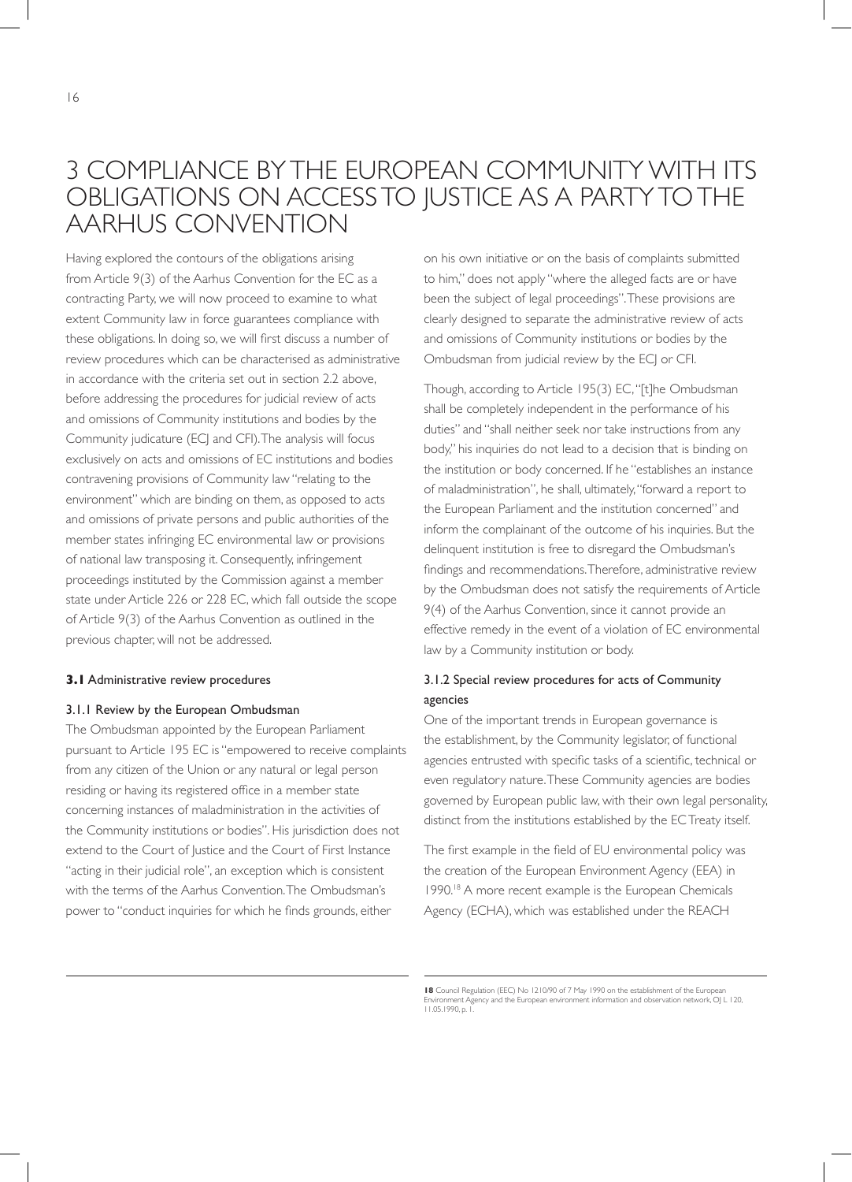# 3 COMPLIANCE BY THE EUROPEAN COMMUNITY WITH ITS OBLIGATIONS ON ACCESS TO JUSTICE AS A PARTY TO THE AARHUS CONVENTION

Having explored the contours of the obligations arising from Article 9(3) of the Aarhus Convention for the EC as a contracting Party, we will now proceed to examine to what extent Community law in force guarantees compliance with these obligations. In doing so, we will first discuss a number of review procedures which can be characterised as administrative in accordance with the criteria set out in section 2.2 above, before addressing the procedures for judicial review of acts and omissions of Community institutions and bodies by the Community judicature (ECJ and CFI). The analysis will focus exclusively on acts and omissions of EC institutions and bodies contravening provisions of Community law "relating to the environment" which are binding on them, as opposed to acts and omissions of private persons and public authorities of the member states infringing EC environmental law or provisions of national law transposing it. Consequently, infringement proceedings instituted by the Commission against a member state under Article 226 or 228 EC, which fall outside the scope of Article 9(3) of the Aarhus Convention as outlined in the previous chapter, will not be addressed.

## **3.1** Administrative review procedures

### 3.1.1 Review by the European Ombudsman

The Ombudsman appointed by the European Parliament pursuant to Article 195 EC is "empowered to receive complaints from any citizen of the Union or any natural or legal person residing or having its registered office in a member state concerning instances of maladministration in the activities of the Community institutions or bodies". His jurisdiction does not extend to the Court of Justice and the Court of First Instance "acting in their judicial role", an exception which is consistent with the terms of the Aarhus Convention. The Ombudsman's power to "conduct inquiries for which he finds grounds, either on his own initiative or on the basis of complaints submitted to him," does not apply "where the alleged facts are or have been the subject of legal proceedings". These provisions are clearly designed to separate the administrative review of acts and omissions of Community institutions or bodies by the Ombudsman from judicial review by the ECJ or CFI.

Though, according to Article 195(3) EC, "[t]he Ombudsman shall be completely independent in the performance of his duties" and "shall neither seek nor take instructions from any body," his inquiries do not lead to a decision that is binding on the institution or body concerned. If he "establishes an instance of maladministration", he shall, ultimately, "forward a report to the European Parliament and the institution concerned" and inform the complainant of the outcome of his inquiries. But the delinquent institution is free to disregard the Ombudsman's findings and recommendations. Therefore, administrative review by the Ombudsman does not satisfy the requirements of Article 9(4) of the Aarhus Convention, since it cannot provide an effective remedy in the event of a violation of EC environmental law by a Community institution or body.

### 3.1.2 Special review procedures for acts of Community agencies

One of the important trends in European governance is the establishment, by the Community legislator, of functional agencies entrusted with specific tasks of a scientific, technical or even regulatory nature. These Community agencies are bodies governed by European public law, with their own legal personality, distinct from the institutions established by the EC Treaty itself.

The first example in the field of EU environmental policy was the creation of the European Environment Agency (EEA) in 1990.[18] A more recent example is the European Chemicals Agency (ECHA), which was established under the REACH

**18** Council Regulation (EEC) No 1210/90 of 7 May 1990 on the establishment of the European Environment Agency and the European environment information and observation network, OJ L 120, 11.05.1990, p. 1.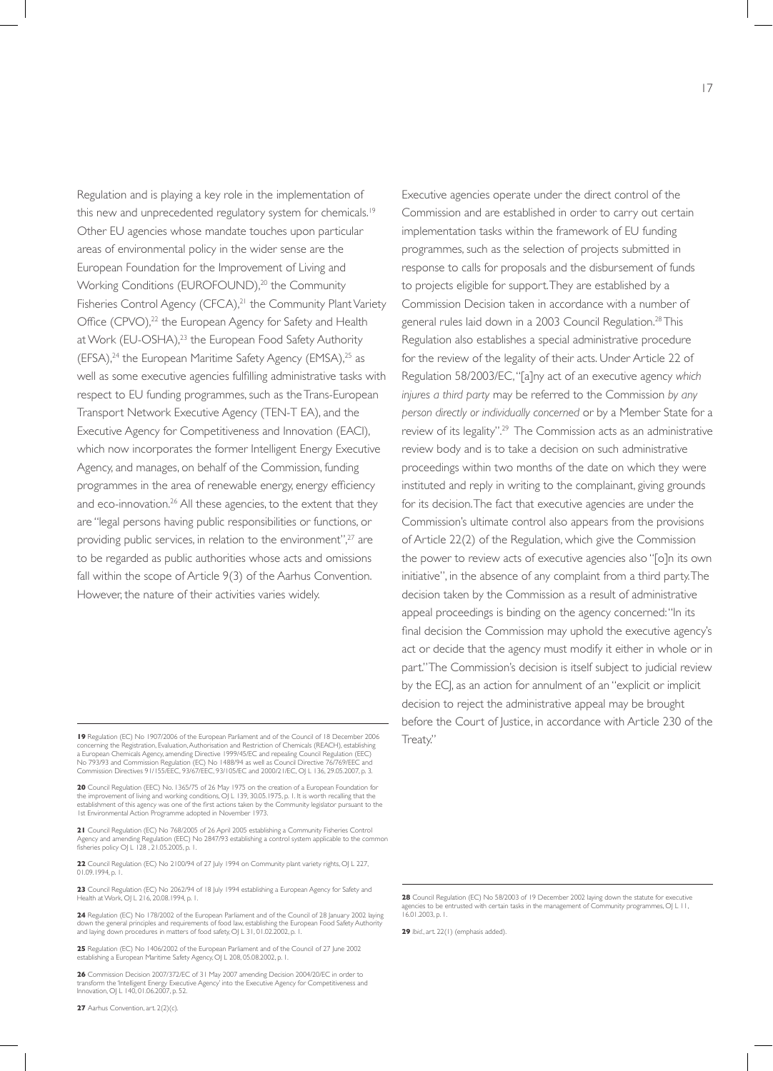Regulation and is playing a key role in the implementation of this new and unprecedented regulatory system for chemicals.[19] Other EU agencies whose mandate touches upon particular areas of environmental policy in the wider sense are the European Foundation for the Improvement of Living and Working Conditions (EUROFOUND),[20] the Community Fisheries Control Agency (CFCA),[21] the Community Plant Variety Office (CPVO),[22] the European Agency for Safety and Health at Work (EU-OSHA),[23] the European Food Safety Authority (EFSA),[24] the European Maritime Safety Agency (EMSA),[25] as well as some executive agencies fulfilling administrative tasks with respect to EU funding programmes, such as the Trans-European Transport Network Executive Agency (TEN-T EA), and the Executive Agency for Competitiveness and Innovation (EACI), which now incorporates the former Intelligent Energy Executive Agency, and manages, on behalf of the Commission, funding programmes in the area of renewable energy, energy efficiency and eco-innovation.[26] All these agencies, to the extent that they are "legal persons having public responsibilities or functions, or providing public services, in relation to the environment",[27] are to be regarded as public authorities whose acts and omissions fall within the scope of Article 9(3) of the Aarhus Convention. However, the nature of their activities varies widely.

Executive agencies operate under the direct control of the Commission and are established in order to carry out certain implementation tasks within the framework of EU funding programmes, such as the selection of projects submitted in response to calls for proposals and the disbursement of funds to projects eligible for support. They are established by a Commission Decision taken in accordance with a number of general rules laid down in a 2003 Council Regulation.[28] This Regulation also establishes a special administrative procedure for the review of the legality of their acts. Under Article 22 of Regulation 58/2003/EC, "[a]ny act of an executive agency *which injures a third party* may be referred to the Commission *by any person directly or individually concerned* or by a Member State for a review of its legality".[29] The Commission acts as an administrative review body and is to take a decision on such administrative proceedings within two months of the date on which they were instituted and reply in writing to the complainant, giving grounds for its decision. The fact that executive agencies are under the Commission's ultimate control also appears from the provisions of Article 22(2) of the Regulation, which give the Commission the power to review acts of executive agencies also "[o]n its own initiative", in the absence of any complaint from a third party. The decision taken by the Commission as a result of administrative appeal proceedings is binding on the agency concerned: "In its final decision the Commission may uphold the executive agency's act or decide that the agency must modify it either in whole or in part." The Commission's decision is itself subject to judicial review by the ECJ, as an action for annulment of an "explicit or implicit decision to reject the administrative appeal may be brought before the Court of Justice, in accordance with Article 230 of the Treaty."

---

**19** Regulation (EC) No 1907/2006 of the European Parliament and of the Council of 18 December 2006 concerning the Registration, Evaluation, Authorisation and Restriction of Chemicals (REACH), establishing a European Chemicals Agency, amending Directive 1999/45/EC and repealing Council Regulation (EEC) No 793/93 and Commission Regulation (EC) No 1488/94 as well as Council Directive 76/769/EEC and Commission Directives 91/155/EEC, 93/67/EEC, 93/105/EC and 2000/21/EC, OJ L 136, 29.05.2007, p. 3.

**20** Council Regulation (EEC) No. 1365/75 of 26 May 1975 on the creation of a European Foundation for the improvement of living and working conditions, OJ L 139, 30.05.1975, p. 1. It is worth recalling that the establishment of this agency was one of the first actions taken by the Community legislator pursuant to the 1st Environmental Action Programme adopted in November 1973.

**21** Council Regulation (EC) No 768/2005 of 26 April 2005 establishing a Community Fisheries Control Agency and amending Regulation (EEC) No 2847/93 establishing a control system applicable to the common fisheries policy OJ L 128 , 21.05.2005, p. 1.

**22** Council Regulation (EC) No 2100/94 of 27 July 1994 on Community plant variety rights, OJ L 227, 01.09.1994, p. 1.

**23** Council Regulation (EC) No 2062/94 of 18 July 1994 establishing a European Agency for Safety and Health at Work, OJ L 216, 20.08.1994, p. 1.

**24** Regulation (EC) No 178/2002 of the European Parliament and of the Council of 28 January 2002 laying down the general principles and requirements of food law, establishing the European Food Safety Authority and laying down procedures in matters of food safety, OJ L 31, 01.02.2002, p. 1.

**25** Regulation (EC) No 1406/2002 of the European Parliament and of the Council of 27 June 2002 establishing a European Maritime Safety Agency, OJ L 208, 05.08.2002, p. 1.

**26** Commission Decision 2007/372/EC of 31 May 2007 amending Decision 2004/20/EC in order to transform the 'Intelligent Energy Executive Agency' into the Executive Agency for Competitiveness and Innovation, OJ L 140, 01.06.2007, p. 52.

**27** Aarhus Convention, art. 2(2)(c).

**28** Council Regulation (EC) No 58/2003 of 19 December 2002 laying down the statute for executive agencies to be entrusted with certain tasks in the management of Community programmes, OJ L 11, 16.01.2003, p. 1.

**29** *Ibid.*, art. 22(1) (emphasis added).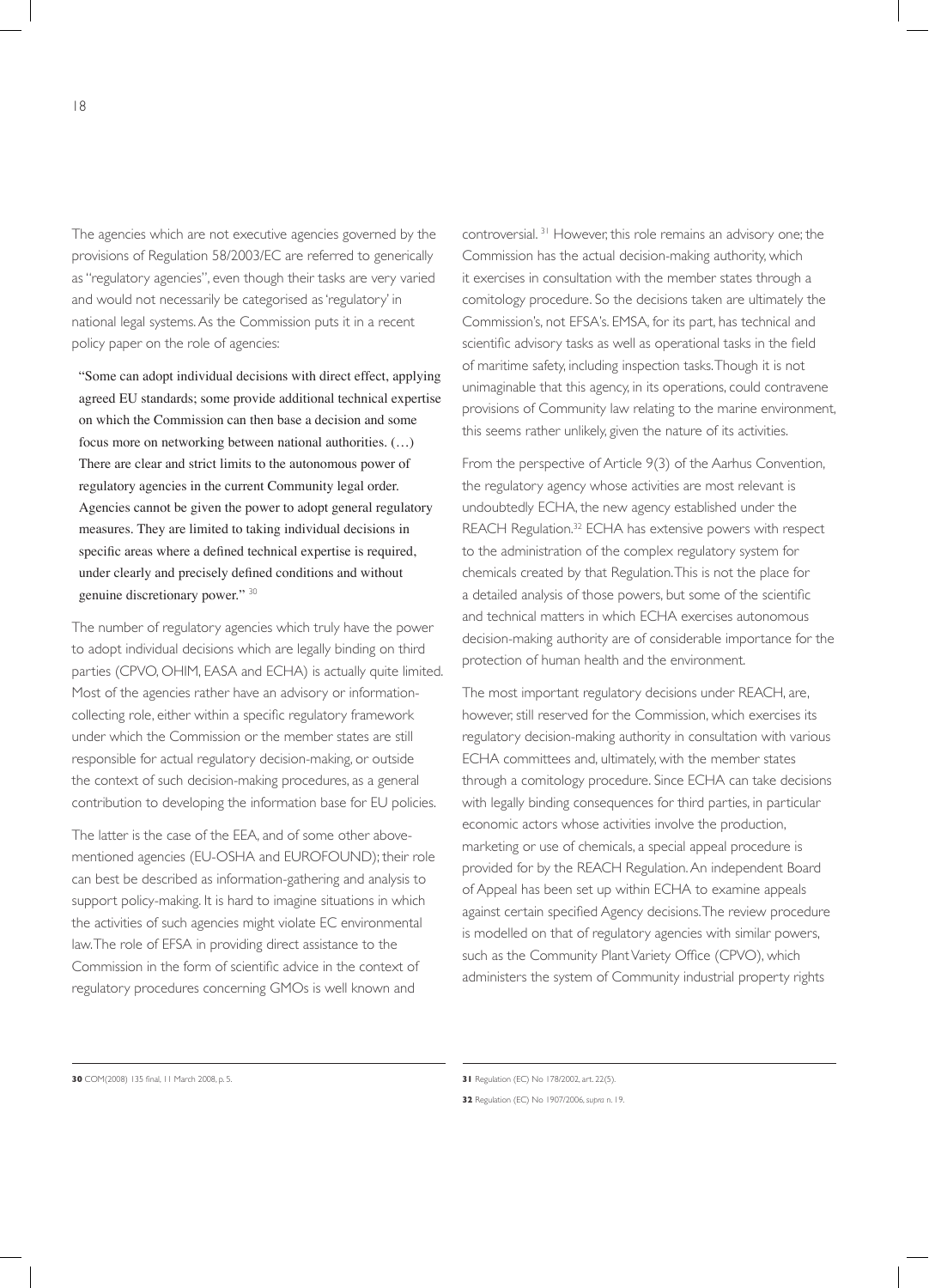The agencies which are not executive agencies governed by the provisions of Regulation 58/2003/EC are referred to generically as "regulatory agencies", even though their tasks are very varied and would not necessarily be categorised as 'regulatory' in national legal systems. As the Commission puts it in a recent policy paper on the role of agencies:

> "Some can adopt individual decisions with direct effect, applying agreed EU standards; some provide additional technical expertise on which the Commission can then base a decision and some focus more on networking between national authorities. (…) There are clear and strict limits to the autonomous power of regulatory agencies in the current Community legal order. Agencies cannot be given the power to adopt general regulatory measures. They are limited to taking individual decisions in specific areas where a defined technical expertise is required, under clearly and precisely defined conditions and without genuine discretionary power." [30]

The number of regulatory agencies which truly have the power to adopt individual decisions which are legally binding on third parties (CPVO, OHIM, EASA and ECHA) is actually quite limited. Most of the agencies rather have an advisory or information-collecting role, either within a specific regulatory framework under which the Commission or the member states are still responsible for actual regulatory decision-making, or outside the context of such decision-making procedures, as a general contribution to developing the information base for EU policies.

The latter is the case of the EEA, and of some other above-mentioned agencies (EU-OSHA and EUROFOUND); their role can best be described as information-gathering and analysis to support policy-making. It is hard to imagine situations in which the activities of such agencies might violate EC environmental law. The role of EFSA in providing direct assistance to the Commission in the form of scientific advice in the context of regulatory procedures concerning GMOs is well known and controversial. [31] However, this role remains an advisory one; the Commission has the actual decision-making authority, which it exercises in consultation with the member states through a comitology procedure. So the decisions taken are ultimately the Commission's, not EFSA's. EMSA, for its part, has technical and scientific advisory tasks as well as operational tasks in the field of maritime safety, including inspection tasks. Though it is not unimaginable that this agency, in its operations, could contravene provisions of Community law relating to the marine environment, this seems rather unlikely, given the nature of its activities.

From the perspective of Article 9(3) of the Aarhus Convention, the regulatory agency whose activities are most relevant is undoubtedly ECHA, the new agency established under the REACH Regulation.[32] ECHA has extensive powers with respect to the administration of the complex regulatory system for chemicals created by that Regulation. This is not the place for a detailed analysis of those powers, but some of the scientific and technical matters in which ECHA exercises autonomous decision-making authority are of considerable importance for the protection of human health and the environment.

The most important regulatory decisions under REACH, are, however, still reserved for the Commission, which exercises its regulatory decision-making authority in consultation with various ECHA committees and, ultimately, with the member states through a comitology procedure. Since ECHA can take decisions with legally binding consequences for third parties, in particular economic actors whose activities involve the production, marketing or use of chemicals, a special appeal procedure is provided for by the REACH Regulation. An independent Board of Appeal has been set up within ECHA to examine appeals against certain specified Agency decisions. The review procedure is modelled on that of regulatory agencies with similar powers, such as the Community Plant Variety Office (CPVO), which administers the system of Community industrial property rights

---

**30** COM(2008) 135 final, 11 March 2008, p. 5.

**31** Regulation (EC) No 178/2002, art. 22(5).

**32** Regulation (EC) No 1907/2006, *supra* n. 19.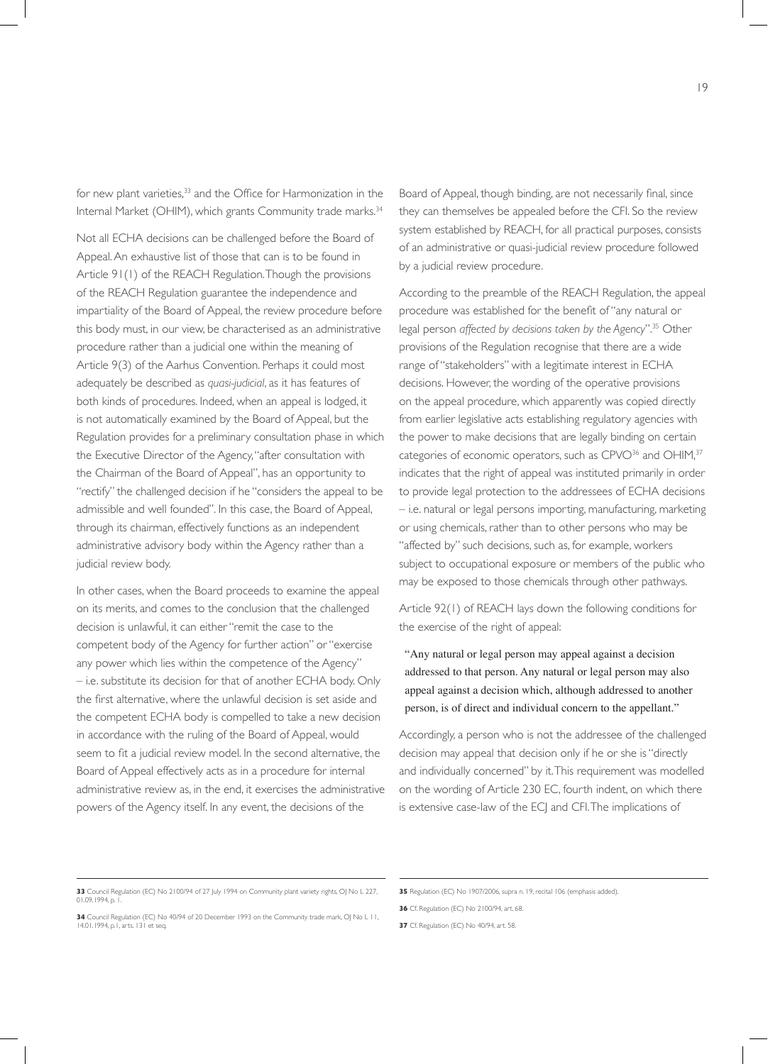for new plant varieties,[33] and the Office for Harmonization in the Internal Market (OHIM), which grants Community trade marks.[34]

Not all ECHA decisions can be challenged before the Board of Appeal. An exhaustive list of those that can is to be found in Article 91(1) of the REACH Regulation. Though the provisions of the REACH Regulation guarantee the independence and impartiality of the Board of Appeal, the review procedure before this body must, in our view, be characterised as an administrative procedure rather than a judicial one within the meaning of Article 9(3) of the Aarhus Convention. Perhaps it could most adequately be described as *quasi-judicial*, as it has features of both kinds of procedures. Indeed, when an appeal is lodged, it is not automatically examined by the Board of Appeal, but the Regulation provides for a preliminary consultation phase in which the Executive Director of the Agency, "after consultation with the Chairman of the Board of Appeal", has an opportunity to "rectify" the challenged decision if he "considers the appeal to be admissible and well founded". In this case, the Board of Appeal, through its chairman, effectively functions as an independent administrative advisory body within the Agency rather than a judicial review body.

In other cases, when the Board proceeds to examine the appeal on its merits, and comes to the conclusion that the challenged decision is unlawful, it can either "remit the case to the competent body of the Agency for further action" or "exercise any power which lies within the competence of the Agency" – i.e. substitute its decision for that of another ECHA body. Only the first alternative, where the unlawful decision is set aside and the competent ECHA body is compelled to take a new decision in accordance with the ruling of the Board of Appeal, would seem to fit a judicial review model. In the second alternative, the Board of Appeal effectively acts as in a procedure for internal administrative review as, in the end, it exercises the administrative powers of the Agency itself. In any event, the decisions of the Board of Appeal, though binding, are not necessarily final, since they can themselves be appealed before the CFI. So the review system established by REACH, for all practical purposes, consists of an administrative or quasi-judicial review procedure followed by a judicial review procedure.

According to the preamble of the REACH Regulation, the appeal procedure was established for the benefit of "any natural or legal person *affected by decisions taken by the Agency*".[35] Other provisions of the Regulation recognise that there are a wide range of "stakeholders" with a legitimate interest in ECHA decisions. However, the wording of the operative provisions on the appeal procedure, which apparently was copied directly from earlier legislative acts establishing regulatory agencies with the power to make decisions that are legally binding on certain categories of economic operators, such as CPVO[36] and OHIM,[37] indicates that the right of appeal was instituted primarily in order to provide legal protection to the addressees of ECHA decisions – i.e. natural or legal persons importing, manufacturing, marketing or using chemicals, rather than to other persons who may be "affected by" such decisions, such as, for example, workers subject to occupational exposure or members of the public who may be exposed to those chemicals through other pathways.

Article 92(1) of REACH lays down the following conditions for the exercise of the right of appeal:

> "Any natural or legal person may appeal against a decision addressed to that person. Any natural or legal person may also appeal against a decision which, although addressed to another person, is of direct and individual concern to the appellant."

Accordingly, a person who is not the addressee of the challenged decision may appeal that decision only if he or she is "directly and individually concerned" by it. This requirement was modelled on the wording of Article 230 EC, fourth indent, on which there is extensive case-law of the ECJ and CFI. The implications of

---

**33** Council Regulation (EC) No 2100/94 of 27 July 1994 on Community plant variety rights, OJ No L 227, 01.09.1994, p. 1.

**34** Council Regulation (EC) No 40/94 of 20 December 1993 on the Community trade mark, OJ No L 11, 14.01.1994, p.1, arts. 131 et seq.

**35** Regulation (EC) No 1907/2006, supra n. 19, recital 106 (emphasis added).

**36** Cf. Regulation (EC) No 2100/94, art. 68.

**37** Cf. Regulation (EC) No 40/94, art. 58.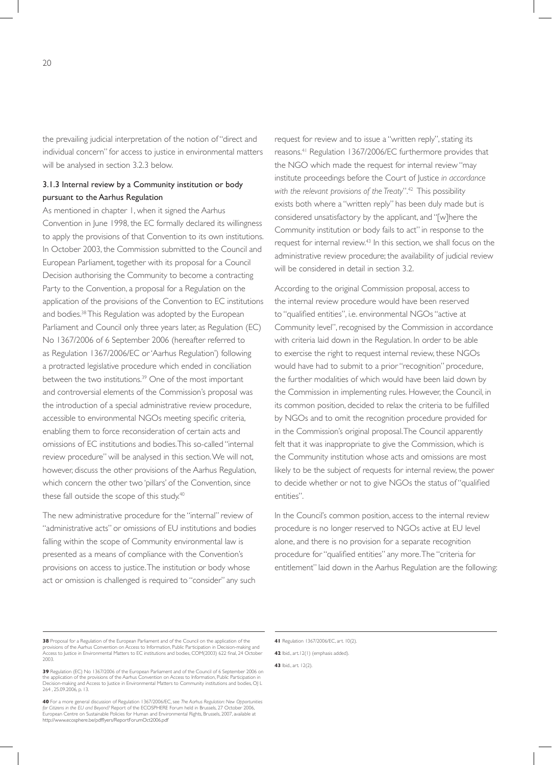the prevailing judicial interpretation of the notion of "direct and individual concern" for access to justice in environmental matters will be analysed in section 3.2.3 below.

### 3.1.3 Internal review by a Community institution or body pursuant to the Aarhus Regulation

As mentioned in chapter 1, when it signed the Aarhus Convention in June 1998, the EC formally declared its willingness to apply the provisions of that Convention to its own institutions. In October 2003, the Commission submitted to the Council and European Parliament, together with its proposal for a Council Decision authorising the Community to become a contracting Party to the Convention, a proposal for a Regulation on the application of the provisions of the Convention to EC institutions and bodies.[38] This Regulation was adopted by the European Parliament and Council only three years later, as Regulation (EC) No 1367/2006 of 6 September 2006 (hereafter referred to as Regulation 1367/2006/EC or 'Aarhus Regulation') following a protracted legislative procedure which ended in conciliation between the two institutions.[39] One of the most important and controversial elements of the Commission's proposal was the introduction of a special administrative review procedure, accessible to environmental NGOs meeting specific criteria, enabling them to force reconsideration of certain acts and omissions of EC institutions and bodies. This so-called "internal review procedure" will be analysed in this section. We will not, however, discuss the other provisions of the Aarhus Regulation, which concern the other two 'pillars' of the Convention, since these fall outside the scope of this study.[40]

The new administrative procedure for the "internal" review of "administrative acts" or omissions of EU institutions and bodies falling within the scope of Community environmental law is presented as a means of compliance with the Convention's provisions on access to justice. The institution or body whose act or omission is challenged is required to "consider" any such request for review and to issue a "written reply", stating its reasons.[41] Regulation 1367/2006/EC furthermore provides that the NGO which made the request for internal review "may institute proceedings before the Court of Justice *in accordance with the relevant provisions of the Treaty*".[42] This possibility exists both where a "written reply" has been duly made but is considered unsatisfactory by the applicant, and "[w]here the Community institution or body fails to act" in response to the request for internal review.[43] In this section, we shall focus on the administrative review procedure; the availability of judicial review will be considered in detail in section 3.2.

According to the original Commission proposal, access to the internal review procedure would have been reserved to "qualified entities", i.e. environmental NGOs "active at Community level", recognised by the Commission in accordance with criteria laid down in the Regulation. In order to be able to exercise the right to request internal review, these NGOs would have had to submit to a prior "recognition" procedure, the further modalities of which would have been laid down by the Commission in implementing rules. However, the Council, in its common position, decided to relax the criteria to be fulfilled by NGOs and to omit the recognition procedure provided for in the Commission's original proposal. The Council apparently felt that it was inappropriate to give the Commission, which is the Community institution whose acts and omissions are most likely to be the subject of requests for internal review, the power to decide whether or not to give NGOs the status of "qualified entities".

In the Council's common position, access to the internal review procedure is no longer reserved to NGOs active at EU level alone, and there is no provision for a separate recognition procedure for "qualified entities" any more. The "criteria for entitlement" laid down in the Aarhus Regulation are the following:

---

**38** Proposal for a Regulation of the European Parliament and of the Council on the application of the provisions of the Aarhus Convention on Access to Information, Public Participation in Decision-making and Access to Justice in Environmental Matters to EC institutions and bodies, COM(2003) 622 final, 24 October 2003.

**39** Regulation (EC) No 1367/2006 of the European Parliament and of the Council of 6 September 2006 on the application of the provisions of the Aarhus Convention on Access to Information, Public Participation in Decision-making and Access to Justice in Environmental Matters to Community institutions and bodies, OJ L 264 , 25.09.2006, p. 13.

**40** For a more general discussion of Regulation 1367/2006/EC, see *The Aarhus Regulation: New Opportunities for Citizens in the EU and Beyond?* Report of the ECOSPHERE Forum held in Brussels, 27 October 2006, European Centre on Sustainable Policies for Human and Environmental Rights, Brussels, 2007, available at http://www.ecosphere.be/pdfflyers/ReportForumOct2006.pdf

**41** Regulation 1367/2006/EC, art. 10(2).

**42** Ibid., art.12(1) (emphasis added).

**43** Ibid., art. 12(2).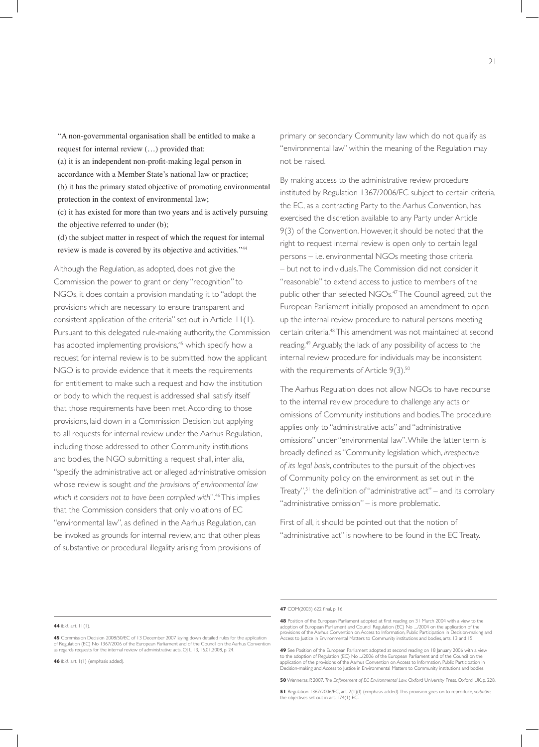"A non-governmental organisation shall be entitled to make a request for internal review (…) provided that:

(a) it is an independent non-profit-making legal person in accordance with a Member State's national law or practice;

(b) it has the primary stated objective of promoting environmental protection in the context of environmental law;

(c) it has existed for more than two years and is actively pursuing the objective referred to under (b);

(d) the subject matter in respect of which the request for internal review is made is covered by its objective and activities."[44]

Although the Regulation, as adopted, does not give the Commission the power to grant or deny "recognition" to NGOs, it does contain a provision mandating it to "adopt the provisions which are necessary to ensure transparent and consistent application of the criteria" set out in Article 11(1). Pursuant to this delegated rule-making authority, the Commission has adopted implementing provisions,[45] which specify how a request for internal review is to be submitted, how the applicant NGO is to provide evidence that it meets the requirements for entitlement to make such a request and how the institution or body to which the request is addressed shall satisfy itself that those requirements have been met. According to those provisions, laid down in a Commission Decision but applying to all requests for internal review under the Aarhus Regulation, including those addressed to other Community institutions and bodies, the NGO submitting a request shall, inter alia, "specify the administrative act or alleged administrative omission whose review is sought *and the provisions of environmental law which it considers not to have been complied with*".[46] This implies that the Commission considers that only violations of EC "environmental law", as defined in the Aarhus Regulation, can be invoked as grounds for internal review, and that other pleas of substantive or procedural illegality arising from provisions of primary or secondary Community law which do not qualify as "environmental law" within the meaning of the Regulation may not be raised.

By making access to the administrative review procedure instituted by Regulation 1367/2006/EC subject to certain criteria, the EC, as a contracting Party to the Aarhus Convention, has exercised the discretion available to any Party under Article 9(3) of the Convention. However, it should be noted that the right to request internal review is open only to certain legal persons – i.e. environmental NGOs meeting those criteria – but not to individuals. The Commission did not consider it "reasonable" to extend access to justice to members of the public other than selected NGOs.[47] The Council agreed, but the European Parliament initially proposed an amendment to open up the internal review procedure to natural persons meeting certain criteria.[48] This amendment was not maintained at second reading.[49] Arguably, the lack of any possibility of access to the internal review procedure for individuals may be inconsistent with the requirements of Article 9(3).[50]

The Aarhus Regulation does not allow NGOs to have recourse to the internal review procedure to challenge any acts or omissions of Community institutions and bodies. The procedure applies only to "administrative acts" and "administrative omissions" under "environmental law". While the latter term is broadly defined as "Community legislation which, *irrespective of its legal basis*, contributes to the pursuit of the objectives of Community policy on the environment as set out in the Treaty",[51] the definition of "administrative act" – and its corrolary "administrative omission" – is more problematic.

First of all, it should be pointed out that the notion of "administrative act" is nowhere to be found in the EC Treaty.

---

**44** Ibid., art. 11(1).

**45** Commission Decision 2008/50/EC of 13 December 2007 laying down detailed rules for the application of Regulation (EC) No 1367/2006 of the European Parliament and of the Council on the Aarhus Convention as regards requests for the internal review of administrative acts, OJ L 13, 16.01.2008, p. 24.

**46** Ibid., art. 1(1) (emphasis added).

**47** COM(2003) 622 final, p. 16.

**48** Position of the European Parliament adopted at first reading on 31 March 2004 with a view to the adoption of European Parliament and Council Regulation (EC) No ..../2004 on the application of the provisions of the Aarhus Convention on Access to Information, Public Participation in Decision-making and Access to Justice in Environmental Matters to Community institutions and bodies, arts. 13 and 15.

**49** See Position of the European Parliament adopted at second reading on 18 January 2006 with a view to the adoption of Regulation (EC) No .../2006 of the European Parliament and of the Council on the application of the provisions of the Aarhus Convention on Access to Information, Public Participation in Decision-making and Access to Justice in Environmental Matters to Community institutions and bodies.

**50** Wenneras, P. 2007. *The Enforcement of EC Environmental Law*. Oxford University Press, Oxford, UK, p. 228.

**51** Regulation 1367/2006/EC, art. 2(1)(f) (emphasis added). This provision goes on to reproduce, *verbatim*, the objectives set out in art. 174(1) EC.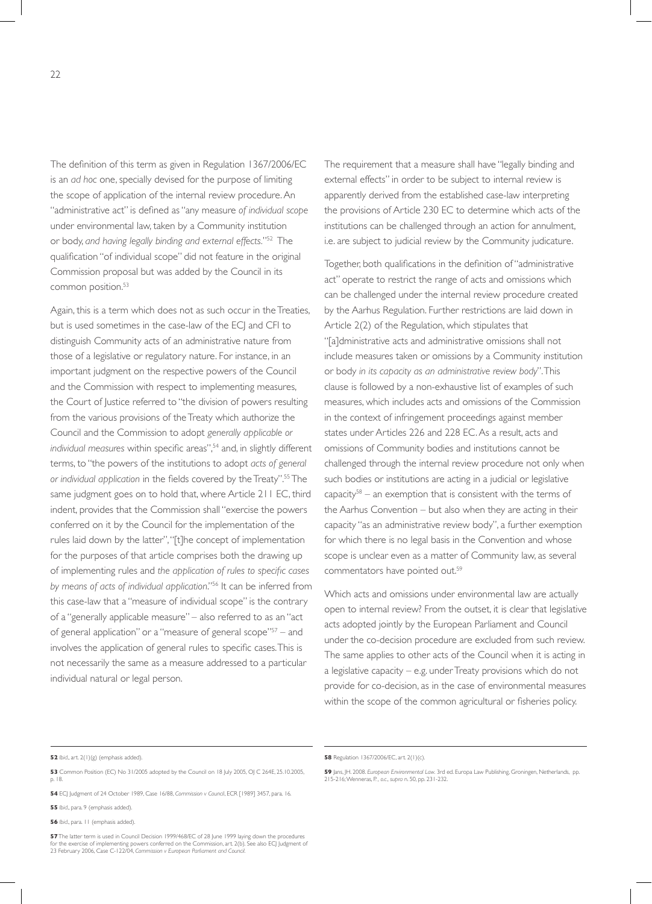The definition of this term as given in Regulation 1367/2006/EC is an *ad hoc* one, specially devised for the purpose of limiting the scope of application of the internal review procedure. An "administrative act" is defined as "any measure *of individual scope* under environmental law, taken by a Community institution or body, *and having legally binding and external effects*."[52] The qualification "of individual scope" did not feature in the original Commission proposal but was added by the Council in its common position.[53]

Again, this is a term which does not as such occur in the Treaties, but is used sometimes in the case-law of the ECJ and CFI to distinguish Community acts of an administrative nature from those of a legislative or regulatory nature. For instance, in an important judgment on the respective powers of the Council and the Commission with respect to implementing measures, the Court of Justice referred to "the division of powers resulting from the various provisions of the Treaty which authorize the Council and the Commission to adopt *generally applicable or individual measures* within specific areas",[54] and, in slightly different terms, to "the powers of the institutions to adopt *acts of general or individual application* in the fields covered by the Treaty".[55] The same judgment goes on to hold that, where Article 211 EC, third indent, provides that the Commission shall "exercise the powers conferred on it by the Council for the implementation of the rules laid down by the latter", "[t]he concept of implementation for the purposes of that article comprises both the drawing up of implementing rules and *the application of rules to specific cases by means of acts of individual application*."[56] It can be inferred from this case-law that a "measure of individual scope" is the contrary of a "generally applicable measure" – also referred to as an "act of general application" or a "measure of general scope"[57] – and involves the application of general rules to specific cases. This is not necessarily the same as a measure addressed to a particular individual natural or legal person.

The requirement that a measure shall have "legally binding and external effects" in order to be subject to internal review is apparently derived from the established case-law interpreting the provisions of Article 230 EC to determine which acts of the institutions can be challenged through an action for annulment, i.e. are subject to judicial review by the Community judicature.

Together, both qualifications in the definition of "administrative act" operate to restrict the range of acts and omissions which can be challenged under the internal review procedure created by the Aarhus Regulation. Further restrictions are laid down in Article 2(2) of the Regulation, which stipulates that "[a]dministrative acts and administrative omissions shall not include measures taken or omissions by a Community institution or body *in its capacity as an administrative review body*". This clause is followed by a non-exhaustive list of examples of such measures, which includes acts and omissions of the Commission in the context of infringement proceedings against member states under Articles 226 and 228 EC. As a result, acts and omissions of Community bodies and institutions cannot be challenged through the internal review procedure not only when such bodies or institutions are acting in a judicial or legislative capacity[58] – an exemption that is consistent with the terms of the Aarhus Convention – but also when they are acting in their capacity "as an administrative review body", a further exemption for which there is no legal basis in the Convention and whose scope is unclear even as a matter of Community law, as several commentators have pointed out.[59]

Which acts and omissions under environmental law are actually open to internal review? From the outset, it is clear that legislative acts adopted jointly by the European Parliament and Council under the co-decision procedure are excluded from such review. The same applies to other acts of the Council when it is acting in a legislative capacity – e.g. under Treaty provisions which do not provide for co-decision, as in the case of environmental measures within the scope of the common agricultural or fisheries policy.

---

**52** Ibid., art. 2(1)(g) (emphasis added).

**53** Common Position (EC) No 31/2005 adopted by the Council on 18 July 2005, OJ C 264E, 25.10.2005, p. 18.

**54** ECJ Judgment of 24 October 1989, Case 16/88, *Commission v Council*, ECR [1989] 3457, para. 16.

**55** Ibid., para. 9 (emphasis added).

**56** Ibid., para. 11 (emphasis added).

**57** The latter term is used in Council Decision 1999/468/EC of 28 June 1999 laying down the procedures for the exercise of implementing powers conferred on the Commission, art. 2(b). See also ECJ Judgment of 23 February 2006, Case C-122/04, *Commission v European Parliament and Council*.

**58** Regulation 1367/2006/EC, art. 2(1)(c).

**59** Jans, JH. 2008. *European Environmental Law*. 3rd ed. Europa Law Publishing, Groningen, Netherlands, pp. 215-216; Wenneras, P., *o.c.*, *supra* n. 50, pp. 231-232.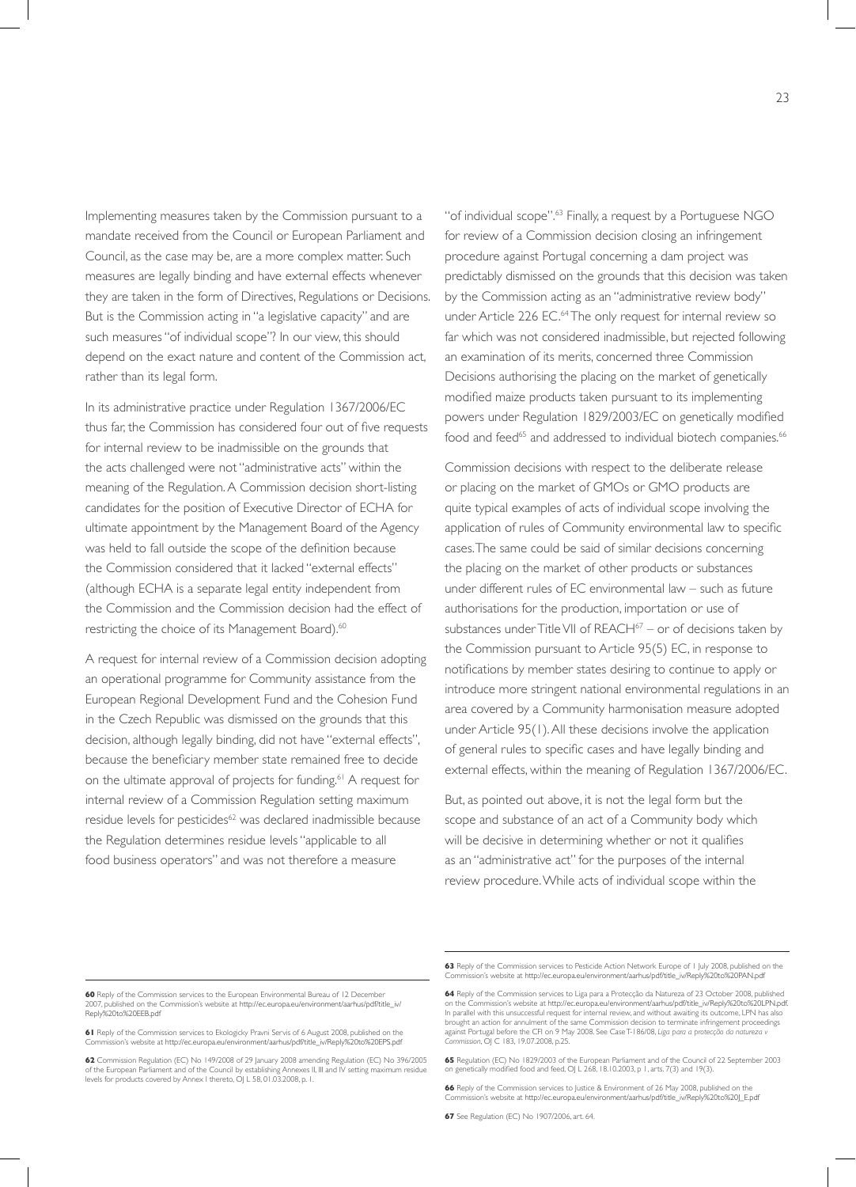Implementing measures taken by the Commission pursuant to a mandate received from the Council or European Parliament and Council, as the case may be, are a more complex matter. Such measures are legally binding and have external effects whenever they are taken in the form of Directives, Regulations or Decisions. But is the Commission acting in "a legislative capacity" and are such measures "of individual scope"? In our view, this should depend on the exact nature and content of the Commission act, rather than its legal form.

In its administrative practice under Regulation 1367/2006/EC thus far, the Commission has considered four out of five requests for internal review to be inadmissible on the grounds that the acts challenged were not "administrative acts" within the meaning of the Regulation. A Commission decision short-listing candidates for the position of Executive Director of ECHA for ultimate appointment by the Management Board of the Agency was held to fall outside the scope of the definition because the Commission considered that it lacked "external effects" (although ECHA is a separate legal entity independent from the Commission and the Commission decision had the effect of restricting the choice of its Management Board).[60]

A request for internal review of a Commission decision adopting an operational programme for Community assistance from the European Regional Development Fund and the Cohesion Fund in the Czech Republic was dismissed on the grounds that this decision, although legally binding, did not have "external effects", because the beneficiary member state remained free to decide on the ultimate approval of projects for funding.[61] A request for internal review of a Commission Regulation setting maximum residue levels for pesticides[62] was declared inadmissible because the Regulation determines residue levels "applicable to all food business operators" and was not therefore a measure "of individual scope".[63] Finally, a request by a Portuguese NGO for review of a Commission decision closing an infringement procedure against Portugal concerning a dam project was predictably dismissed on the grounds that this decision was taken by the Commission acting as an "administrative review body" under Article 226 EC.[64] The only request for internal review so far which was not considered inadmissible, but rejected following an examination of its merits, concerned three Commission Decisions authorising the placing on the market of genetically modified maize products taken pursuant to its implementing powers under Regulation 1829/2003/EC on genetically modified food and feed[65] and addressed to individual biotech companies.[66]

Commission decisions with respect to the deliberate release or placing on the market of GMOs or GMO products are quite typical examples of acts of individual scope involving the application of rules of Community environmental law to specific cases. The same could be said of similar decisions concerning the placing on the market of other products or substances under different rules of EC environmental law – such as future authorisations for the production, importation or use of substances under Title VII of REACH[67] – or of decisions taken by the Commission pursuant to Article 95(5) EC, in response to notifications by member states desiring to continue to apply or introduce more stringent national environmental regulations in an area covered by a Community harmonisation measure adopted under Article 95(1). All these decisions involve the application of general rules to specific cases and have legally binding and external effects, within the meaning of Regulation 1367/2006/EC.

But, as pointed out above, it is not the legal form but the scope and substance of an act of a Community body which will be decisive in determining whether or not it qualifies as an "administrative act" for the purposes of the internal review procedure. While acts of individual scope within the

---

**60** Reply of the Commission services to the European Environmental Bureau of 12 December 2007, published on the Commission's website at http://ec.europa.eu/environment/aarhus/pdf/title_iv/Reply%20to%20EEB.pdf

**61** Reply of the Commission services to Ekologicky Pravni Servis of 6 August 2008, published on the Commission's website at http://ec.europa.eu/environment/aarhus/pdf/title_iv/Reply%20to%20EPS.pdf

**62** Commission Regulation (EC) No 149/2008 of 29 January 2008 amending Regulation (EC) No 396/2005 of the European Parliament and of the Council by establishing Annexes II, III and IV setting maximum residue levels for products covered by Annex I thereto, OJ L 58, 01.03.2008, p. 1.

**63** Reply of the Commission services to Pesticide Action Network Europe of 1 July 2008, published on the Commission's website at http://ec.europa.eu/environment/aarhus/pdf/title_iv/Reply%20to%20PAN.pdf

**64** Reply of the Commission services to Liga para a Protecção da Natureza of 23 October 2008, published on the Commission's website at http://ec.europa.eu/environment/aarhus/pdf/title_iv/Reply%20to%20LPN.pdf. In parallel with this unsuccessful request for internal review, and without awaiting its outcome, LPN has also brought an action for annulment of the same Commission decision to terminate infringement proceedings against Portugal before the CFI on 9 May 2008. See Case T-186/08, *Liga para a protecção da natureza v Commission*, OJ C 183, 19.07.2008, p.25.

**65** Regulation (EC) No 1829/2003 of the European Parliament and of the Council of 22 September 2003 on genetically modified food and feed, OJ L 268, 18.10.2003, p 1, arts. 7(3) and 19(3).

**66** Reply of the Commission services to Justice & Environment of 26 May 2008, published on the Commission's website at http://ec.europa.eu/environment/aarhus/pdf/title_iv/Reply%20to%20J_E.pdf

**67** See Regulation (EC) No 1907/2006, art. 64.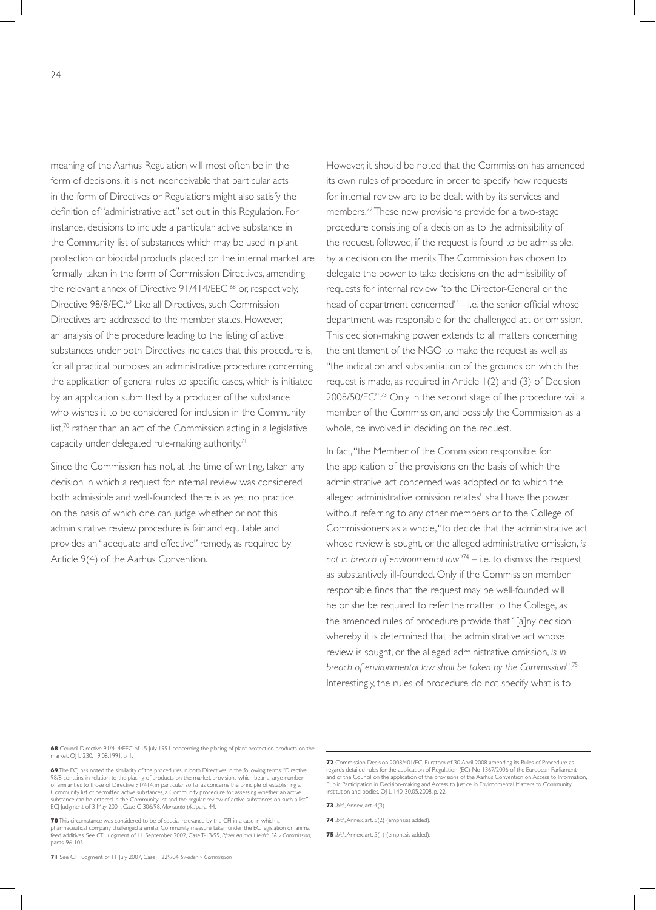meaning of the Aarhus Regulation will most often be in the form of decisions, it is not inconceivable that particular acts in the form of Directives or Regulations might also satisfy the definition of "administrative act" set out in this Regulation. For instance, decisions to include a particular active substance in the Community list of substances which may be used in plant protection or biocidal products placed on the internal market are formally taken in the form of Commission Directives, amending the relevant annex of Directive 91/414/EEC,[68] or, respectively, Directive 98/8/EC.[69] Like all Directives, such Commission Directives are addressed to the member states. However, an analysis of the procedure leading to the listing of active substances under both Directives indicates that this procedure is, for all practical purposes, an administrative procedure concerning the application of general rules to specific cases, which is initiated by an application submitted by a producer of the substance who wishes it to be considered for inclusion in the Community list,[70] rather than an act of the Commission acting in a legislative capacity under delegated rule-making authority.[71]

Since the Commission has not, at the time of writing, taken any decision in which a request for internal review was considered both admissible and well-founded, there is as yet no practice on the basis of which one can judge whether or not this administrative review procedure is fair and equitable and provides an "adequate and effective" remedy, as required by Article 9(4) of the Aarhus Convention.

However, it should be noted that the Commission has amended its own rules of procedure in order to specify how requests for internal review are to be dealt with by its services and members.[72] These new provisions provide for a two-stage procedure consisting of a decision as to the admissibility of the request, followed, if the request is found to be admissible, by a decision on the merits. The Commission has chosen to delegate the power to take decisions on the admissibility of requests for internal review "to the Director-General or the head of department concerned" – i.e. the senior official whose department was responsible for the challenged act or omission. This decision-making power extends to all matters concerning the entitlement of the NGO to make the request as well as "the indication and substantiation of the grounds on which the request is made, as required in Article 1(2) and (3) of Decision 2008/50/EC".[73] Only in the second stage of the procedure will a member of the Commission, and possibly the Commission as a whole, be involved in deciding on the request.

In fact, "the Member of the Commission responsible for the application of the provisions on the basis of which the administrative act concerned was adopted or to which the alleged administrative omission relates" shall have the power, without referring to any other members or to the College of Commissioners as a whole, "to decide that the administrative act whose review is sought, or the alleged administrative omission, *is not in breach of environmental law*"[74] – i.e. to dismiss the request as substantively ill-founded. Only if the Commission member responsible finds that the request may be well-founded will he or she be required to refer the matter to the College, as the amended rules of procedure provide that "[a]ny decision whereby it is determined that the administrative act whose review is sought, or the alleged administrative omission, *is in breach of environmental law shall be taken by the Commission*".[75] Interestingly, the rules of procedure do not specify what is to

---

**68** Council Directive 91/414/EEC of 15 July 1991 concerning the placing of plant protection products on the market, OJ L 230, 19.08.1991, p. 1.

**69** The ECJ has noted the similarity of the procedures in both Directives in the following terms: "Directive 98/8 contains, in relation to the placing of products on the market, provisions which bear a large number of similarities to those of Directive 91/414, in particular so far as concerns the principle of establishing a Community list of permitted active substances, a Community procedure for assessing whether an active substance can be entered in the Community list and the regular review of active substances on such a list." ECJ Judgment of 3 May 2001, Case C-306/98, *Monsanto plc*, para. 44.

**70** This circumstance was considered to be of special relevance by the CFI in a case in which a pharmaceutical company challenged a similar Community measure taken under the EC legislation on animal feed additives. See CFI Judgment of 11 September 2002, Case T-13/99, *Pfizer Animal Health SA v Commission*, paras. 96-105.

**71** See CFI Judgment of 11 July 2007, Case T 229/04, *Sweden v Commission.*

**72** Commission Decision 2008/401/EC, Euratom of 30 April 2008 amending its Rules of Procedure as regards detailed rules for the application of Regulation (EC) No 1367/2006 of the European Parliament and of the Council on the application of the provisions of the Aarhus Convention on Access to Information, Public Participation in Decision-making and Access to Justice in Environmental Matters to Community institution and bodies, OJ L 140, 30.05.2008, p. 22.

**73** *Ibid*., Annex, art. 4(3).

**74** *Ibid*., Annex, art. 5(2) (emphasis added).

**75** *Ibid*., Annex, art. 5(1) (emphasis added).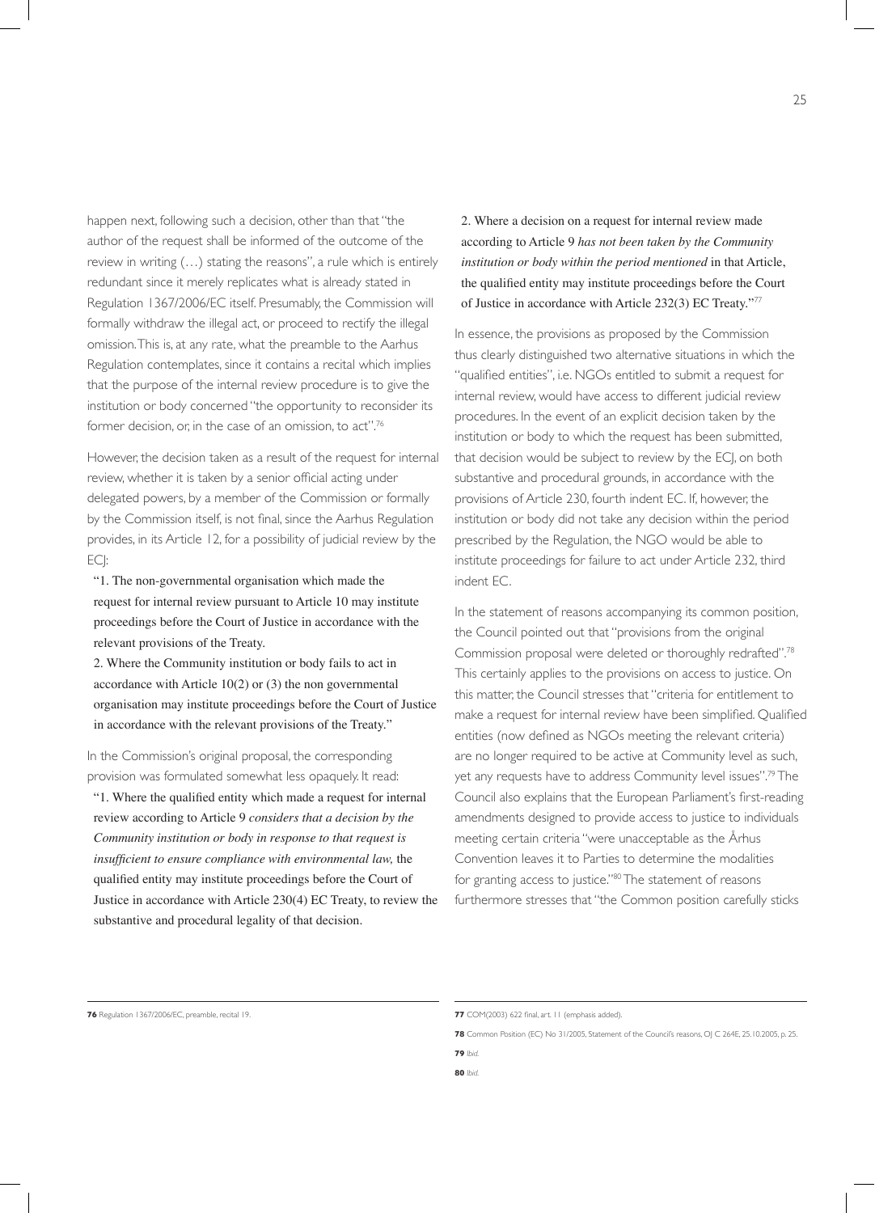happen next, following such a decision, other than that "the author of the request shall be informed of the outcome of the review in writing (…) stating the reasons", a rule which is entirely redundant since it merely replicates what is already stated in Regulation 1367/2006/EC itself. Presumably, the Commission will formally withdraw the illegal act, or proceed to rectify the illegal omission. This is, at any rate, what the preamble to the Aarhus Regulation contemplates, since it contains a recital which implies that the purpose of the internal review procedure is to give the institution or body concerned "the opportunity to reconsider its former decision, or, in the case of an omission, to act".[76]

However, the decision taken as a result of the request for internal review, whether it is taken by a senior official acting under delegated powers, by a member of the Commission or formally by the Commission itself, is not final, since the Aarhus Regulation provides, in its Article 12, for a possibility of judicial review by the ECJ:

> "1. The non-governmental organisation which made the request for internal review pursuant to Article 10 may institute proceedings before the Court of Justice in accordance with the relevant provisions of the Treaty.
>
> 2. Where the Community institution or body fails to act in accordance with Article 10(2) or (3) the non governmental organisation may institute proceedings before the Court of Justice in accordance with the relevant provisions of the Treaty."

In the Commission's original proposal, the corresponding provision was formulated somewhat less opaquely. It read:

> "1. Where the qualified entity which made a request for internal review according to Article 9 *considers that a decision by the Community institution or body in response to that request is insufficient to ensure compliance with environmental law,* the qualified entity may institute proceedings before the Court of Justice in accordance with Article 230(4) EC Treaty, to review the substantive and procedural legality of that decision.
>
> 2. Where a decision on a request for internal review made according to Article 9 *has not been taken by the Community institution or body within the period mentioned* in that Article, the qualified entity may institute proceedings before the Court of Justice in accordance with Article 232(3) EC Treaty."[77]

In essence, the provisions as proposed by the Commission thus clearly distinguished two alternative situations in which the "qualified entities", i.e. NGOs entitled to submit a request for internal review, would have access to different judicial review procedures. In the event of an explicit decision taken by the institution or body to which the request has been submitted, that decision would be subject to review by the ECJ, on both substantive and procedural grounds, in accordance with the provisions of Article 230, fourth indent EC. If, however, the institution or body did not take any decision within the period prescribed by the Regulation, the NGO would be able to institute proceedings for failure to act under Article 232, third indent EC.

In the statement of reasons accompanying its common position, the Council pointed out that "provisions from the original Commission proposal were deleted or thoroughly redrafted".[78] This certainly applies to the provisions on access to justice. On this matter, the Council stresses that "criteria for entitlement to make a request for internal review have been simplified. Qualified entities (now defined as NGOs meeting the relevant criteria) are no longer required to be active at Community level as such, yet any requests have to address Community level issues".[79] The Council also explains that the European Parliament's first-reading amendments designed to provide access to justice to individuals meeting certain criteria "were unacceptable as the Århus Convention leaves it to Parties to determine the modalities for granting access to justice."[80] The statement of reasons furthermore stresses that "the Common position carefully sticks

---

**76** Regulation 1367/2006/EC, preamble, recital 19.

**77** COM(2003) 622 final, art. 11 (emphasis added).

**78** Common Position (EC) No 31/2005, Statement of the Council's reasons, OJ C 264E, 25.10.2005, p. 25.

**79** *Ibid.*

**80** *Ibid.*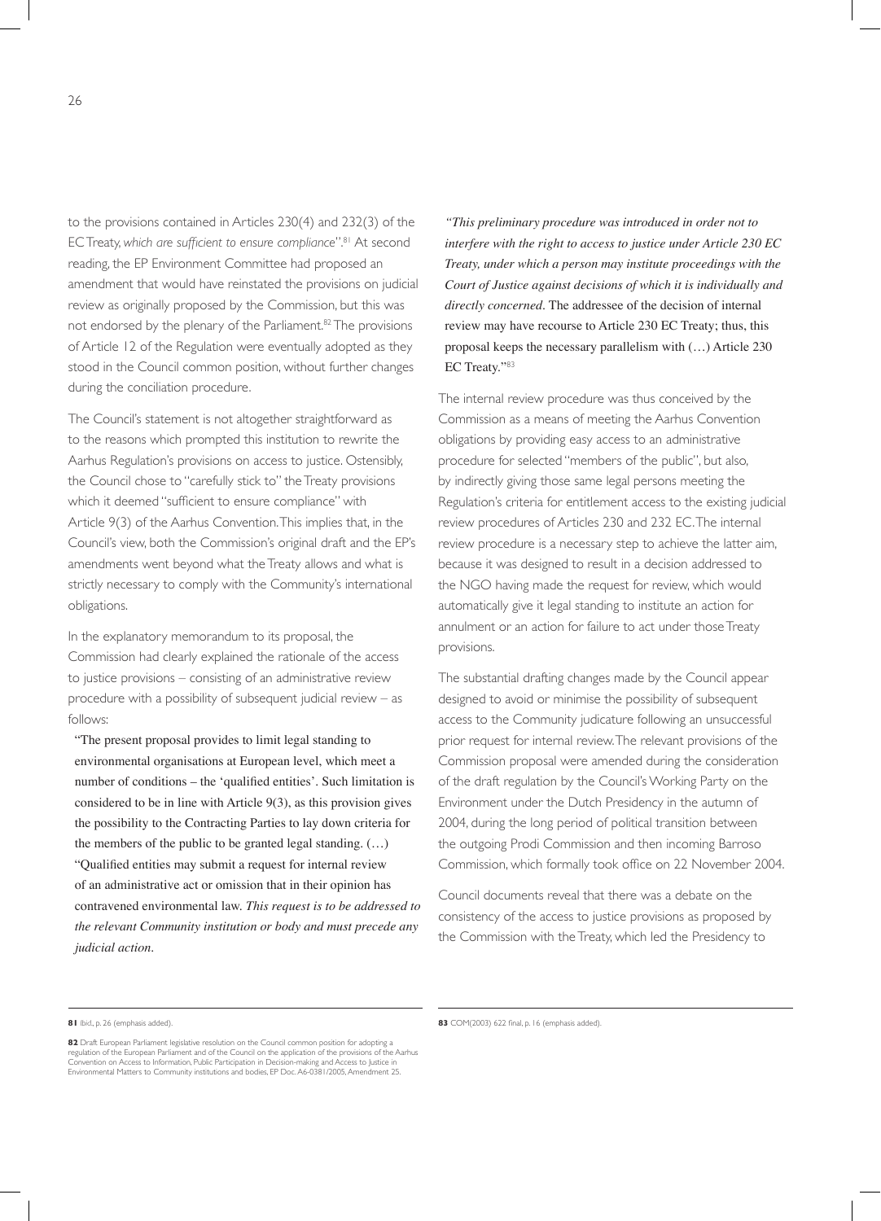to the provisions contained in Articles 230(4) and 232(3) of the EC Treaty, *which are sufficient to ensure compliance*".[81] At second reading, the EP Environment Committee had proposed an amendment that would have reinstated the provisions on judicial review as originally proposed by the Commission, but this was not endorsed by the plenary of the Parliament.[82] The provisions of Article 12 of the Regulation were eventually adopted as they stood in the Council common position, without further changes during the conciliation procedure.

The Council's statement is not altogether straightforward as to the reasons which prompted this institution to rewrite the Aarhus Regulation's provisions on access to justice. Ostensibly, the Council chose to "carefully stick to" the Treaty provisions which it deemed "sufficient to ensure compliance" with Article 9(3) of the Aarhus Convention. This implies that, in the Council's view, both the Commission's original draft and the EP's amendments went beyond what the Treaty allows and what is strictly necessary to comply with the Community's international obligations.

In the explanatory memorandum to its proposal, the Commission had clearly explained the rationale of the access to justice provisions – consisting of an administrative review procedure with a possibility of subsequent judicial review – as follows:

> "The present proposal provides to limit legal standing to environmental organisations at European level, which meet a number of conditions – the 'qualified entities'. Such limitation is considered to be in line with Article 9(3), as this provision gives the possibility to the Contracting Parties to lay down criteria for the members of the public to be granted legal standing. (…)
>
> "Qualified entities may submit a request for internal review of an administrative act or omission that in their opinion has contravened environmental law. *This request is to be addressed to the relevant Community institution or body and must precede any judicial action.*
>
> *"This preliminary procedure was introduced in order not to interfere with the right to access to justice under Article 230 EC Treaty, under which a person may institute proceedings with the Court of Justice against decisions of which it is individually and directly concerned*. The addressee of the decision of internal review may have recourse to Article 230 EC Treaty; thus, this proposal keeps the necessary parallelism with (…) Article 230 EC Treaty."[83]

The internal review procedure was thus conceived by the Commission as a means of meeting the Aarhus Convention obligations by providing easy access to an administrative procedure for selected "members of the public", but also, by indirectly giving those same legal persons meeting the Regulation's criteria for entitlement access to the existing judicial review procedures of Articles 230 and 232 EC. The internal review procedure is a necessary step to achieve the latter aim, because it was designed to result in a decision addressed to the NGO having made the request for review, which would automatically give it legal standing to institute an action for annulment or an action for failure to act under those Treaty provisions.

The substantial drafting changes made by the Council appear designed to avoid or minimise the possibility of subsequent access to the Community judicature following an unsuccessful prior request for internal review. The relevant provisions of the Commission proposal were amended during the consideration of the draft regulation by the Council's Working Party on the Environment under the Dutch Presidency in the autumn of 2004, during the long period of political transition between the outgoing Prodi Commission and then incoming Barroso Commission, which formally took office on 22 November 2004.

Council documents reveal that there was a debate on the consistency of the access to justice provisions as proposed by the Commission with the Treaty, which led the Presidency to

---

**81** Ibid., p. 26 (emphasis added).

**82** Draft European Parliament legislative resolution on the Council common position for adopting a regulation of the European Parliament and of the Council on the application of the provisions of the Aarhus Convention on Access to Information, Public Participation in Decision-making and Access to Justice in Environmental Matters to Community institutions and bodies, EP Doc. A6-0381/2005, Amendment 25.

**83** COM(2003) 622 final, p. 16 (emphasis added).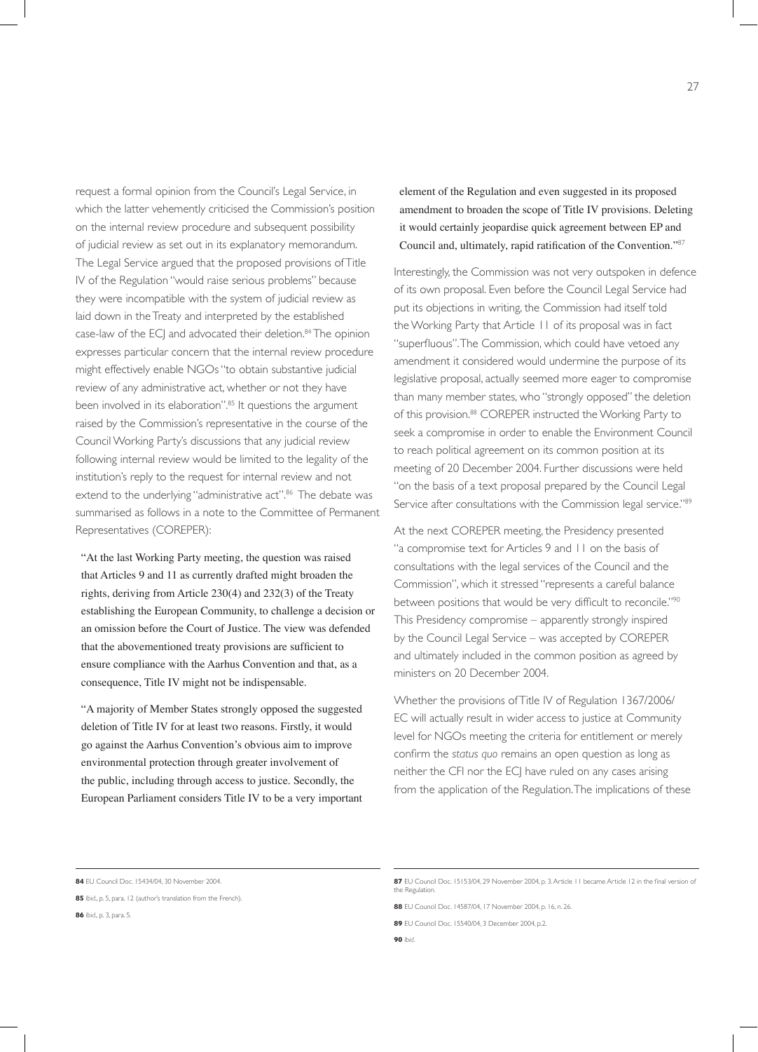request a formal opinion from the Council's Legal Service, in which the latter vehemently criticised the Commission's position on the internal review procedure and subsequent possibility of judicial review as set out in its explanatory memorandum. The Legal Service argued that the proposed provisions of Title IV of the Regulation "would raise serious problems" because they were incompatible with the system of judicial review as laid down in the Treaty and interpreted by the established case-law of the ECJ and advocated their deletion.[84] The opinion expresses particular concern that the internal review procedure might effectively enable NGOs "to obtain substantive judicial review of any administrative act, whether or not they have been involved in its elaboration".[85] It questions the argument raised by the Commission's representative in the course of the Council Working Party's discussions that any judicial review following internal review would be limited to the legality of the institution's reply to the request for internal review and not extend to the underlying "administrative act".[86] The debate was summarised as follows in a note to the Committee of Permanent Representatives (COREPER):

> "At the last Working Party meeting, the question was raised that Articles 9 and 11 as currently drafted might broaden the rights, deriving from Article 230(4) and 232(3) of the Treaty establishing the European Community, to challenge a decision or an omission before the Court of Justice. The view was defended that the abovementioned treaty provisions are sufficient to ensure compliance with the Aarhus Convention and that, as a consequence, Title IV might not be indispensable.
>
> "A majority of Member States strongly opposed the suggested deletion of Title IV for at least two reasons. Firstly, it would go against the Aarhus Convention's obvious aim to improve environmental protection through greater involvement of the public, including through access to justice. Secondly, the European Parliament considers Title IV to be a very important element of the Regulation and even suggested in its proposed amendment to broaden the scope of Title IV provisions. Deleting it would certainly jeopardise quick agreement between EP and Council and, ultimately, rapid ratification of the Convention."[87]

Interestingly, the Commission was not very outspoken in defence of its own proposal. Even before the Council Legal Service had put its objections in writing, the Commission had itself told the Working Party that Article 11 of its proposal was in fact "superfluous". The Commission, which could have vetoed any amendment it considered would undermine the purpose of its legislative proposal, actually seemed more eager to compromise than many member states, who "strongly opposed" the deletion of this provision.[88] COREPER instructed the Working Party to seek a compromise in order to enable the Environment Council to reach political agreement on its common position at its meeting of 20 December 2004. Further discussions were held "on the basis of a text proposal prepared by the Council Legal Service after consultations with the Commission legal service."[89]

At the next COREPER meeting, the Presidency presented "a compromise text for Articles 9 and 11 on the basis of consultations with the legal services of the Council and the Commission", which it stressed "represents a careful balance between positions that would be very difficult to reconcile."[90] This Presidency compromise – apparently strongly inspired by the Council Legal Service – was accepted by COREPER and ultimately included in the common position as agreed by ministers on 20 December 2004.

Whether the provisions of Title IV of Regulation 1367/2006/EC will actually result in wider access to justice at Community level for NGOs meeting the criteria for entitlement or merely confirm the *status quo* remains an open question as long as neither the CFI nor the ECJ have ruled on any cases arising from the application of the Regulation. The implications of these

---

**84** EU Council Doc. 15434/04, 30 November 2004.

**85** Ibid., p. 5, para. 12 (author's translation from the French).

**86** Ibid., p. 3, para. 5.

**87** EU Council Doc. 15153/04, 29 November 2004, p. 3. Article 11 became Article 12 in the final version of the Regulation.

**88** EU Council Doc. 14587/04, 17 November 2004, p. 16, n. 26.

**89** EU Council Doc. 15540/04, 3 December 2004, p.2.

**90** *Ibid.*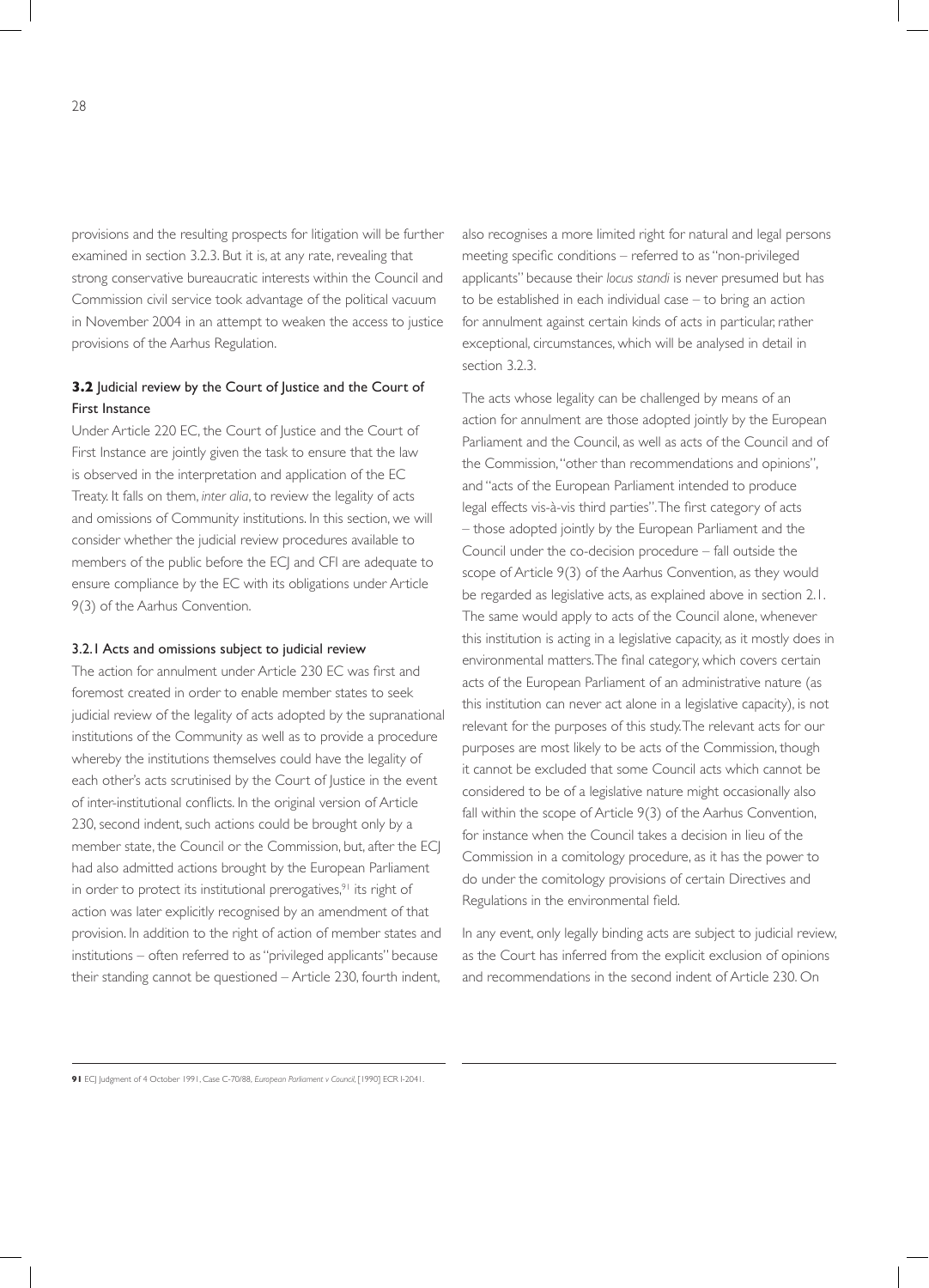provisions and the resulting prospects for litigation will be further examined in section 3.2.3. But it is, at any rate, revealing that strong conservative bureaucratic interests within the Council and Commission civil service took advantage of the political vacuum in November 2004 in an attempt to weaken the access to justice provisions of the Aarhus Regulation.

## **3.2** Judicial review by the Court of Justice and the Court of First Instance

Under Article 220 EC, the Court of Justice and the Court of First Instance are jointly given the task to ensure that the law is observed in the interpretation and application of the EC Treaty. It falls on them, *inter alia*, to review the legality of acts and omissions of Community institutions. In this section, we will consider whether the judicial review procedures available to members of the public before the ECJ and CFI are adequate to ensure compliance by the EC with its obligations under Article 9(3) of the Aarhus Convention.

### 3.2.1 Acts and omissions subject to judicial review

The action for annulment under Article 230 EC was first and foremost created in order to enable member states to seek judicial review of the legality of acts adopted by the supranational institutions of the Community as well as to provide a procedure whereby the institutions themselves could have the legality of each other's acts scrutinised by the Court of Justice in the event of inter-institutional conflicts. In the original version of Article 230, second indent, such actions could be brought only by a member state, the Council or the Commission, but, after the ECJ had also admitted actions brought by the European Parliament in order to protect its institutional prerogatives,[91] its right of action was later explicitly recognised by an amendment of that provision. In addition to the right of action of member states and institutions – often referred to as "privileged applicants" because their standing cannot be questioned – Article 230, fourth indent, also recognises a more limited right for natural and legal persons meeting specific conditions – referred to as "non-privileged applicants" because their *locus standi* is never presumed but has to be established in each individual case – to bring an action for annulment against certain kinds of acts in particular, rather exceptional, circumstances, which will be analysed in detail in section 3.2.3.

The acts whose legality can be challenged by means of an action for annulment are those adopted jointly by the European Parliament and the Council, as well as acts of the Council and of the Commission, "other than recommendations and opinions", and "acts of the European Parliament intended to produce legal effects vis-à-vis third parties". The first category of acts – those adopted jointly by the European Parliament and the Council under the co-decision procedure – fall outside the scope of Article 9(3) of the Aarhus Convention, as they would be regarded as legislative acts, as explained above in section 2.1. The same would apply to acts of the Council alone, whenever this institution is acting in a legislative capacity, as it mostly does in environmental matters. The final category, which covers certain acts of the European Parliament of an administrative nature (as this institution can never act alone in a legislative capacity), is not relevant for the purposes of this study. The relevant acts for our purposes are most likely to be acts of the Commission, though it cannot be excluded that some Council acts which cannot be considered to be of a legislative nature might occasionally also fall within the scope of Article 9(3) of the Aarhus Convention, for instance when the Council takes a decision in lieu of the Commission in a comitology procedure, as it has the power to do under the comitology provisions of certain Directives and Regulations in the environmental field.

In any event, only legally binding acts are subject to judicial review, as the Court has inferred from the explicit exclusion of opinions and recommendations in the second indent of Article 230. On

---

**91** ECJ Judgment of 4 October 1991, Case C-70/88, *European Parliament v Council*, [1990] ECR I-2041.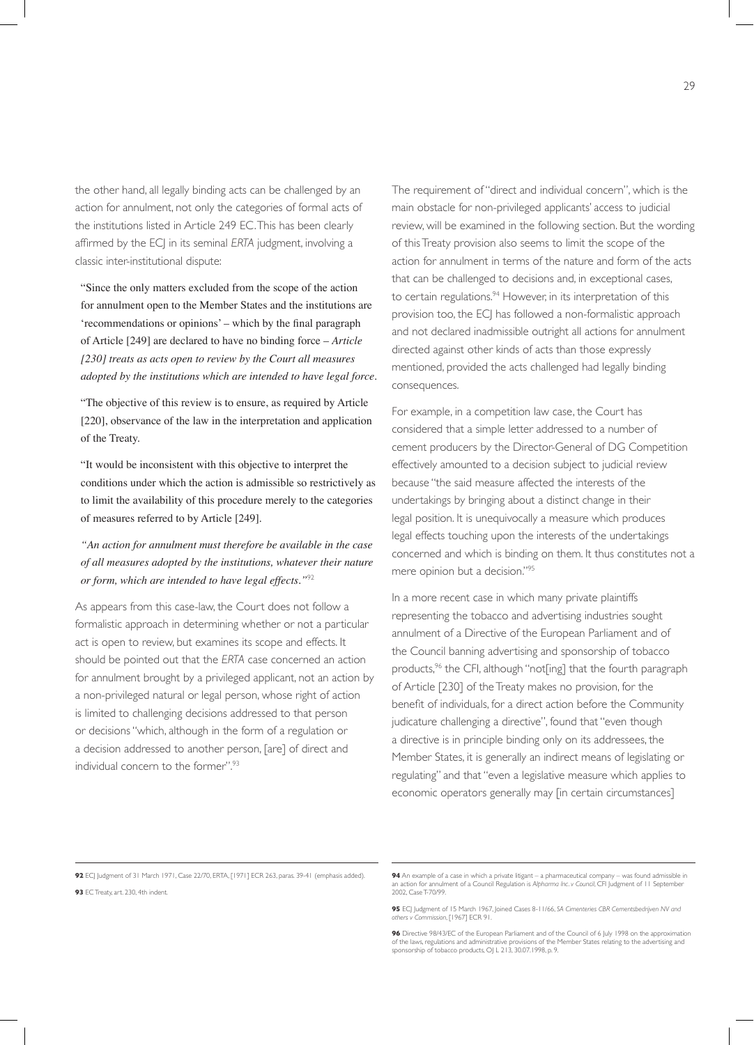the other hand, all legally binding acts can be challenged by an action for annulment, not only the categories of formal acts of the institutions listed in Article 249 EC. This has been clearly affirmed by the ECJ in its seminal *ERTA* judgment, involving a classic inter-institutional dispute:

> "Since the only matters excluded from the scope of the action for annulment open to the Member States and the institutions are 'recommendations or opinions' – which by the final paragraph of Article [249] are declared to have no binding force – *Article [230] treats as acts open to review by the Court all measures adopted by the institutions which are intended to have legal force*.
>
> "The objective of this review is to ensure, as required by Article [220], observance of the law in the interpretation and application of the Treaty.
>
> "It would be inconsistent with this objective to interpret the conditions under which the action is admissible so restrictively as to limit the availability of this procedure merely to the categories of measures referred to by Article [249].
>
> *"An action for annulment must therefore be available in the case of all measures adopted by the institutions, whatever their nature or form, which are intended to have legal effects."*[92]

As appears from this case-law, the Court does not follow a formalistic approach in determining whether or not a particular act is open to review, but examines its scope and effects. It should be pointed out that the *ERTA* case concerned an action for annulment brought by a privileged applicant, not an action by a non-privileged natural or legal person, whose right of action is limited to challenging decisions addressed to that person or decisions "which, although in the form of a regulation or a decision addressed to another person, [are] of direct and individual concern to the former".[93]

The requirement of "direct and individual concern", which is the main obstacle for non-privileged applicants' access to judicial review, will be examined in the following section. But the wording of this Treaty provision also seems to limit the scope of the action for annulment in terms of the nature and form of the acts that can be challenged to decisions and, in exceptional cases, to certain regulations.[94] However, in its interpretation of this provision too, the ECJ has followed a non-formalistic approach and not declared inadmissible outright all actions for annulment directed against other kinds of acts than those expressly mentioned, provided the acts challenged had legally binding consequences.

For example, in a competition law case, the Court has considered that a simple letter addressed to a number of cement producers by the Director-General of DG Competition effectively amounted to a decision subject to judicial review because "the said measure affected the interests of the undertakings by bringing about a distinct change in their legal position. It is unequivocally a measure which produces legal effects touching upon the interests of the undertakings concerned and which is binding on them. It thus constitutes not a mere opinion but a decision."[95]

In a more recent case in which many private plaintiffs representing the tobacco and advertising industries sought annulment of a Directive of the European Parliament and of the Council banning advertising and sponsorship of tobacco products,[96] the CFI, although "not[ing] that the fourth paragraph of Article [230] of the Treaty makes no provision, for the benefit of individuals, for a direct action before the Community judicature challenging a directive", found that "even though a directive is in principle binding only on its addressees, the Member States, it is generally an indirect means of legislating or regulating" and that "even a legislative measure which applies to economic operators generally may [in certain circumstances]

---

**92** ECJ Judgment of 31 March 1971, Case 22/70, ERTA, [1971] ECR 263, paras. 39-41 (emphasis added).

**93** EC Treaty, art. 230, 4th indent.

**94** An example of a case in which a private litigant – a pharmaceutical company – was found admissible in an action for annulment of a Council Regulation is *Alpharma Inc. v Council*, CFI Judgment of 11 September 2002, Case T-70/99.

**95** ECJ Judgment of 15 March 1967, Joined Cases 8-11/66, *SA Cimenteries CBR Cementsbedrijven NV and others v Commission*, [1967] ECR 91.

**96** Directive 98/43/EC of the European Parliament and of the Council of 6 July 1998 on the approximation of the laws, regulations and administrative provisions of the Member States relating to the advertising and sponsorship of tobacco products, OJ L 213, 30.07.1998, p. 9.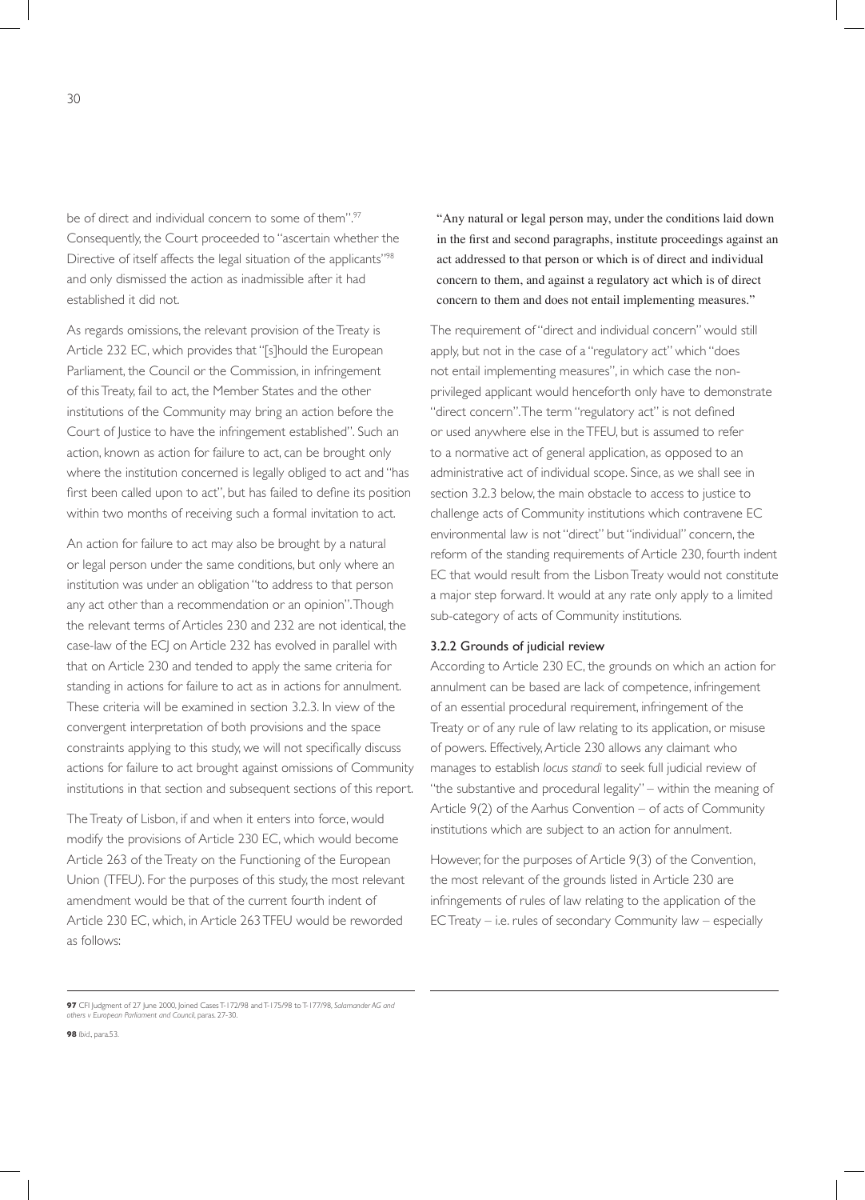be of direct and individual concern to some of them".[97] Consequently, the Court proceeded to "ascertain whether the Directive of itself affects the legal situation of the applicants"[98] and only dismissed the action as inadmissible after it had established it did not.

As regards omissions, the relevant provision of the Treaty is Article 232 EC, which provides that "[s]hould the European Parliament, the Council or the Commission, in infringement of this Treaty, fail to act, the Member States and the other institutions of the Community may bring an action before the Court of Justice to have the infringement established". Such an action, known as action for failure to act, can be brought only where the institution concerned is legally obliged to act and "has first been called upon to act", but has failed to define its position within two months of receiving such a formal invitation to act.

An action for failure to act may also be brought by a natural or legal person under the same conditions, but only where an institution was under an obligation "to address to that person any act other than a recommendation or an opinion". Though the relevant terms of Articles 230 and 232 are not identical, the case-law of the ECJ on Article 232 has evolved in parallel with that on Article 230 and tended to apply the same criteria for standing in actions for failure to act as in actions for annulment. These criteria will be examined in section 3.2.3. In view of the convergent interpretation of both provisions and the space constraints applying to this study, we will not specifically discuss actions for failure to act brought against omissions of Community institutions in that section and subsequent sections of this report.

The Treaty of Lisbon, if and when it enters into force, would modify the provisions of Article 230 EC, which would become Article 263 of the Treaty on the Functioning of the European Union (TFEU). For the purposes of this study, the most relevant amendment would be that of the current fourth indent of Article 230 EC, which, in Article 263 TFEU would be reworded as follows:

> "Any natural or legal person may, under the conditions laid down in the first and second paragraphs, institute proceedings against an act addressed to that person or which is of direct and individual concern to them, and against a regulatory act which is of direct concern to them and does not entail implementing measures."

The requirement of "direct and individual concern" would still apply, but not in the case of a "regulatory act" which "does not entail implementing measures", in which case the non-privileged applicant would henceforth only have to demonstrate "direct concern". The term "regulatory act" is not defined or used anywhere else in the TFEU, but is assumed to refer to a normative act of general application, as opposed to an administrative act of individual scope. Since, as we shall see in section 3.2.3 below, the main obstacle to access to justice to challenge acts of Community institutions which contravene EC environmental law is not "direct" but "individual" concern, the reform of the standing requirements of Article 230, fourth indent EC that would result from the Lisbon Treaty would not constitute a major step forward. It would at any rate only apply to a limited sub-category of acts of Community institutions.

### 3.2.2 Grounds of judicial review

According to Article 230 EC, the grounds on which an action for annulment can be based are lack of competence, infringement of an essential procedural requirement, infringement of the Treaty or of any rule of law relating to its application, or misuse of powers. Effectively, Article 230 allows any claimant who manages to establish *locus standi* to seek full judicial review of "the substantive and procedural legality" – within the meaning of Article 9(2) of the Aarhus Convention – of acts of Community institutions which are subject to an action for annulment.

However, for the purposes of Article 9(3) of the Convention, the most relevant of the grounds listed in Article 230 are infringements of rules of law relating to the application of the EC Treaty – i.e. rules of secondary Community law – especially

---

**97** CFI Judgment of 27 June 2000, Joined Cases T-172/98 and T-175/98 to T-177/98, *Salamander AG and others v European Parliament and Council*, paras. 27-30.

**98** Ibid., para.53.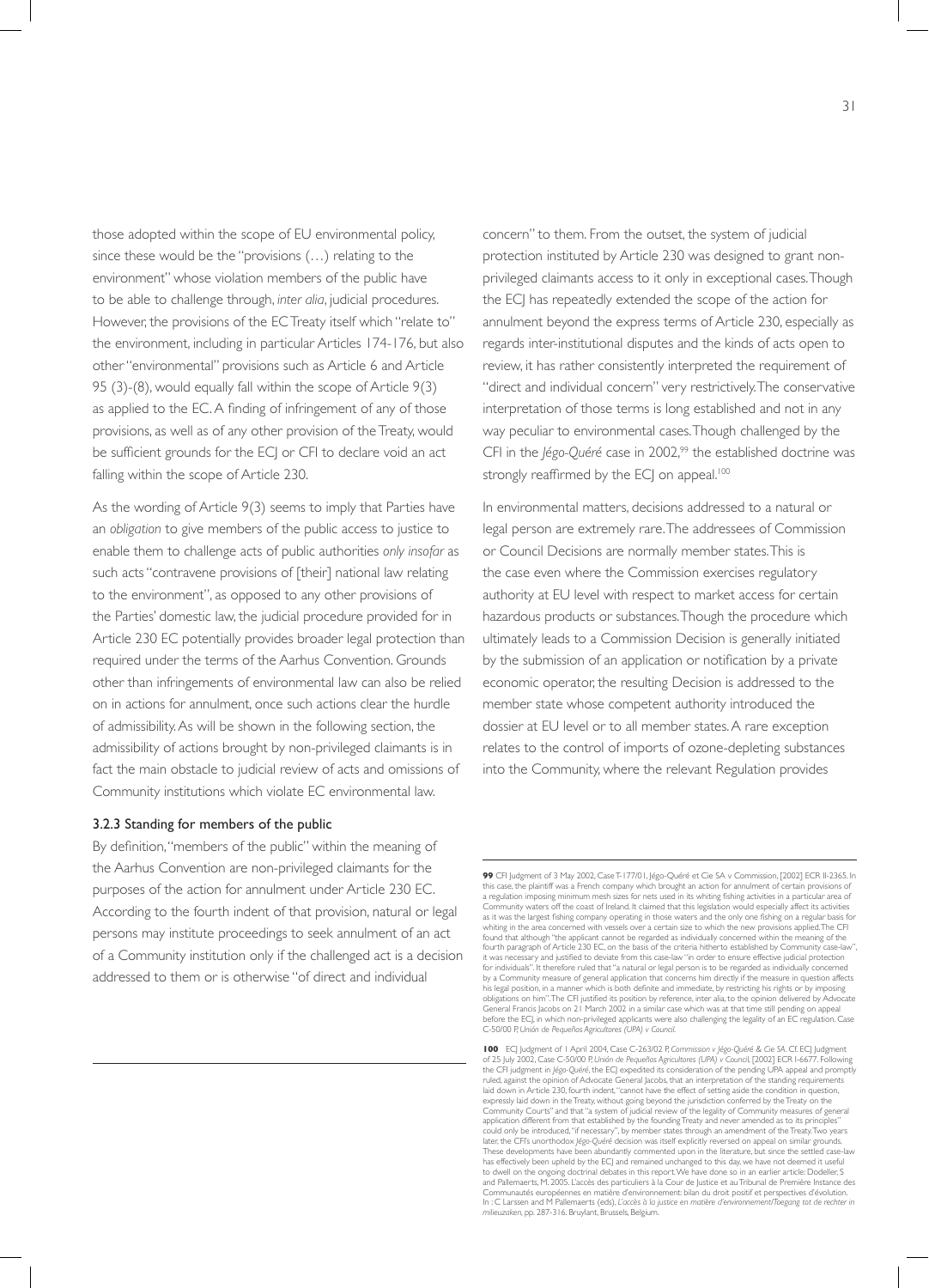those adopted within the scope of EU environmental policy, since these would be the "provisions (…) relating to the environment" whose violation members of the public have to be able to challenge through, *inter alia*, judicial procedures. However, the provisions of the EC Treaty itself which "relate to" the environment, including in particular Articles 174-176, but also other "environmental" provisions such as Article 6 and Article 95 (3)-(8), would equally fall within the scope of Article 9(3) as applied to the EC. A finding of infringement of any of those provisions, as well as of any other provision of the Treaty, would be sufficient grounds for the ECJ or CFI to declare void an act falling within the scope of Article 230.

As the wording of Article 9(3) seems to imply that Parties have an *obligation* to give members of the public access to justice to enable them to challenge acts of public authorities *only insofar* as such acts "contravene provisions of [their] national law relating to the environment", as opposed to any other provisions of the Parties' domestic law, the judicial procedure provided for in Article 230 EC potentially provides broader legal protection than required under the terms of the Aarhus Convention. Grounds other than infringements of environmental law can also be relied on in actions for annulment, once such actions clear the hurdle of admissibility. As will be shown in the following section, the admissibility of actions brought by non-privileged claimants is in fact the main obstacle to judicial review of acts and omissions of Community institutions which violate EC environmental law.

### 3.2.3 Standing for members of the public

By definition, "members of the public" within the meaning of the Aarhus Convention are non-privileged claimants for the purposes of the action for annulment under Article 230 EC. According to the fourth indent of that provision, natural or legal persons may institute proceedings to seek annulment of an act of a Community institution only if the challenged act is a decision addressed to them or is otherwise "of direct and individual concern" to them. From the outset, the system of judicial protection instituted by Article 230 was designed to grant non-privileged claimants access to it only in exceptional cases. Though the ECJ has repeatedly extended the scope of the action for annulment beyond the express terms of Article 230, especially as regards inter-institutional disputes and the kinds of acts open to review, it has rather consistently interpreted the requirement of "direct and individual concern" very restrictively. The conservative interpretation of those terms is long established and not in any way peculiar to environmental cases. Though challenged by the CFI in the *Jégo-Quéré* case in 2002,[99] the established doctrine was strongly reaffirmed by the ECJ on appeal.[100]

In environmental matters, decisions addressed to a natural or legal person are extremely rare. The addressees of Commission or Council Decisions are normally member states. This is the case even where the Commission exercises regulatory authority at EU level with respect to market access for certain hazardous products or substances. Though the procedure which ultimately leads to a Commission Decision is generally initiated by the submission of an application or notification by a private economic operator, the resulting Decision is addressed to the member state whose competent authority introduced the dossier at EU level or to all member states. A rare exception relates to the control of imports of ozone-depleting substances into the Community, where the relevant Regulation provides

---

**99** CFI Judgment of 3 May 2002, Case T-177/01, Jégo-Quéré et Cie SA v Commission, [2002] ECR II-2365. In this case, the plaintiff was a French company which brought an action for annulment of certain provisions of a regulation imposing minimum mesh sizes for nets used in its whiting fishing activities in a particular area of Community waters off the coast of Ireland. It claimed that this legislation would especially affect its activities as it was the largest fishing company operating in those waters and the only one fishing on a regular basis for whiting in the area concerned with vessels over a certain size to which the new provisions applied. The CFI found that although "the applicant cannot be regarded as individually concerned within the meaning of the fourth paragraph of Article 230 EC, on the basis of the criteria hitherto established by Community case-law", it was necessary and justified to deviate from this case-law "in order to ensure effective judicial protection for individuals". It therefore ruled that "a natural or legal person is to be regarded as individually concerned by a Community measure of general application that concerns him directly if the measure in question affects his legal position, in a manner which is both definite and immediate, by restricting his rights or by imposing obligations on him". The CFI justified its position by reference, inter alia, to the opinion delivered by Advocate General Francis Jacobs on 21 March 2002 in a similar case which was at that time still pending on appeal before the ECJ, in which non-privileged applicants were also challenging the legality of an EC regulation. Case C-50/00 P, *Unión de Pequeños Agricultores (UPA) v Council*.

**100** ECJ Judgment of 1 April 2004, Case C-263/02 P, *Commission v Jégo-Quéré & Cie SA*. Cf. ECJ Judgment of 25 July 2002, Case C-50/00 P, *Unión de Pequeños Agricultores (UPA) v Council*, [2002] ECR I-6677. Following the CFI judgment in *Jégo-Quéré*, the ECJ expedited its consideration of the pending UPA appeal and promptly ruled, against the opinion of Advocate General Jacobs, that an interpretation of the standing requirements laid down in Article 230, fourth indent, "cannot have the effect of setting aside the condition in question, expressly laid down in the Treaty, without going beyond the jurisdiction conferred by the Treaty on the Community Courts" and that "a system of judicial review of the legality of Community measures of general application different from that established by the founding Treaty and never amended as to its principles" could only be introduced, "if necessary", by member states through an amendment of the Treaty. Two years later, the CFI's unorthodox *Jégo-Quéré* decision was itself explicitly reversed on appeal on similar grounds. These developments have been abundantly commented upon in the literature, but since the settled case-law has effectively been upheld by the ECJ and remained unchanged to this day, we have not deemed it useful to dwell on the ongoing doctrinal debates in this report. We have done so in an earlier article: Dodeller, S and Pallemaerts, M. 2005. L'accès des particuliers à la Cour de Justice et au Tribunal de Première Instance des Communautés européennes en matière d'environnement: bilan du droit positif et perspectives d'évolution. In : C Larssen and M Pallemaerts (eds), *L'accès à la justice en matière d'environnement/Toegang tot de rechter in milieuzaken*, pp. 287-316. Bruylant, Brussels, Belgium.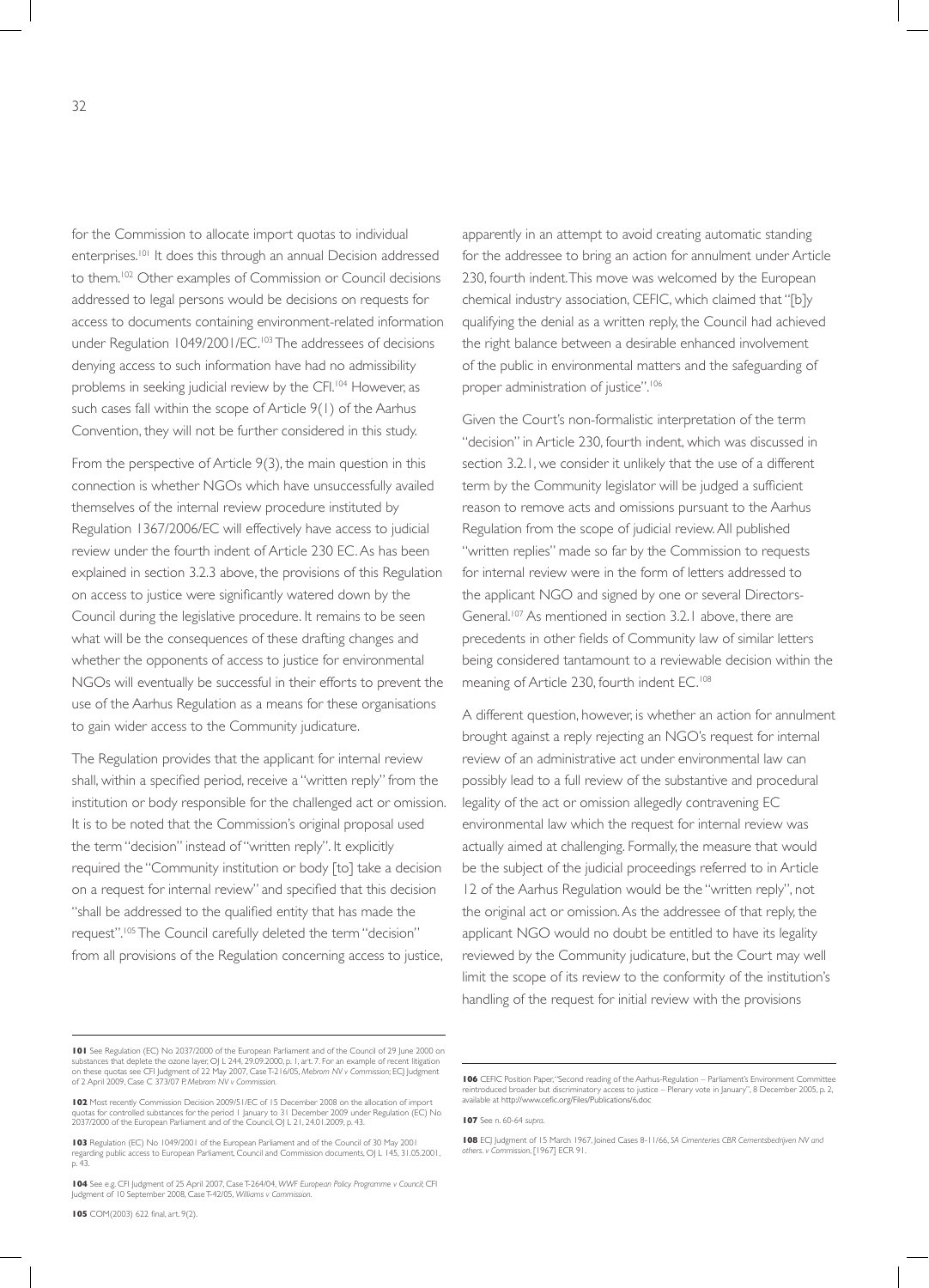for the Commission to allocate import quotas to individual enterprises.[101] It does this through an annual Decision addressed to them.[102] Other examples of Commission or Council decisions addressed to legal persons would be decisions on requests for access to documents containing environment-related information under Regulation 1049/2001/EC.[103] The addressees of decisions denying access to such information have had no admissibility problems in seeking judicial review by the CFI.[104] However, as such cases fall within the scope of Article 9(1) of the Aarhus Convention, they will not be further considered in this study.

From the perspective of Article 9(3), the main question in this connection is whether NGOs which have unsuccessfully availed themselves of the internal review procedure instituted by Regulation 1367/2006/EC will effectively have access to judicial review under the fourth indent of Article 230 EC. As has been explained in section 3.2.3 above, the provisions of this Regulation on access to justice were significantly watered down by the Council during the legislative procedure. It remains to be seen what will be the consequences of these drafting changes and whether the opponents of access to justice for environmental NGOs will eventually be successful in their efforts to prevent the use of the Aarhus Regulation as a means for these organisations to gain wider access to the Community judicature.

The Regulation provides that the applicant for internal review shall, within a specified period, receive a "written reply" from the institution or body responsible for the challenged act or omission. It is to be noted that the Commission's original proposal used the term "decision" instead of "written reply". It explicitly required the "Community institution or body [to] take a decision on a request for internal review" and specified that this decision "shall be addressed to the qualified entity that has made the request".[105] The Council carefully deleted the term "decision" from all provisions of the Regulation concerning access to justice, apparently in an attempt to avoid creating automatic standing for the addressee to bring an action for annulment under Article 230, fourth indent. This move was welcomed by the European chemical industry association, CEFIC, which claimed that "[b]y qualifying the denial as a written reply, the Council had achieved the right balance between a desirable enhanced involvement of the public in environmental matters and the safeguarding of proper administration of justice".[106]

Given the Court's non-formalistic interpretation of the term "decision" in Article 230, fourth indent, which was discussed in section 3.2.1, we consider it unlikely that the use of a different term by the Community legislator will be judged a sufficient reason to remove acts and omissions pursuant to the Aarhus Regulation from the scope of judicial review. All published "written replies" made so far by the Commission to requests for internal review were in the form of letters addressed to the applicant NGO and signed by one or several Directors-General.[107] As mentioned in section 3.2.1 above, there are precedents in other fields of Community law of similar letters being considered tantamount to a reviewable decision within the meaning of Article 230, fourth indent EC.[108]

A different question, however, is whether an action for annulment brought against a reply rejecting an NGO's request for internal review of an administrative act under environmental law can possibly lead to a full review of the substantive and procedural legality of the act or omission allegedly contravening EC environmental law which the request for internal review was actually aimed at challenging. Formally, the measure that would be the subject of the judicial proceedings referred to in Article 12 of the Aarhus Regulation would be the "written reply", not the original act or omission. As the addressee of that reply, the applicant NGO would no doubt be entitled to have its legality reviewed by the Community judicature, but the Court may well limit the scope of its review to the conformity of the institution's handling of the request for initial review with the provisions

---

**101** See Regulation (EC) No 2037/2000 of the European Parliament and of the Council of 29 June 2000 on substances that deplete the ozone layer, OJ L 244, 29.09.2000, p. 1, art. 7. For an example of recent litigation on these quotas see CFI Judgment of 22 May 2007, Case T-216/05, *Mebrom NV v Commission*; ECJ Judgment of 2 April 2009, Case C 373/07 P, *Mebrom NV v Commission*.

**102** Most recently Commission Decision 2009/51/EC of 15 December 2008 on the allocation of import quotas for controlled substances for the period 1 January to 31 December 2009 under Regulation (EC) No 2037/2000 of the European Parliament and of the Council, OJ L 21, 24.01.2009, p. 43.

**103** Regulation (EC) No 1049/2001 of the European Parliament and of the Council of 30 May 2001 regarding public access to European Parliament, Council and Commission documents, OJ L 145, 31.05.2001, p. 43.

**104** See e.g. CFI Judgment of 25 April 2007, Case T-264/04, *WWF European Policy Programme v Council*; CFI Judgment of 10 September 2008, Case T-42/05, *Williams v Commission*.

**105** COM(2003) 622 final, art. 9(2).

**106** CEFIC Position Paper, "Second reading of the Aarhus-Regulation – Parliament's Environment Committee reintroduced broader but discriminatory access to justice – Plenary vote in January", 8 December 2005, p. 2, available at http://www.cefic.org/Files/Publications/6.doc

**107** See n. 60-64 *supra*.

**108** ECJ Judgment of 15 March 1967, Joined Cases 8-11/66, *SA Cimenteries CBR Cementsbedrijven NV and others. v Commission*, [1967] ECR 91.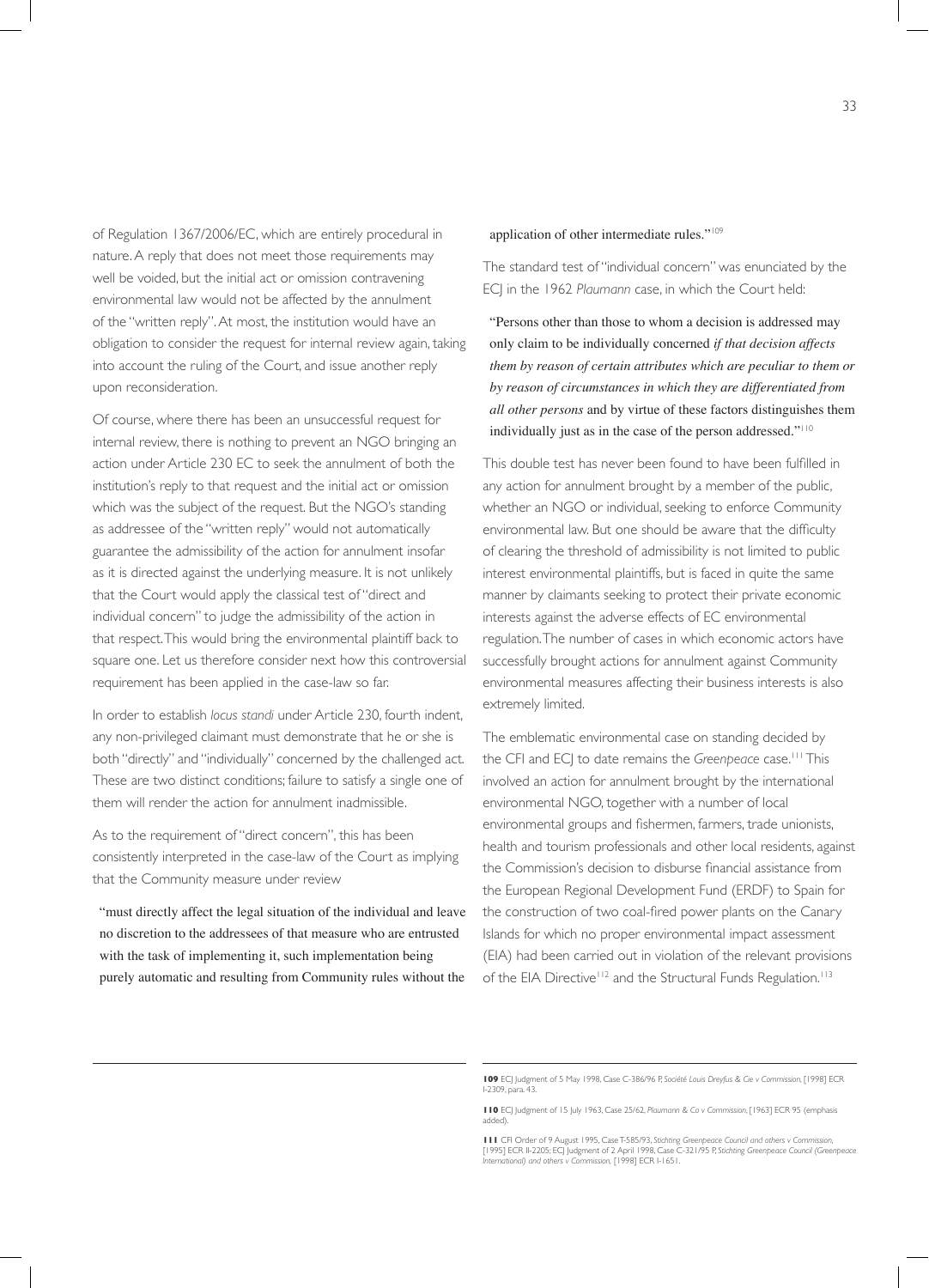of Regulation 1367/2006/EC, which are entirely procedural in nature. A reply that does not meet those requirements may well be voided, but the initial act or omission contravening environmental law would not be affected by the annulment of the "written reply". At most, the institution would have an obligation to consider the request for internal review again, taking into account the ruling of the Court, and issue another reply upon reconsideration.

Of course, where there has been an unsuccessful request for internal review, there is nothing to prevent an NGO bringing an action under Article 230 EC to seek the annulment of both the institution's reply to that request and the initial act or omission which was the subject of the request. But the NGO's standing as addressee of the "written reply" would not automatically guarantee the admissibility of the action for annulment insofar as it is directed against the underlying measure. It is not unlikely that the Court would apply the classical test of "direct and individual concern" to judge the admissibility of the action in that respect. This would bring the environmental plaintiff back to square one. Let us therefore consider next how this controversial requirement has been applied in the case-law so far.

In order to establish *locus standi* under Article 230, fourth indent, any non-privileged claimant must demonstrate that he or she is both "directly" and "individually" concerned by the challenged act. These are two distinct conditions; failure to satisfy a single one of them will render the action for annulment inadmissible.

As to the requirement of "direct concern", this has been consistently interpreted in the case-law of the Court as implying that the Community measure under review

> "must directly affect the legal situation of the individual and leave no discretion to the addressees of that measure who are entrusted with the task of implementing it, such implementation being purely automatic and resulting from Community rules without the application of other intermediate rules."[109]

The standard test of "individual concern" was enunciated by the ECJ in the 1962 *Plaumann* case, in which the Court held:

> "Persons other than those to whom a decision is addressed may only claim to be individually concerned *if that decision affects them by reason of certain attributes which are peculiar to them or by reason of circumstances in which they are differentiated from all other persons* and by virtue of these factors distinguishes them individually just as in the case of the person addressed."[110]

This double test has never been found to have been fulfilled in any action for annulment brought by a member of the public, whether an NGO or individual, seeking to enforce Community environmental law. But one should be aware that the difficulty of clearing the threshold of admissibility is not limited to public interest environmental plaintiffs, but is faced in quite the same manner by claimants seeking to protect their private economic interests against the adverse effects of EC environmental regulation. The number of cases in which economic actors have successfully brought actions for annulment against Community environmental measures affecting their business interests is also extremely limited.

The emblematic environmental case on standing decided by the CFI and ECJ to date remains the *Greenpeace* case.[111] This involved an action for annulment brought by the international environmental NGO, together with a number of local environmental groups and fishermen, farmers, trade unionists, health and tourism professionals and other local residents, against the Commission's decision to disburse financial assistance from the European Regional Development Fund (ERDF) to Spain for the construction of two coal-fired power plants on the Canary Islands for which no proper environmental impact assessment (EIA) had been carried out in violation of the relevant provisions of the EIA Directive[112] and the Structural Funds Regulation.[113]

---

**109** ECJ Judgment of 5 May 1998, Case C-386/96 P, *Société Louis Dreyfus & Cie v Commission*, [1998] ECR I-2309, para. 43.

**110** ECJ Judgment of 15 July 1963, Case 25/62, *Plaumann & Co v Commission*, [1963] ECR 95 (emphasis added).

**111** CFI Order of 9 August 1995, Case T-585/93, *Stichting Greenpeace Council and others v Commission*, [1995] ECR II-2205; ECJ Judgment of 2 April 1998, Case C-321/95 P, *Stichting Greenpeace Council (Greenpeace International) and others v Commission*, [1998] ECR I-1651.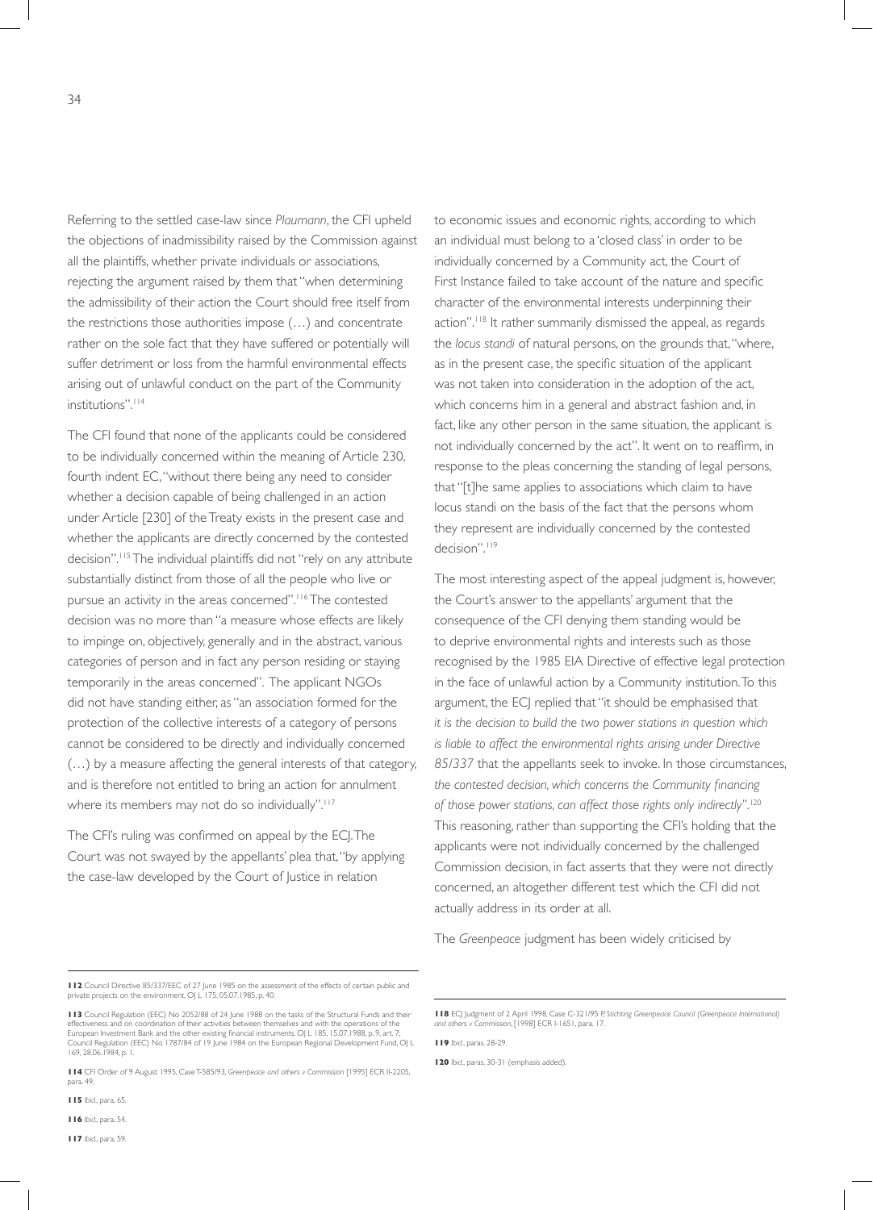Referring to the settled case-law since *Plaumann*, the CFI upheld the objections of inadmissibility raised by the Commission against all the plaintiffs, whether private individuals or associations, rejecting the argument raised by them that "when determining the admissibility of their action the Court should free itself from the restrictions those authorities impose (…) and concentrate rather on the sole fact that they have suffered or potentially will suffer detriment or loss from the harmful environmental effects arising out of unlawful conduct on the part of the Community institutions".[114]

The CFI found that none of the applicants could be considered to be individually concerned within the meaning of Article 230, fourth indent EC, "without there being any need to consider whether a decision capable of being challenged in an action under Article [230] of the Treaty exists in the present case and whether the applicants are directly concerned by the contested decision".[115] The individual plaintiffs did not "rely on any attribute substantially distinct from those of all the people who live or pursue an activity in the areas concerned".[116] The contested decision was no more than "a measure whose effects are likely to impinge on, objectively, generally and in the abstract, various categories of person and in fact any person residing or staying temporarily in the areas concerned". The applicant NGOs did not have standing either, as "an association formed for the protection of the collective interests of a category of persons cannot be considered to be directly and individually concerned (…) by a measure affecting the general interests of that category, and is therefore not entitled to bring an action for annulment where its members may not do so individually".[117]

The CFI's ruling was confirmed on appeal by the ECJ. The Court was not swayed by the appellants' plea that, "by applying the case-law developed by the Court of Justice in relation to economic issues and economic rights, according to which an individual must belong to a 'closed class' in order to be individually concerned by a Community act, the Court of First Instance failed to take account of the nature and specific character of the environmental interests underpinning their action".[118] It rather summarily dismissed the appeal, as regards the *locus standi* of natural persons, on the grounds that, "where, as in the present case, the specific situation of the applicant was not taken into consideration in the adoption of the act, which concerns him in a general and abstract fashion and, in fact, like any other person in the same situation, the applicant is not individually concerned by the act". It went on to reaffirm, in response to the pleas concerning the standing of legal persons, that "[t]he same applies to associations which claim to have locus standi on the basis of the fact that the persons whom they represent are individually concerned by the contested decision".[119]

The most interesting aspect of the appeal judgment is, however, the Court's answer to the appellants' argument that the consequence of the CFI denying them standing would be to deprive environmental rights and interests such as those recognised by the 1985 EIA Directive of effective legal protection in the face of unlawful action by a Community institution. To this argument, the ECJ replied that "it should be emphasised that *it is the decision to build the two power stations in question which is liable to affect the environmental rights arising under Directive 85/337* that the appellants seek to invoke. In those circumstances, *the contested decision, which concerns the Community financing of those power stations, can affect those rights only indirectly*".[120] This reasoning, rather than supporting the CFI's holding that the applicants were not individually concerned by the challenged Commission decision, in fact asserts that they were not directly concerned, an altogether different test which the CFI did not actually address in its order at all.

The *Greenpeace* judgment has been widely criticised by

---

**112** Council Directive 85/337/EEC of 27 June 1985 on the assessment of the effects of certain public and private projects on the environment, OJ L 175, 05.07.1985, p. 40.

**113** Council Regulation (EEC) No 2052/88 of 24 June 1988 on the tasks of the Structural Funds and their effectiveness and on coordination of their activities between themselves and with the operations of the European Investment Bank and the other existing financial instruments, OJ L 185, 15.07.1988, p. 9, art. 7; Council Regulation (EEC) No 1787/84 of 19 June 1984 on the European Regional Development Fund, OJ L 169, 28.06.1984, p. 1.

**114** CFI Order of 9 August 1995, Case T-585/93, *Greenpeace and others v Commission* [1995] ECR II-2205, para. 49.

**115** Ibid., para. 65.

**116** Ibid., para. 54.

**117** Ibid., para. 59.

**118** ECJ Judgment of 2 April 1998, Case C-321/95 P, *Stichting Greenpeace Council (Greenpeace International) and others v Commission*, [1998] ECR I-1651, para. 17.

**119** *Ibid.*, paras. 28-29.

**120** *Ibid.*, paras. 30-31 (emphasis added).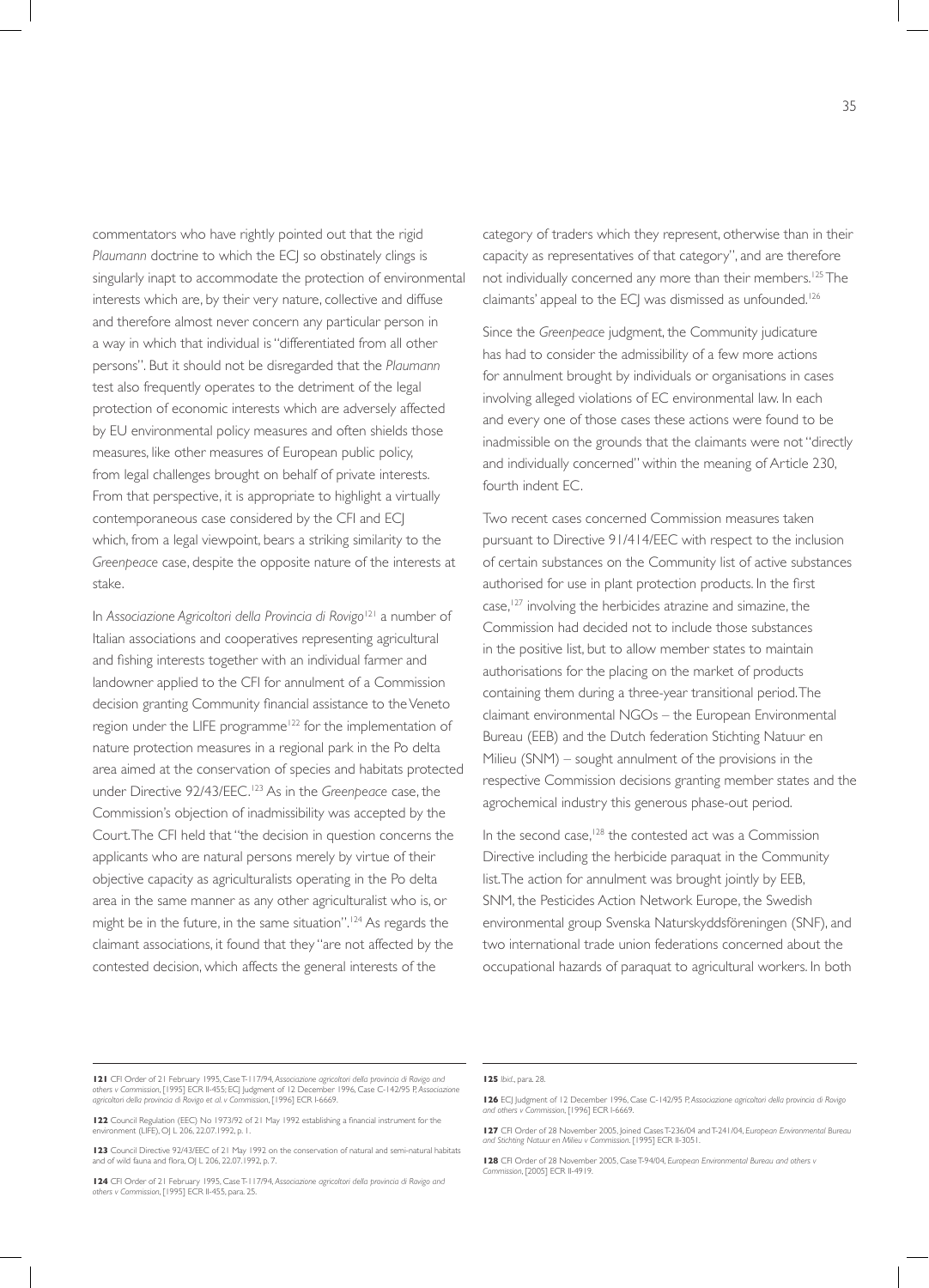commentators who have rightly pointed out that the rigid *Plaumann* doctrine to which the ECJ so obstinately clings is singularly inapt to accommodate the protection of environmental interests which are, by their very nature, collective and diffuse and therefore almost never concern any particular person in a way in which that individual is "differentiated from all other persons". But it should not be disregarded that the *Plaumann* test also frequently operates to the detriment of the legal protection of economic interests which are adversely affected by EU environmental policy measures and often shields those measures, like other measures of European public policy, from legal challenges brought on behalf of private interests. From that perspective, it is appropriate to highlight a virtually contemporaneous case considered by the CFI and ECJ which, from a legal viewpoint, bears a striking similarity to the *Greenpeace* case, despite the opposite nature of the interests at stake.

In *Associazione Agricoltori della Provincia di Rovigo*[121] a number of Italian associations and cooperatives representing agricultural and fishing interests together with an individual farmer and landowner applied to the CFI for annulment of a Commission decision granting Community financial assistance to the Veneto region under the LIFE programme[122] for the implementation of nature protection measures in a regional park in the Po delta area aimed at the conservation of species and habitats protected under Directive 92/43/EEC.[123] As in the *Greenpeace* case, the Commission's objection of inadmissibility was accepted by the Court. The CFI held that "the decision in question concerns the applicants who are natural persons merely by virtue of their objective capacity as agriculturalists operating in the Po delta area in the same manner as any other agriculturalist who is, or might be in the future, in the same situation".[124] As regards the claimant associations, it found that they "are not affected by the contested decision, which affects the general interests of the category of traders which they represent, otherwise than in their capacity as representatives of that category", and are therefore not individually concerned any more than their members.[125] The claimants' appeal to the ECJ was dismissed as unfounded.[126]

Since the *Greenpeace* judgment, the Community judicature has had to consider the admissibility of a few more actions for annulment brought by individuals or organisations in cases involving alleged violations of EC environmental law. In each and every one of those cases these actions were found to be inadmissible on the grounds that the claimants were not "directly and individually concerned" within the meaning of Article 230, fourth indent EC.

Two recent cases concerned Commission measures taken pursuant to Directive 91/414/EEC with respect to the inclusion of certain substances on the Community list of active substances authorised for use in plant protection products. In the first case,[127] involving the herbicides atrazine and simazine, the Commission had decided not to include those substances in the positive list, but to allow member states to maintain authorisations for the placing on the market of products containing them during a three-year transitional period. The claimant environmental NGOs – the European Environmental Bureau (EEB) and the Dutch federation Stichting Natuur en Milieu (SNM) – sought annulment of the provisions in the respective Commission decisions granting member states and the agrochemical industry this generous phase-out period.

In the second case,[128] the contested act was a Commission Directive including the herbicide paraquat in the Community list. The action for annulment was brought jointly by EEB, SNM, the Pesticides Action Network Europe, the Swedish environmental group Svenska Naturskyddsföreningen (SNF), and two international trade union federations concerned about the occupational hazards of paraquat to agricultural workers. In both

---

**121** CFI Order of 21 February 1995, Case T-117/94, *Associazione agricoltori della provincia di Rovigo and others v Commission*, [1995] ECR II-455; ECJ Judgment of 12 December 1996, Case C-142/95 P, *Associazione agricoltori della provincia di Rovigo et al. v Commission*, [1996] ECR I-6669.

**122** Council Regulation (EEC) No 1973/92 of 21 May 1992 establishing a financial instrument for the environment (LIFE), OJ L 206, 22.07.1992, p. 1.

**123** Council Directive 92/43/EEC of 21 May 1992 on the conservation of natural and semi-natural habitats and of wild fauna and flora, OJ L 206, 22.07.1992, p. 7.

**124** CFI Order of 21 February 1995, Case T-117/94, *Associazione agricoltori della provincia di Rovigo and others v Commission*, [1995] ECR II-455, para. 25.

**125** *Ibid.*, para. 28.

**126** ECJ Judgment of 12 December 1996, Case C-142/95 P, *Associazione agricoltori della provincia di Rovigo and others v Commission*, [1996] ECR I-6669.

**127** CFI Order of 28 November 2005, Joined Cases T-236/04 and T-241/04, *European Environmental Bureau and Stichting Natuur en Milieu v Commission*. [1995] ECR II-3051.

**128** CFI Order of 28 November 2005, Case T-94/04, *European Environmental Bureau and others v Commission*, [2005] ECR II-4919.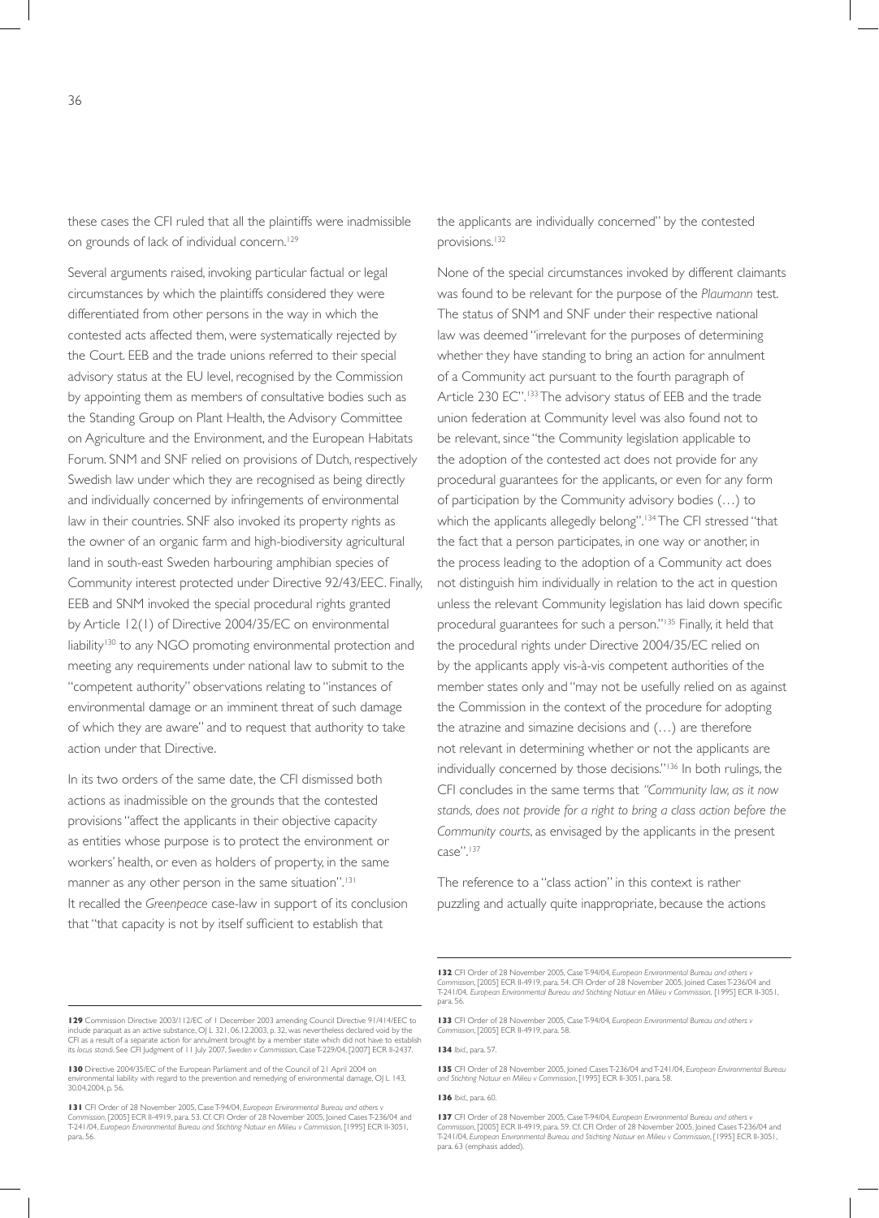these cases the CFI ruled that all the plaintiffs were inadmissible on grounds of lack of individual concern.[129]

Several arguments raised, invoking particular factual or legal circumstances by which the plaintiffs considered they were differentiated from other persons in the way in which the contested acts affected them, were systematically rejected by the Court. EEB and the trade unions referred to their special advisory status at the EU level, recognised by the Commission by appointing them as members of consultative bodies such as the Standing Group on Plant Health, the Advisory Committee on Agriculture and the Environment, and the European Habitats Forum. SNM and SNF relied on provisions of Dutch, respectively Swedish law under which they are recognised as being directly and individually concerned by infringements of environmental law in their countries. SNF also invoked its property rights as the owner of an organic farm and high-biodiversity agricultural land in south-east Sweden harbouring amphibian species of Community interest protected under Directive 92/43/EEC. Finally, EEB and SNM invoked the special procedural rights granted by Article 12(1) of Directive 2004/35/EC on environmental liability[130] to any NGO promoting environmental protection and meeting any requirements under national law to submit to the "competent authority" observations relating to "instances of environmental damage or an imminent threat of such damage of which they are aware" and to request that authority to take action under that Directive.

In its two orders of the same date, the CFI dismissed both actions as inadmissible on the grounds that the contested provisions "affect the applicants in their objective capacity as entities whose purpose is to protect the environment or workers' health, or even as holders of property, in the same manner as any other person in the same situation".[131] It recalled the *Greenpeace* case-law in support of its conclusion that "that capacity is not by itself sufficient to establish that the applicants are individually concerned" by the contested provisions.[132]

None of the special circumstances invoked by different claimants was found to be relevant for the purpose of the *Plaumann* test. The status of SNM and SNF under their respective national law was deemed "irrelevant for the purposes of determining whether they have standing to bring an action for annulment of a Community act pursuant to the fourth paragraph of Article 230 EC".[133] The advisory status of EEB and the trade union federation at Community level was also found not to be relevant, since "the Community legislation applicable to the adoption of the contested act does not provide for any procedural guarantees for the applicants, or even for any form of participation by the Community advisory bodies (…) to which the applicants allegedly belong".[134] The CFI stressed "that the fact that a person participates, in one way or another, in the process leading to the adoption of a Community act does not distinguish him individually in relation to the act in question unless the relevant Community legislation has laid down specific procedural guarantees for such a person."[135] Finally, it held that the procedural rights under Directive 2004/35/EC relied on by the applicants apply vis-à-vis competent authorities of the member states only and "may not be usefully relied on as against the Commission in the context of the procedure for adopting the atrazine and simazine decisions and (…) are therefore not relevant in determining whether or not the applicants are individually concerned by those decisions."[136] In both rulings, the CFI concludes in the same terms that *"Community law, as it now stands, does not provide for a right to bring a class action before the Community courts*, as envisaged by the applicants in the present case".[137]

The reference to a "class action" in this context is rather puzzling and actually quite inappropriate, because the actions

---

**129** Commission Directive 2003/112/EC of 1 December 2003 amending Council Directive 91/414/EEC to include paraquat as an active substance, OJ L 321, 06.12.2003, p. 32, was nevertheless declared void by the CFI as a result of a separate action for annulment brought by a member state which did not have to establish its *locus standi*. See CFI Judgment of 11 July 2007, *Sweden v Commission*, Case T-229/04, [2007] ECR II-2437.

**130** Directive 2004/35/EC of the European Parliament and of the Council of 21 April 2004 on environmental liability with regard to the prevention and remedying of environmental damage, OJ L 143, 30.04.2004, p. 56.

**131** CFI Order of 28 November 2005, Case T-94/04, *European Environmental Bureau and others v Commission*, [2005] ECR II-4919, para. 53. Cf. CFI Order of 28 November 2005, Joined Cases T-236/04 and T-241/04, *European Environmental Bureau and Stichting Natuur en Milieu v Commission*, [1995] ECR II-3051, para. 56.

**132** CFI Order of 28 November 2005, Case T-94/04, *European Environmental Bureau and others v Commission*, [2005] ECR II-4919, para. 54. CFI Order of 28 November 2005, Joined Cases T-236/04 and T-241/04, *European Environmental Bureau and Stichting Natuur en Milieu v Commission*, [1995] ECR II-3051, para. 56.

**133** CFI Order of 28 November 2005, Case T-94/04, *European Environmental Bureau and others v Commission*, [2005] ECR II-4919, para. 58.

**134** *Ibid.*, para. 57.

**135** CFI Order of 28 November 2005, Joined Cases T-236/04 and T-241/04, *European Environmental Bureau and Stichting Natuur en Milieu v Commission*, [1995] ECR II-3051, para. 58.

**136** *Ibid.*, para. 60.

**137** CFI Order of 28 November 2005, Case T-94/04, *European Environmental Bureau and others v Commission*, [2005] ECR II-4919, para. 59. Cf. CFI Order of 28 November 2005, Joined Cases T-236/04 and T-241/04, *European Environmental Bureau and Stichting Natuur en Milieu v Commission*, [1995] ECR II-3051, para. 63 (emphasis added).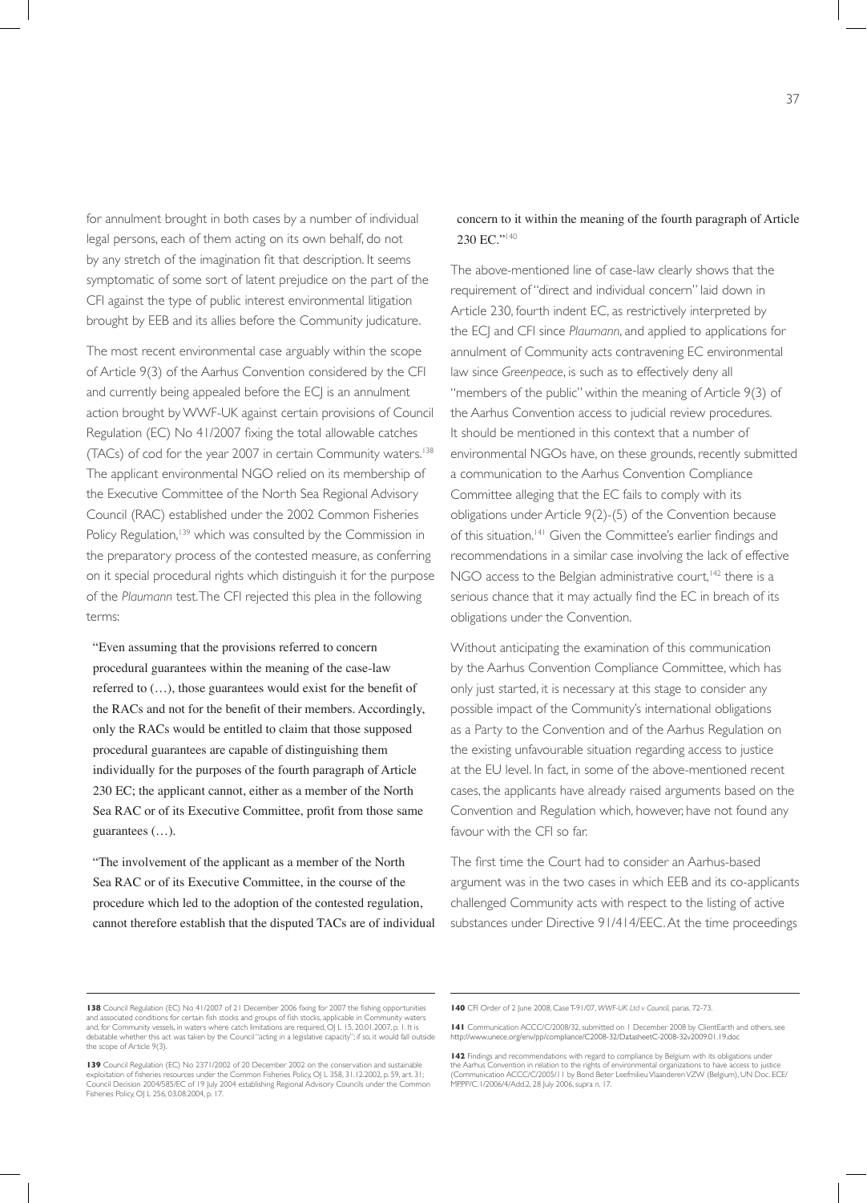for annulment brought in both cases by a number of individual legal persons, each of them acting on its own behalf, do not by any stretch of the imagination fit that description. It seems symptomatic of some sort of latent prejudice on the part of the CFI against the type of public interest environmental litigation brought by EEB and its allies before the Community judicature.

The most recent environmental case arguably within the scope of Article 9(3) of the Aarhus Convention considered by the CFI and currently being appealed before the ECJ is an annulment action brought by WWF-UK against certain provisions of Council Regulation (EC) No 41/2007 fixing the total allowable catches (TACs) of cod for the year 2007 in certain Community waters.[138] The applicant environmental NGO relied on its membership of the Executive Committee of the North Sea Regional Advisory Council (RAC) established under the 2002 Common Fisheries Policy Regulation,[139] which was consulted by the Commission in the preparatory process of the contested measure, as conferring on it special procedural rights which distinguish it for the purpose of the *Plaumann* test. The CFI rejected this plea in the following terms:

> "Even assuming that the provisions referred to concern procedural guarantees within the meaning of the case-law referred to (…), those guarantees would exist for the benefit of the RACs and not for the benefit of their members. Accordingly, only the RACs would be entitled to claim that those supposed procedural guarantees are capable of distinguishing them individually for the purposes of the fourth paragraph of Article 230 EC; the applicant cannot, either as a member of the North Sea RAC or of its Executive Committee, profit from those same guarantees (…).
>
> "The involvement of the applicant as a member of the North Sea RAC or of its Executive Committee, in the course of the procedure which led to the adoption of the contested regulation, cannot therefore establish that the disputed TACs are of individual concern to it within the meaning of the fourth paragraph of Article 230 EC."[140]

The above-mentioned line of case-law clearly shows that the requirement of "direct and individual concern" laid down in Article 230, fourth indent EC, as restrictively interpreted by the ECJ and CFI since *Plaumann*, and applied to applications for annulment of Community acts contravening EC environmental law since *Greenpeace*, is such as to effectively deny all "members of the public" within the meaning of Article 9(3) of the Aarhus Convention access to judicial review procedures. It should be mentioned in this context that a number of environmental NGOs have, on these grounds, recently submitted a communication to the Aarhus Convention Compliance Committee alleging that the EC fails to comply with its obligations under Article 9(2)-(5) of the Convention because of this situation.[141] Given the Committee's earlier findings and recommendations in a similar case involving the lack of effective NGO access to the Belgian administrative court,[142] there is a serious chance that it may actually find the EC in breach of its obligations under the Convention.

Without anticipating the examination of this communication by the Aarhus Convention Compliance Committee, which has only just started, it is necessary at this stage to consider any possible impact of the Community's international obligations as a Party to the Convention and of the Aarhus Regulation on the existing unfavourable situation regarding access to justice at the EU level. In fact, in some of the above-mentioned recent cases, the applicants have already raised arguments based on the Convention and Regulation which, however, have not found any favour with the CFI so far.

The first time the Court had to consider an Aarhus-based argument was in the two cases in which EEB and its co-applicants challenged Community acts with respect to the listing of active substances under Directive 91/414/EEC. At the time proceedings

---

**138** Council Regulation (EC) No 41/2007 of 21 December 2006 fixing for 2007 the fishing opportunities and associated conditions for certain fish stocks and groups of fish stocks, applicable in Community waters and, for Community vessels, in waters where catch limitations are required, OJ L 15, 20.01.2007, p. 1. It is debatable whether this act was taken by the Council "acting in a legislative capacity"; if so, it would fall outside the scope of Article 9(3).

**139** Council Regulation (EC) No 2371/2002 of 20 December 2002 on the conservation and sustainable exploitation of fisheries resources under the Common Fisheries Policy, OJ L 358, 31.12.2002, p. 59, art. 31; Council Decision 2004/585/EC of 19 July 2004 establishing Regional Advisory Councils under the Common Fisheries Policy, OJ L 256, 03.08.2004, p. 17.

**140** CFI Order of 2 June 2008, Case T-91/07, *WWF-UK Ltd v Council*, paras. 72-73.

**141** Communication ACCC/C/2008/32, submitted on 1 December 2008 by ClientEarth and others, see http://www.unece.org/env/pp/compliance/C2008-32/DatasheetC-2008-32v2009.01.19.doc

**142** Findings and recommendations with regard to compliance by Belgium with its obligations under the Aarhus Convention in relation to the rights of environmental organizations to have access to justice (Communication ACCC/C/2005/11 by Bond Beter Leefmilieu Vlaanderen VZW (Belgium), UN Doc. ECE/MP.PP/C.1/2006/4/Add.2, 28 July 2006, supra n. 17.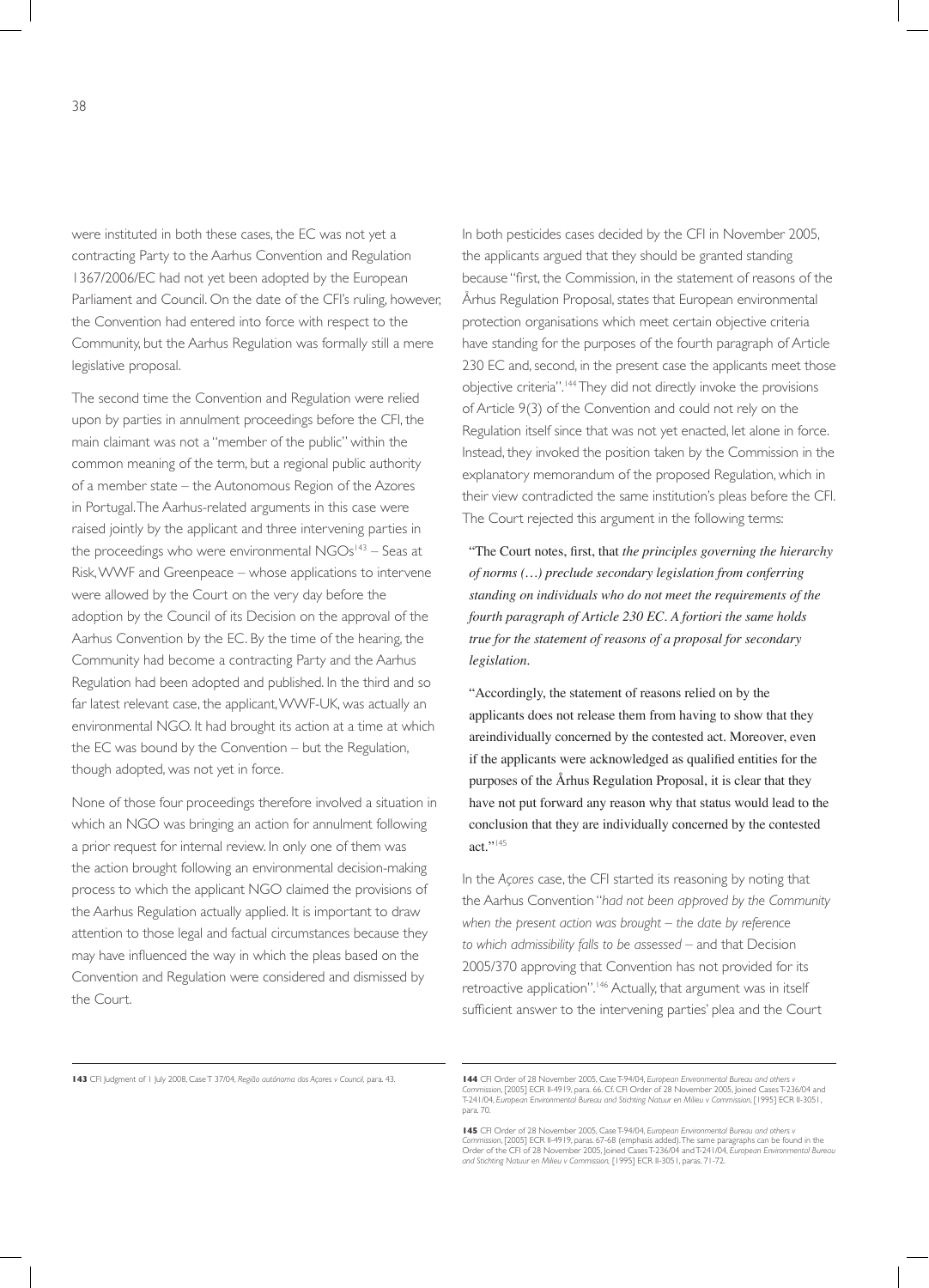were instituted in both these cases, the EC was not yet a contracting Party to the Aarhus Convention and Regulation 1367/2006/EC had not yet been adopted by the European Parliament and Council. On the date of the CFI's ruling, however, the Convention had entered into force with respect to the Community, but the Aarhus Regulation was formally still a mere legislative proposal.

The second time the Convention and Regulation were relied upon by parties in annulment proceedings before the CFI, the main claimant was not a "member of the public" within the common meaning of the term, but a regional public authority of a member state – the Autonomous Region of the Azores in Portugal. The Aarhus-related arguments in this case were raised jointly by the applicant and three intervening parties in the proceedings who were environmental NGOs[143] – Seas at Risk, WWF and Greenpeace – whose applications to intervene were allowed by the Court on the very day before the adoption by the Council of its Decision on the approval of the Aarhus Convention by the EC. By the time of the hearing, the Community had become a contracting Party and the Aarhus Regulation had been adopted and published. In the third and so far latest relevant case, the applicant, WWF-UK, was actually an environmental NGO. It had brought its action at a time at which the EC was bound by the Convention – but the Regulation, though adopted, was not yet in force.

None of those four proceedings therefore involved a situation in which an NGO was bringing an action for annulment following a prior request for internal review. In only one of them was the action brought following an environmental decision-making process to which the applicant NGO claimed the provisions of the Aarhus Regulation actually applied. It is important to draw attention to those legal and factual circumstances because they may have influenced the way in which the pleas based on the Convention and Regulation were considered and dismissed by the Court.

In both pesticides cases decided by the CFI in November 2005, the applicants argued that they should be granted standing because "first, the Commission, in the statement of reasons of the Århus Regulation Proposal, states that European environmental protection organisations which meet certain objective criteria have standing for the purposes of the fourth paragraph of Article 230 EC and, second, in the present case the applicants meet those objective criteria".[144] They did not directly invoke the provisions of Article 9(3) of the Convention and could not rely on the Regulation itself since that was not yet enacted, let alone in force. Instead, they invoked the position taken by the Commission in the explanatory memorandum of the proposed Regulation, which in their view contradicted the same institution's pleas before the CFI. The Court rejected this argument in the following terms:

> "The Court notes, first, that *the principles governing the hierarchy of norms (…) preclude secondary legislation from conferring standing on individuals who do not meet the requirements of the fourth paragraph of Article 230 EC. A fortiori the same holds true for the statement of reasons of a proposal for secondary legislation*.
>
> "Accordingly, the statement of reasons relied on by the applicants does not release them from having to show that they areindividually concerned by the contested act. Moreover, even if the applicants were acknowledged as qualified entities for the purposes of the Århus Regulation Proposal, it is clear that they have not put forward any reason why that status would lead to the conclusion that they are individually concerned by the contested act."[145]

In the *Açores* case, the CFI started its reasoning by noting that the Aarhus Convention "*had not been approved by the Community when the present action was brought – the date by reference to which admissibility falls to be assessed –* and that Decision 2005/370 approving that Convention has not provided for its retroactive application".[146] Actually, that argument was in itself sufficient answer to the intervening parties' plea and the Court

---

**143** CFI Judgment of 1 July 2008, Case T 37/04, *Região autónoma dos Açores v Council*, para. 43.

**144** CFI Order of 28 November 2005, Case T-94/04, *European Environmental Bureau and others v Commission*, [2005] ECR II-4919, para. 66. Cf. CFI Order of 28 November 2005, Joined Cases T-236/04 and T-241/04, *European Environmental Bureau and Stichting Natuur en Milieu v Commission*, [1995] ECR II-3051, para. 70.

**145** CFI Order of 28 November 2005, Case T-94/04, *European Environmental Bureau and others v Commission*, [2005] ECR II-4919, paras. 67-68 (emphasis added). The same paragraphs can be found in the Order of the CFI of 28 November 2005, Joined Cases T-236/04 and T-241/04, *European Environmental Bureau and Stichting Natuur en Milieu v Commission*, [1995] ECR II-3051, paras. 71-72.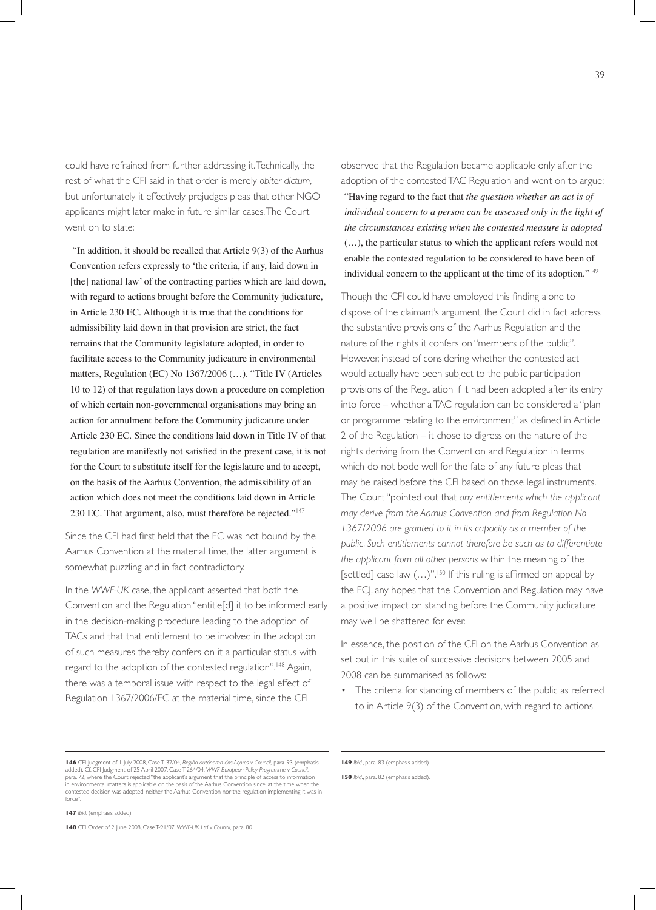could have refrained from further addressing it. Technically, the rest of what the CFI said in that order is merely *obiter dictum*, but unfortunately it effectively prejudges pleas that other NGO applicants might later make in future similar cases. The Court went on to state:

> "In addition, it should be recalled that Article 9(3) of the Aarhus Convention refers expressly to 'the criteria, if any, laid down in [the] national law' of the contracting parties which are laid down, with regard to actions brought before the Community judicature, in Article 230 EC. Although it is true that the conditions for admissibility laid down in that provision are strict, the fact remains that the Community legislature adopted, in order to facilitate access to the Community judicature in environmental matters, Regulation (EC) No 1367/2006 (…). "Title IV (Articles 10 to 12) of that regulation lays down a procedure on completion of which certain non-governmental organisations may bring an action for annulment before the Community judicature under Article 230 EC. Since the conditions laid down in Title IV of that regulation are manifestly not satisfied in the present case, it is not for the Court to substitute itself for the legislature and to accept, on the basis of the Aarhus Convention, the admissibility of an action which does not meet the conditions laid down in Article 230 EC. That argument, also, must therefore be rejected."[147]

Since the CFI had first held that the EC was not bound by the Aarhus Convention at the material time, the latter argument is somewhat puzzling and in fact contradictory.

In the *WWF-UK* case, the applicant asserted that both the Convention and the Regulation "entitle[d] it to be informed early in the decision-making procedure leading to the adoption of TACs and that that entitlement to be involved in the adoption of such measures thereby confers on it a particular status with regard to the adoption of the contested regulation".[148] Again, there was a temporal issue with respect to the legal effect of Regulation 1367/2006/EC at the material time, since the CFI observed that the Regulation became applicable only after the adoption of the contested TAC Regulation and went on to argue:

> "Having regard to the fact that *the question whether an act is of individual concern to a person can be assessed only in the light of the circumstances existing when the contested measure is adopted* (…), the particular status to which the applicant refers would not enable the contested regulation to be considered to have been of individual concern to the applicant at the time of its adoption."[149]

Though the CFI could have employed this finding alone to dispose of the claimant's argument, the Court did in fact address the substantive provisions of the Aarhus Regulation and the nature of the rights it confers on "members of the public". However, instead of considering whether the contested act would actually have been subject to the public participation provisions of the Regulation if it had been adopted after its entry into force – whether a TAC regulation can be considered a "plan or programme relating to the environment" as defined in Article 2 of the Regulation – it chose to digress on the nature of the rights deriving from the Convention and Regulation in terms which do not bode well for the fate of any future pleas that may be raised before the CFI based on those legal instruments. The Court "pointed out that *any entitlements which the applicant may derive from the Aarhus Convention and from Regulation No 1367/2006 are granted to it in its capacity as a member of the public. Such entitlements cannot therefore be such as to differentiate the applicant from all other persons* within the meaning of the [settled] case law (…)".[150] If this ruling is affirmed on appeal by the ECJ, any hopes that the Convention and Regulation may have a positive impact on standing before the Community judicature may well be shattered for ever.

In essence, the position of the CFI on the Aarhus Convention as set out in this suite of successive decisions between 2005 and 2008 can be summarised as follows:

- The criteria for standing of members of the public as referred to in Article 9(3) of the Convention, with regard to actions

---

**146** CFI Judgment of 1 July 2008, Case T 37/04, *Região autónoma dos Açores v Council*, para. 93 (emphasis added). Cf. CFI Judgment of 25 April 2007, Case T-264/04, *WWF European Policy Programme v Council*, para. 72, where the Court rejected "the applicant's argument that the principle of access to information in environmental matters is applicable on the basis of the Aarhus Convention since, at the time when the contested decision was adopted, neither the Aarhus Convention nor the regulation implementing it was in force".

**147** *Ibid.* (emphasis added).

**148** CFI Order of 2 June 2008, Case T-91/07, *WWF-UK Ltd v Council*, para. 80.

**149** *Ibid.*, para. 83 (emphasis added).

**150** *Ibid.*, para. 82 (emphasis added).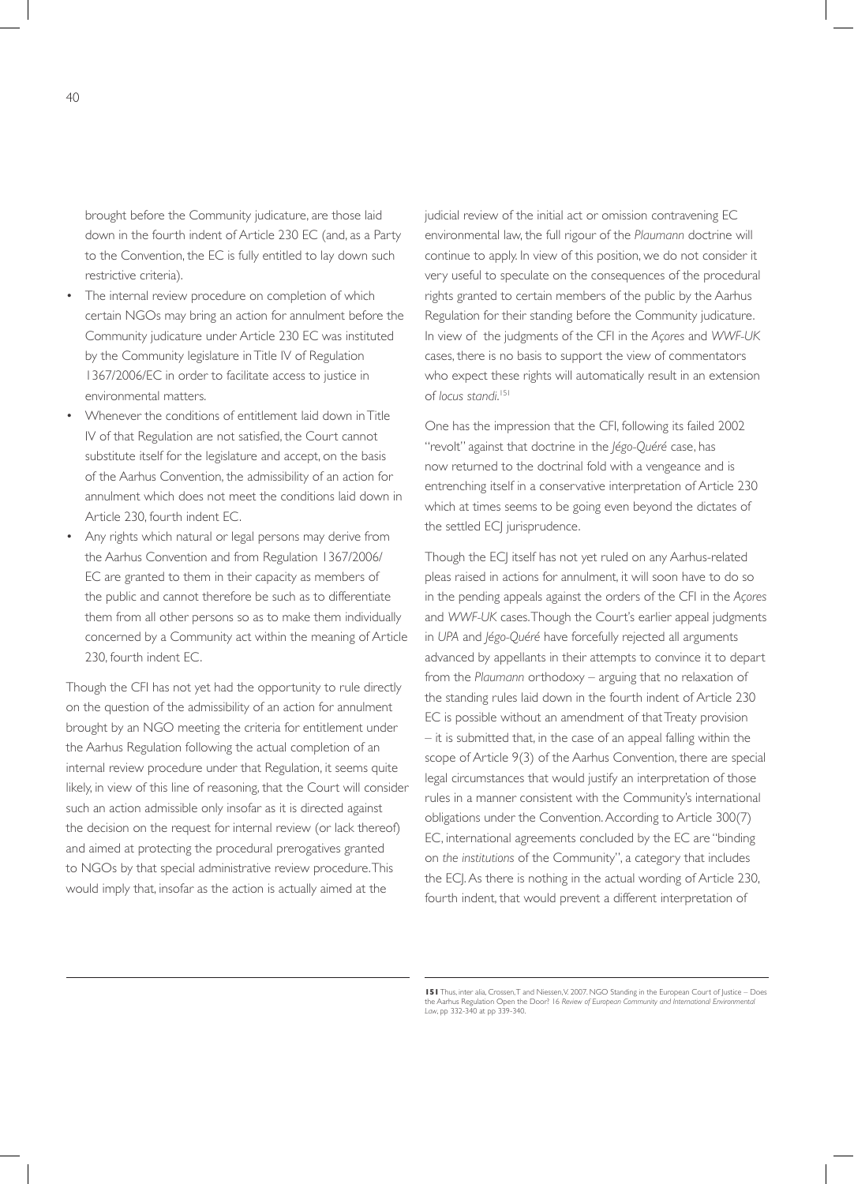brought before the Community judicature, are those laid down in the fourth indent of Article 230 EC (and, as a Party to the Convention, the EC is fully entitled to lay down such restrictive criteria).

- The internal review procedure on completion of which certain NGOs may bring an action for annulment before the Community judicature under Article 230 EC was instituted by the Community legislature in Title IV of Regulation 1367/2006/EC in order to facilitate access to justice in environmental matters.
- Whenever the conditions of entitlement laid down in Title IV of that Regulation are not satisfied, the Court cannot substitute itself for the legislature and accept, on the basis of the Aarhus Convention, the admissibility of an action for annulment which does not meet the conditions laid down in Article 230, fourth indent EC.
- Any rights which natural or legal persons may derive from the Aarhus Convention and from Regulation 1367/2006/EC are granted to them in their capacity as members of the public and cannot therefore be such as to differentiate them from all other persons so as to make them individually concerned by a Community act within the meaning of Article 230, fourth indent EC.

Though the CFI has not yet had the opportunity to rule directly on the question of the admissibility of an action for annulment brought by an NGO meeting the criteria for entitlement under the Aarhus Regulation following the actual completion of an internal review procedure under that Regulation, it seems quite likely, in view of this line of reasoning, that the Court will consider such an action admissible only insofar as it is directed against the decision on the request for internal review (or lack thereof) and aimed at protecting the procedural prerogatives granted to NGOs by that special administrative review procedure. This would imply that, insofar as the action is actually aimed at the judicial review of the initial act or omission contravening EC environmental law, the full rigour of the *Plaumann* doctrine will continue to apply. In view of this position, we do not consider it very useful to speculate on the consequences of the procedural rights granted to certain members of the public by the Aarhus Regulation for their standing before the Community judicature. In view of the judgments of the CFI in the *Açores* and *WWF-UK* cases, there is no basis to support the view of commentators who expect these rights will automatically result in an extension of *locus standi*.[151]

One has the impression that the CFI, following its failed 2002 "revolt" against that doctrine in the *Jégo-Quéré* case, has now returned to the doctrinal fold with a vengeance and is entrenching itself in a conservative interpretation of Article 230 which at times seems to be going even beyond the dictates of the settled ECJ jurisprudence.

Though the ECJ itself has not yet ruled on any Aarhus-related pleas raised in actions for annulment, it will soon have to do so in the pending appeals against the orders of the CFI in the *Açores* and *WWF-UK* cases. Though the Court's earlier appeal judgments in *UPA* and *Jégo-Quéré* have forcefully rejected all arguments advanced by appellants in their attempts to convince it to depart from the *Plaumann* orthodoxy – arguing that no relaxation of the standing rules laid down in the fourth indent of Article 230 EC is possible without an amendment of that Treaty provision – it is submitted that, in the case of an appeal falling within the scope of Article 9(3) of the Aarhus Convention, there are special legal circumstances that would justify an interpretation of those rules in a manner consistent with the Community's international obligations under the Convention. According to Article 300(7) EC, international agreements concluded by the EC are "binding on *the institutions* of the Community", a category that includes the ECJ. As there is nothing in the actual wording of Article 230, fourth indent, that would prevent a different interpretation of

---

**151** Thus, inter alia, Crossen, T and Niessen, V. 2007. NGO Standing in the European Court of Justice – Does the Aarhus Regulation Open the Door? 16 *Review of European Community and International Environmental Law*, pp 332-340 at pp 339-340.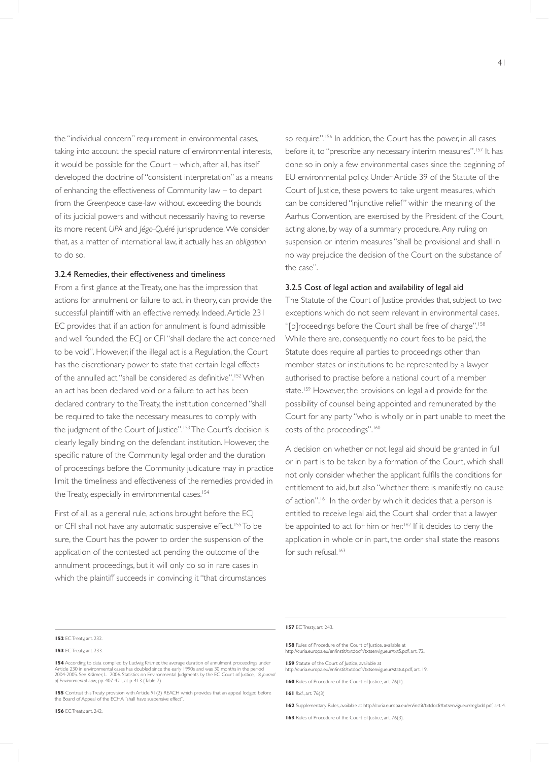the "individual concern" requirement in environmental cases, taking into account the special nature of environmental interests, it would be possible for the Court – which, after all, has itself developed the doctrine of "consistent interpretation" as a means of enhancing the effectiveness of Community law – to depart from the *Greenpeace* case-law without exceeding the bounds of its judicial powers and without necessarily having to reverse its more recent *UPA* and *Jégo-Quéré* jurisprudence. We consider that, as a matter of international law, it actually has an *obligation* to do so.

### 3.2.4 Remedies, their effectiveness and timeliness

From a first glance at the Treaty, one has the impression that actions for annulment or failure to act, in theory, can provide the successful plaintiff with an effective remedy. Indeed, Article 231 EC provides that if an action for annulment is found admissible and well founded, the ECJ or CFI "shall declare the act concerned to be void". However, if the illegal act is a Regulation, the Court has the discretionary power to state that certain legal effects of the annulled act "shall be considered as definitive".[152] When an act has been declared void or a failure to act has been declared contrary to the Treaty, the institution concerned "shall be required to take the necessary measures to comply with the judgment of the Court of Justice".[153] The Court's decision is clearly legally binding on the defendant institution. However, the specific nature of the Community legal order and the duration of proceedings before the Community judicature may in practice limit the timeliness and effectiveness of the remedies provided in the Treaty, especially in environmental cases.[154]

First of all, as a general rule, actions brought before the ECJ or CFI shall not have any automatic suspensive effect.[155] To be sure, the Court has the power to order the suspension of the application of the contested act pending the outcome of the annulment proceedings, but it will only do so in rare cases in which the plaintiff succeeds in convincing it "that circumstances so require".[156] In addition, the Court has the power, in all cases before it, to "prescribe any necessary interim measures".[157] It has done so in only a few environmental cases since the beginning of EU environmental policy. Under Article 39 of the Statute of the Court of Justice, these powers to take urgent measures, which can be considered "injunctive relief" within the meaning of the Aarhus Convention, are exercised by the President of the Court, acting alone, by way of a summary procedure. Any ruling on suspension or interim measures "shall be provisional and shall in no way prejudice the decision of the Court on the substance of the case".

### 3.2.5 Cost of legal action and availability of legal aid

The Statute of the Court of Justice provides that, subject to two exceptions which do not seem relevant in environmental cases, "[p]roceedings before the Court shall be free of charge".[158] While there are, consequently, no court fees to be paid, the Statute does require all parties to proceedings other than member states or institutions to be represented by a lawyer authorised to practise before a national court of a member state.[159] However, the provisions on legal aid provide for the possibility of counsel being appointed and remunerated by the Court for any party "who is wholly or in part unable to meet the costs of the proceedings".[160]

A decision on whether or not legal aid should be granted in full or in part is to be taken by a formation of the Court, which shall not only consider whether the applicant fulfils the conditions for entitlement to aid, but also "whether there is manifestly no cause of action".[161] In the order by which it decides that a person is entitled to receive legal aid, the Court shall order that a lawyer be appointed to act for him or her.[162] If it decides to deny the application in whole or in part, the order shall state the reasons for such refusal.[163]

---

**152** EC Treaty, art. 232.

**153** EC Treaty, art. 233.

**154** According to data compiled by Ludwig Krämer, the average duration of annulment proceedings under Article 230 in environmental cases has doubled since the early 1990s and was 30 months in the period 2004-2005. See Krämer, L. 2006, Statistics on Environmental Judgments by the EC Court of Justice, 18 *Journal of Environmental Law*, pp. 407-421, at p. 413 (Table 7).

**155** Contrast this Treaty provision with Article 91(2) REACH which provides that an appeal lodged before the Board of Appeal of the ECHA "shall have suspensive effect".

**156** EC Treaty, art. 242.

**157** EC Treaty, art. 243.

**158** Rules of Procedure of the Court of Justice, available at http://curia.europa.eu/en/instit/txtdocfr/txtsenvigueur/txt5.pdf, art. 72.

**159** Statute of the Court of Justice, available at http://curia.europa.eu/en/instit/txtdocfr/txtsenvigueur/statut.pdf, art. 19.

**160** Rules of Procedure of the Court of Justice, art. 76(1).

**161** *Ibid.*, art. 76(3).

**162** Supplementary Rules, available at http://curia.europa.eu/en/instit/txtdocfr/txtsenvigueur/regladd.pdf, art. 4.

**163** Rules of Procedure of the Court of Justice, art. 76(3).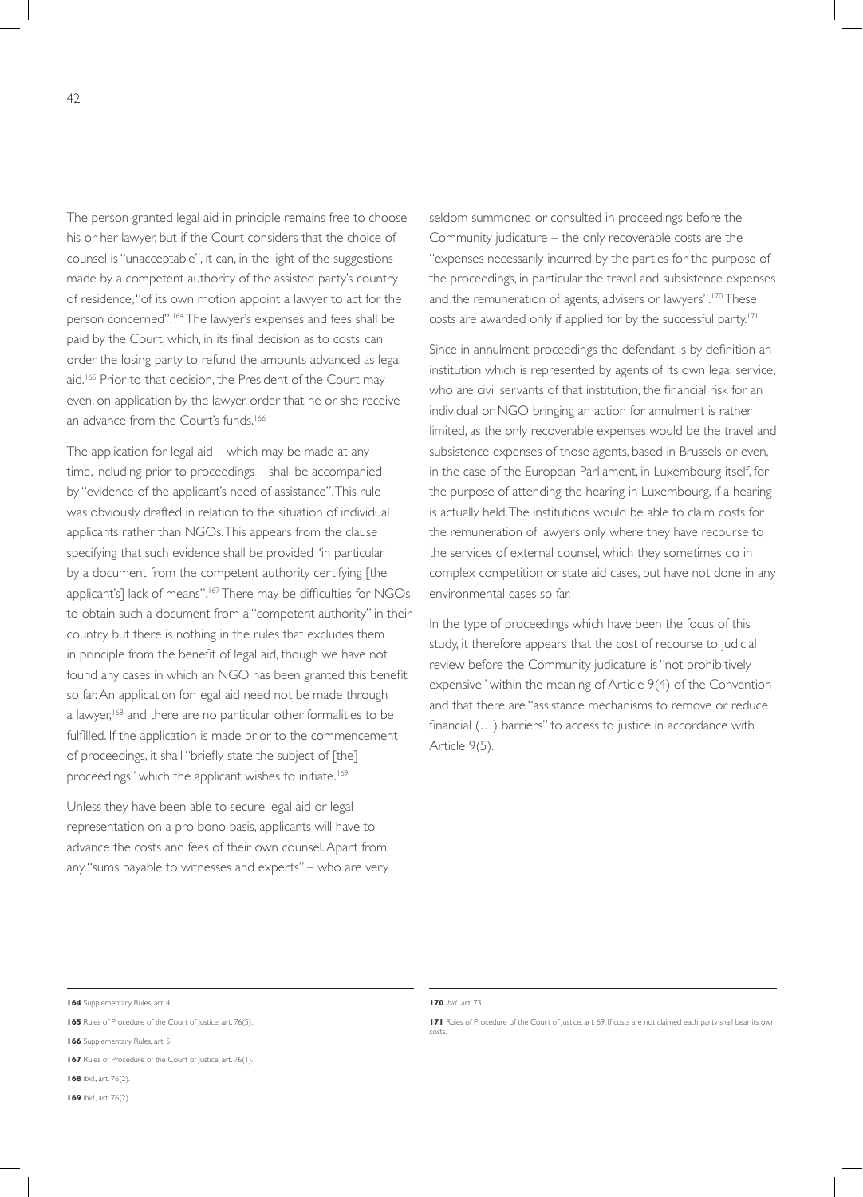The person granted legal aid in principle remains free to choose his or her lawyer, but if the Court considers that the choice of counsel is "unacceptable", it can, in the light of the suggestions made by a competent authority of the assisted party's country of residence, "of its own motion appoint a lawyer to act for the person concerned".[164] The lawyer's expenses and fees shall be paid by the Court, which, in its final decision as to costs, can order the losing party to refund the amounts advanced as legal aid.[165] Prior to that decision, the President of the Court may even, on application by the lawyer, order that he or she receive an advance from the Court's funds.[166]

The application for legal aid – which may be made at any time, including prior to proceedings – shall be accompanied by "evidence of the applicant's need of assistance". This rule was obviously drafted in relation to the situation of individual applicants rather than NGOs. This appears from the clause specifying that such evidence shall be provided "in particular by a document from the competent authority certifying [the applicant's] lack of means".[167] There may be difficulties for NGOs to obtain such a document from a "competent authority" in their country, but there is nothing in the rules that excludes them in principle from the benefit of legal aid, though we have not found any cases in which an NGO has been granted this benefit so far. An application for legal aid need not be made through a lawyer,[168] and there are no particular other formalities to be fulfilled. If the application is made prior to the commencement of proceedings, it shall "briefly state the subject of [the] proceedings" which the applicant wishes to initiate.[169]

Unless they have been able to secure legal aid or legal representation on a pro bono basis, applicants will have to advance the costs and fees of their own counsel. Apart from any "sums payable to witnesses and experts" – who are very seldom summoned or consulted in proceedings before the Community judicature – the only recoverable costs are the "expenses necessarily incurred by the parties for the purpose of the proceedings, in particular the travel and subsistence expenses and the remuneration of agents, advisers or lawyers".[170] These costs are awarded only if applied for by the successful party.[171]

Since in annulment proceedings the defendant is by definition an institution which is represented by agents of its own legal service, who are civil servants of that institution, the financial risk for an individual or NGO bringing an action for annulment is rather limited, as the only recoverable expenses would be the travel and subsistence expenses of those agents, based in Brussels or even, in the case of the European Parliament, in Luxembourg itself, for the purpose of attending the hearing in Luxembourg, if a hearing is actually held. The institutions would be able to claim costs for the remuneration of lawyers only where they have recourse to the services of external counsel, which they sometimes do in complex competition or state aid cases, but have not done in any environmental cases so far.

In the type of proceedings which have been the focus of this study, it therefore appears that the cost of recourse to judicial review before the Community judicature is "not prohibitively expensive" within the meaning of Article 9(4) of the Convention and that there are "assistance mechanisms to remove or reduce financial (…) barriers" to access to justice in accordance with Article 9(5).

---

**164** Supplementary Rules, art. 4.

**165** Rules of Procedure of the Court of Justice, art. 76(5).

**166** Supplementary Rules, art. 5.

**167** Rules of Procedure of the Court of Justice, art. 76(1).

**168** *Ibid.*, art. 76(2).

**169** *Ibid.*, art. 76(2).

**170** *Ibid.*, art. 73.

**171** Rules of Procedure of the Court of Justice, art. 69. If costs are not claimed each party shall bear its own costs.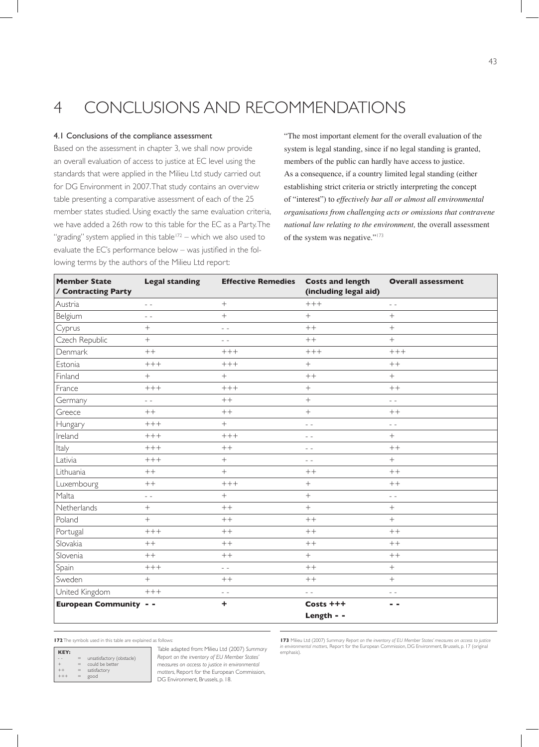# 4 CONCLUSIONS AND RECOMMENDATIONS

## 4.1 Conclusions of the compliance assessment

Based on the assessment in chapter 3, we shall now provide an overall evaluation of access to justice at EC level using the standards that were applied in the Milieu Ltd study carried out for DG Environment in 2007. That study contains an overview table presenting a comparative assessment of each of the 25 member states studied. Using exactly the same evaluation criteria, we have added a 26th row to this table for the EC as a Party. The "grading" system applied in this table[172] – which we also used to evaluate the EC's performance below – was justified in the following terms by the authors of the Milieu Ltd report:

"The most important element for the overall evaluation of the system is legal standing, since if no legal standing is granted, members of the public can hardly have access to justice. As a consequence, if a country limited legal standing (either establishing strict criteria or strictly interpreting the concept of "interest") to *effectively bar all or almost all environmental organisations from challenging acts or omissions that contravene national law relating to the environment*, the overall assessment of the system was negative."[173]

| Member State / Contracting Party | Legal standing | Effective Remedies | Costs and length (including legal aid) | Overall assessment |
|---|---|---|---|---|
| Austria | - - | + | +++ | - - |
| Belgium | - - | + | + | + |
| Cyprus | + | - - | ++ | + |
| Czech Republic | + | - - | ++ | + |
| Denmark | ++ | +++ | +++ | +++ |
| Estonia | +++ | +++ | + | ++ |
| Finland | + | + | ++ | + |
| France | +++ | +++ | + | ++ |
| Germany | - - | ++ | + | - - |
| Greece | ++ | ++ | + | ++ |
| Hungary | +++ | + | - - | - - |
| Ireland | +++ | +++ | - - | + |
| Italy | +++ | ++ | - - | ++ |
| Lativia | +++ | + | - - | + |
| Lithuania | ++ | + | ++ | ++ |
| Luxembourg | ++ | +++ | + | ++ |
| Malta | - - | + | + | - - |
| Netherlands | + | ++ | + | + |
| Poland | + | ++ | ++ | + |
| Portugal | +++ | ++ | ++ | ++ |
| Slovakia | ++ | ++ | ++ | ++ |
| Slovenia | ++ | ++ | + | ++ |
| Spain | +++ | - - | ++ | + |
| Sweden | + | ++ | ++ | + |
| United Kingdom | +++ | - - | - - | - - |
| **European Community** | **- -** | **+** | **Costs +++ Length - -** | **- -** |

[172] The symbols used in this table are explained as follows:

| KEY: | | |
|---|---|---|
| - - | = | unsatisfactory (obstacle) |
| + | = | could be better |
| ++ | = | satisfactory |
| +++ | = | good |

Table adapted from: Milieu Ltd (2007) *Summary Report on the inventory of EU Member States' measures on access to justice in environmental matters*, Report for the European Commission, DG Environment, Brussels, p. 18.

[173] Milieu Ltd (2007) *Summary Report on the inventory of EU Member States' measures on access to justice in environmental matters*, Report for the European Commission, DG Environment, Brussels, p. 17 (original emphasis).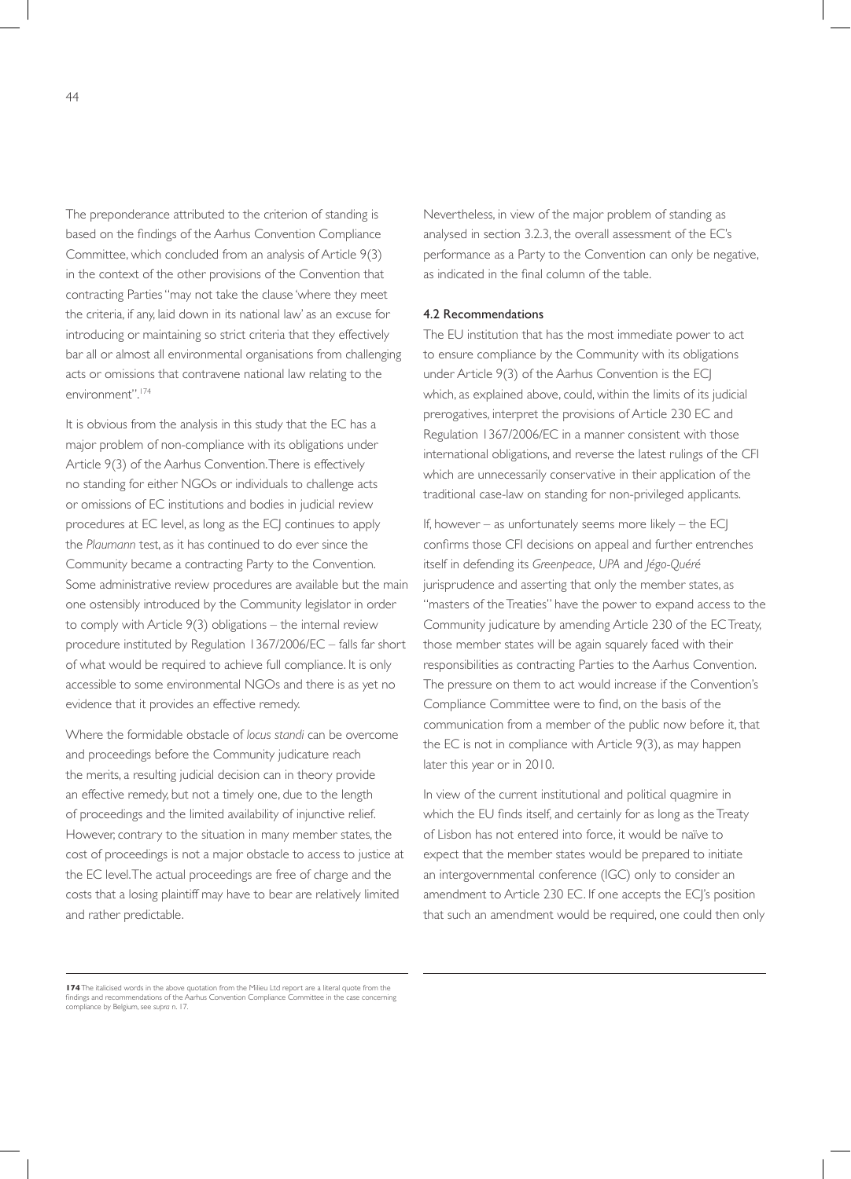The preponderance attributed to the criterion of standing is based on the findings of the Aarhus Convention Compliance Committee, which concluded from an analysis of Article 9(3) in the context of the other provisions of the Convention that contracting Parties "may not take the clause 'where they meet the criteria, if any, laid down in its national law' as an excuse for introducing or maintaining so strict criteria that they effectively bar all or almost all environmental organisations from challenging acts or omissions that contravene national law relating to the environment".[174]

It is obvious from the analysis in this study that the EC has a major problem of non-compliance with its obligations under Article 9(3) of the Aarhus Convention. There is effectively no standing for either NGOs or individuals to challenge acts or omissions of EC institutions and bodies in judicial review procedures at EC level, as long as the ECJ continues to apply the *Plaumann* test, as it has continued to do ever since the Community became a contracting Party to the Convention. Some administrative review procedures are available but the main one ostensibly introduced by the Community legislator in order to comply with Article 9(3) obligations – the internal review procedure instituted by Regulation 1367/2006/EC – falls far short of what would be required to achieve full compliance. It is only accessible to some environmental NGOs and there is as yet no evidence that it provides an effective remedy.

Where the formidable obstacle of *locus standi* can be overcome and proceedings before the Community judicature reach the merits, a resulting judicial decision can in theory provide an effective remedy, but not a timely one, due to the length of proceedings and the limited availability of injunctive relief. However, contrary to the situation in many member states, the cost of proceedings is not a major obstacle to access to justice at the EC level. The actual proceedings are free of charge and the costs that a losing plaintiff may have to bear are relatively limited and rather predictable.

Nevertheless, in view of the major problem of standing as analysed in section 3.2.3, the overall assessment of the EC's performance as a Party to the Convention can only be negative, as indicated in the final column of the table.

### 4.2 Recommendations

The EU institution that has the most immediate power to act to ensure compliance by the Community with its obligations under Article 9(3) of the Aarhus Convention is the ECJ which, as explained above, could, within the limits of its judicial prerogatives, interpret the provisions of Article 230 EC and Regulation 1367/2006/EC in a manner consistent with those international obligations, and reverse the latest rulings of the CFI which are unnecessarily conservative in their application of the traditional case-law on standing for non-privileged applicants.

If, however – as unfortunately seems more likely – the ECJ confirms those CFI decisions on appeal and further entrenches itself in defending its *Greenpeace*, *UPA* and *Jégo-Quéré* jurisprudence and asserting that only the member states, as "masters of the Treaties" have the power to expand access to the Community judicature by amending Article 230 of the EC Treaty, those member states will be again squarely faced with their responsibilities as contracting Parties to the Aarhus Convention. The pressure on them to act would increase if the Convention's Compliance Committee were to find, on the basis of the communication from a member of the public now before it, that the EC is not in compliance with Article 9(3), as may happen later this year or in 2010.

In view of the current institutional and political quagmire in which the EU finds itself, and certainly for as long as the Treaty of Lisbon has not entered into force, it would be naïve to expect that the member states would be prepared to initiate an intergovernmental conference (IGC) only to consider an amendment to Article 230 EC. If one accepts the ECJ's position that such an amendment would be required, one could then only

---

**174** The italicised words in the above quotation from the Milieu Ltd report are a literal quote from the findings and recommendations of the Aarhus Convention Compliance Committee in the case concerning compliance by Belgium, see *supra* n. 17.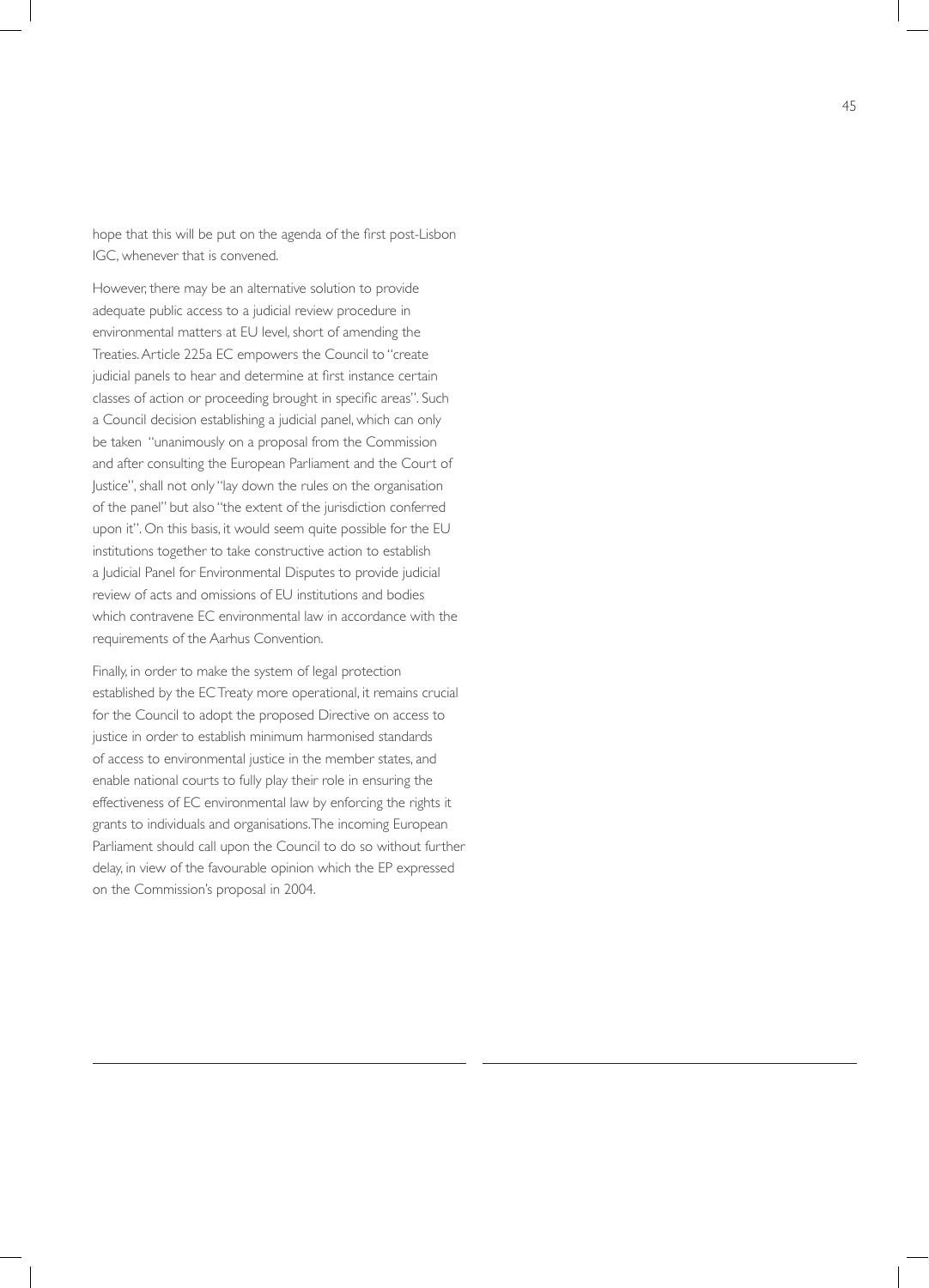hope that this will be put on the agenda of the first post-Lisbon IGC, whenever that is convened.

However, there may be an alternative solution to provide adequate public access to a judicial review procedure in environmental matters at EU level, short of amending the Treaties. Article 225a EC empowers the Council to "create judicial panels to hear and determine at first instance certain classes of action or proceeding brought in specific areas". Such a Council decision establishing a judicial panel, which can only be taken "unanimously on a proposal from the Commission and after consulting the European Parliament and the Court of Justice", shall not only "lay down the rules on the organisation of the panel" but also "the extent of the jurisdiction conferred upon it". On this basis, it would seem quite possible for the EU institutions together to take constructive action to establish a Judicial Panel for Environmental Disputes to provide judicial review of acts and omissions of EU institutions and bodies which contravene EC environmental law in accordance with the requirements of the Aarhus Convention.

Finally, in order to make the system of legal protection established by the EC Treaty more operational, it remains crucial for the Council to adopt the proposed Directive on access to justice in order to establish minimum harmonised standards of access to environmental justice in the member states, and enable national courts to fully play their role in ensuring the effectiveness of EC environmental law by enforcing the rights it grants to individuals and organisations. The incoming European Parliament should call upon the Council to do so without further delay, in view of the favourable opinion which the EP expressed on the Commission's proposal in 2004.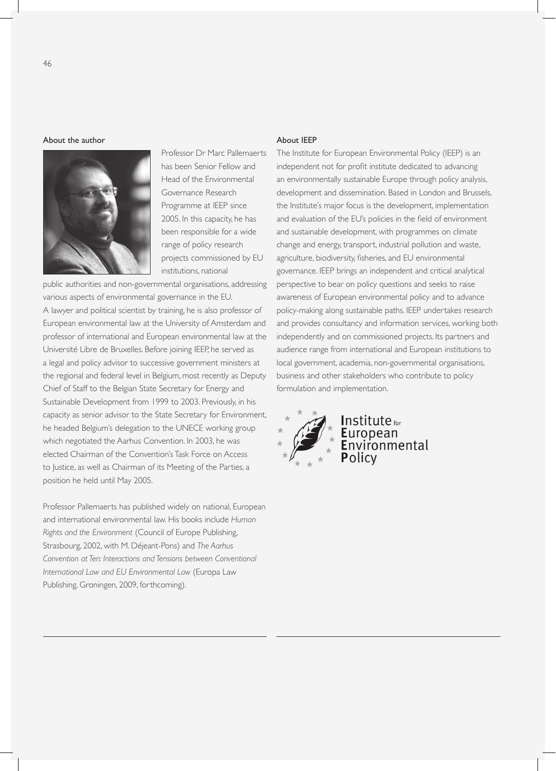## About the author

Professor Dr Marc Pallemaerts has been Senior Fellow and Head of the Environmental Governance Research Programme at IEEP since 2005. In this capacity, he has been responsible for a wide range of policy research projects commissioned by EU institutions, national public authorities and non-governmental organisations, addressing various aspects of environmental governance in the EU. A lawyer and political scientist by training, he is also professor of European environmental law at the University of Amsterdam and professor of international and European environmental law at the Université Libre de Bruxelles. Before joining IEEP, he served as a legal and policy advisor to successive government ministers at the regional and federal level in Belgium, most recently as Deputy Chief of Staff to the Belgian State Secretary for Energy and Sustainable Development from 1999 to 2003. Previously, in his capacity as senior advisor to the State Secretary for Environment, he headed Belgium's delegation to the UNECE working group which negotiated the Aarhus Convention. In 2003, he was elected Chairman of the Convention's Task Force on Access to Justice, as well as Chairman of its Meeting of the Parties, a position he held until May 2005.

Professor Pallemaerts has published widely on national, European and international environmental law. His books include *Human Rights and the Environment* (Council of Europe Publishing, Strasbourg, 2002, with M. Déjeant-Pons) and *The Aarhus Convention at Ten: Interactions and Tensions between Conventional International Law and EU Environmental Law* (Europa Law Publishing, Groningen, 2009, forthcoming).

## About IEEP

The Institute for European Environmental Policy (IEEP) is an independent not for profit institute dedicated to advancing an environmentally sustainable Europe through policy analysis, development and dissemination. Based in London and Brussels, the Institute's major focus is the development, implementation and evaluation of the EU's policies in the field of environment and sustainable development, with programmes on climate change and energy, transport, industrial pollution and waste, agriculture, biodiversity, fisheries, and EU environmental governance. IEEP brings an independent and critical analytical perspective to bear on policy questions and seeks to raise awareness of European environmental policy and to advance policy-making along sustainable paths. IEEP undertakes research and provides consultancy and information services, working both independently and on commissioned projects. Its partners and audience range from international and European institutions to local government, academia, non-governmental organisations, business and other stakeholders who contribute to policy formulation and implementation.

Institute for European Environmental Policy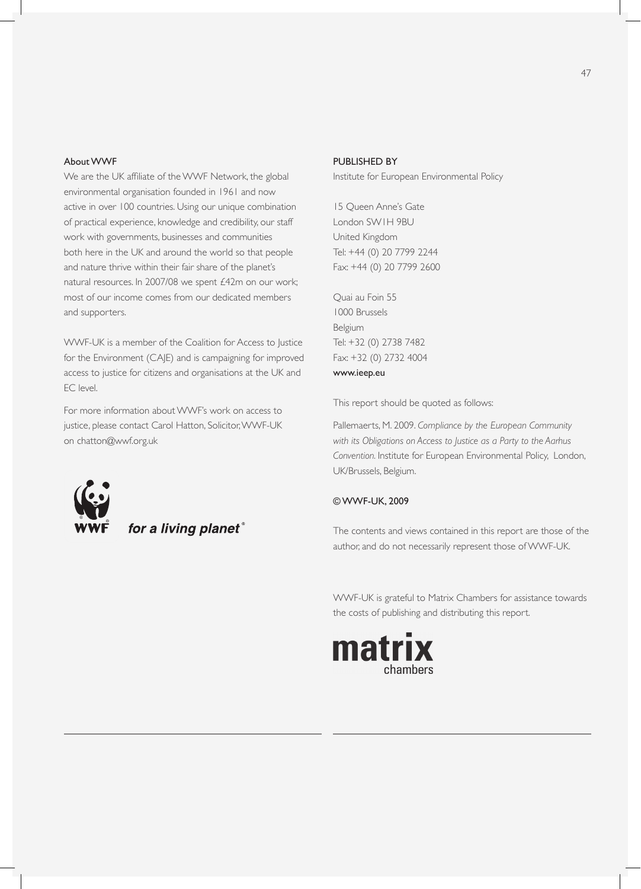### About WWF

We are the UK affiliate of the WWF Network, the global environmental organisation founded in 1961 and now active in over 100 countries. Using our unique combination of practical experience, knowledge and credibility, our staff work with governments, businesses and communities both here in the UK and around the world so that people and nature thrive within their fair share of the planet's natural resources. In 2007/08 we spent £42m on our work; most of our income comes from our dedicated members and supporters.

WWF-UK is a member of the Coalition for Access to Justice for the Environment (CAJE) and is campaigning for improved access to justice for citizens and organisations at the UK and EC level.

For more information about WWF's work on access to justice, please contact Carol Hatton, Solicitor, WWF-UK on chatton@wwf.org.uk

WWF *for a living planet*®

### PUBLISHED BY

Institute for European Environmental Policy

15 Queen Anne's Gate
London SW1H 9BU
United Kingdom
Tel: +44 (0) 20 7799 2244
Fax: +44 (0) 20 7799 2600

Quai au Foin 55
1000 Brussels
Belgium
Tel: +32 (0) 2738 7482
Fax: +32 (0) 2732 4004
**www.ieep.eu**

This report should be quoted as follows:

Pallemaerts, M. 2009. *Compliance by the European Community with its Obligations on Access to Justice as a Party to the Aarhus Convention.* Institute for European Environmental Policy, London, UK/Brussels, Belgium.

© WWF-UK, 2009

The contents and views contained in this report are those of the author, and do not necessarily represent those of WWF-UK.

WWF-UK is grateful to Matrix Chambers for assistance towards the costs of publishing and distributing this report.

matrix chambers